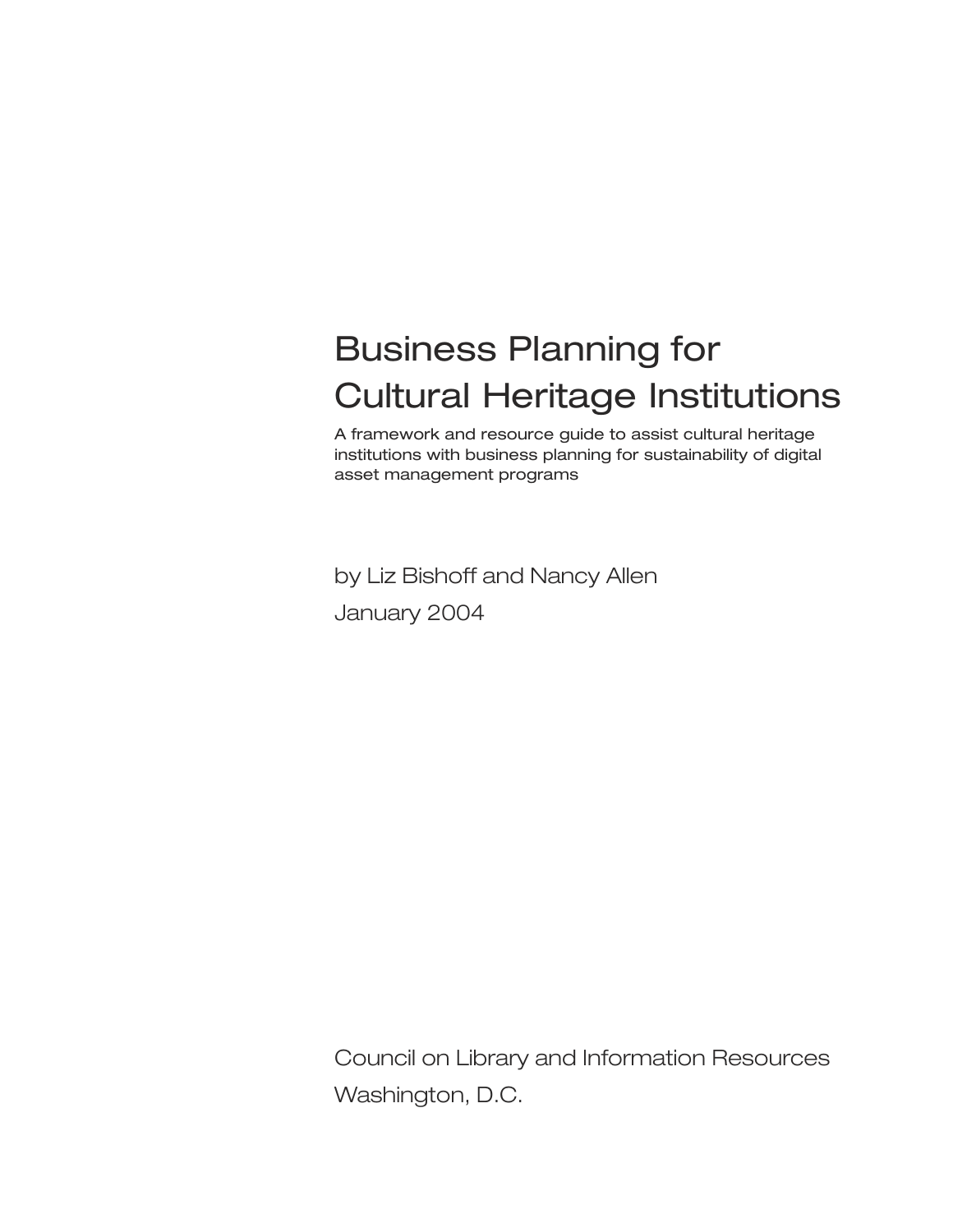# Business Planning for Cultural Heritage Institutions

A framework and resource guide to assist cultural heritage institutions with business planning for sustainability of digital asset management programs

by Liz Bishoff and Nancy Allen

January 2004

Council on Library and Information Resources

Washington, D.C.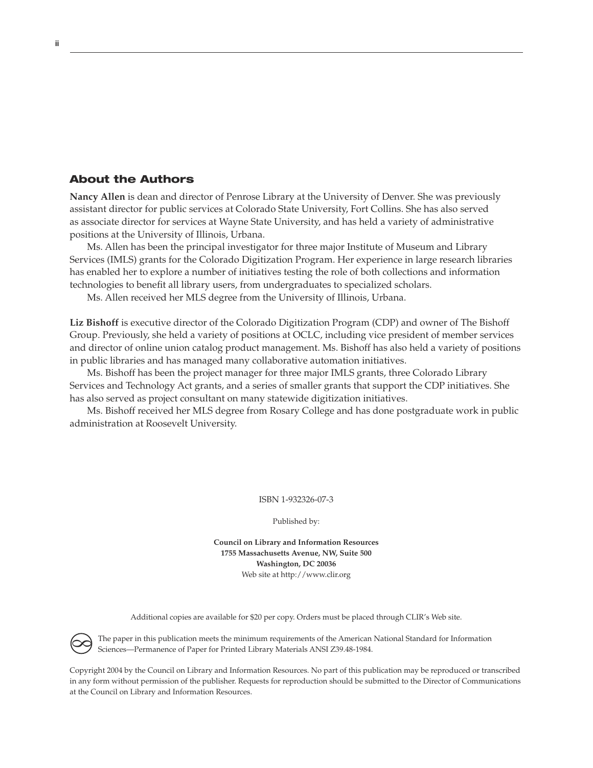## About the Authors

**Nancy Allen** is dean and director of Penrose Library at the University of Denver. She was previously assistant director for public services at Colorado State University, Fort Collins. She has also served as associate director for services at Wayne State University, and has held a variety of administrative positions at the University of Illinois, Urbana.

Ms. Allen has been the principal investigator for three major Institute of Museum and Library Services (IMLS) grants for the Colorado Digitization Program. Her experience in large research libraries has enabled her to explore a number of initiatives testing the role of both collections and information technologies to benefit all library users, from undergraduates to specialized scholars.

Ms. Allen received her MLS degree from the University of Illinois, Urbana.

**Liz Bishoff** is executive director of the Colorado Digitization Program (CDP) and owner of The Bishoff Group. Previously, she held a variety of positions at OCLC, including vice president of member services and director of online union catalog product management. Ms. Bishoff has also held a variety of positions in public libraries and has managed many collaborative automation initiatives.

Ms. Bishoff has been the project manager for three major IMLS grants, three Colorado Library Services and Technology Act grants, and a series of smaller grants that support the CDP initiatives. She has also served as project consultant on many statewide digitization initiatives.

Ms. Bishoff received her MLS degree from Rosary College and has done postgraduate work in public administration at Roosevelt University.

ISBN 1-932326-07-3

Published by:

**Council on Library and Information Resources**
**1755 Massachusetts Avenue, NW, Suite 500**
**Washington, DC 20036**
Web site at http://www.clir.org

Additional copies are available for $20 per copy. Orders must be placed through CLIR's Web site.

The paper in this publication meets the minimum requirements of the American National Standard for Information Sciences—Permanence of Paper for Printed Library Materials ANSI Z39.48-1984.

Copyright 2004 by the Council on Library and Information Resources. No part of this publication may be reproduced or transcribed in any form without permission of the publisher. Requests for reproduction should be submitted to the Director of Communications at the Council on Library and Information Resources.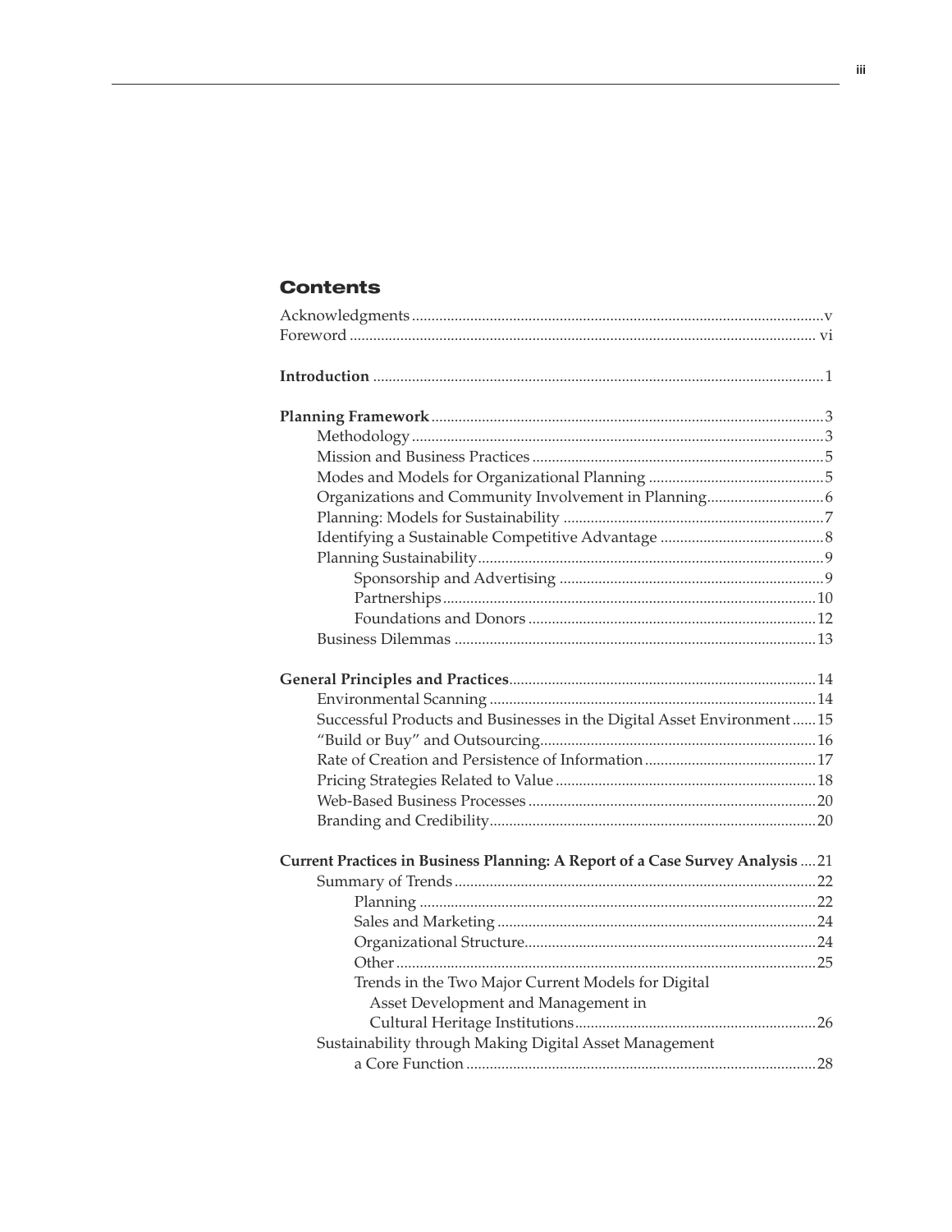## Contents

Acknowledgments .......... v
Foreword .......... vi

**Introduction** .......... 1

**Planning Framework** .......... 3
- Methodology .......... 3
- Mission and Business Practices .......... 5
- Modes and Models for Organizational Planning .......... 5
- Organizations and Community Involvement in Planning .......... 6
- Planning: Models for Sustainability .......... 7
- Identifying a Sustainable Competitive Advantage .......... 8
- Planning Sustainability .......... 9
  - Sponsorship and Advertising .......... 9
  - Partnerships .......... 10
  - Foundations and Donors .......... 12
- Business Dilemmas .......... 13

**General Principles and Practices** .......... 14
- Environmental Scanning .......... 14
- Successful Products and Businesses in the Digital Asset Environment .......... 15
- "Build or Buy" and Outsourcing .......... 16
- Rate of Creation and Persistence of Information .......... 17
- Pricing Strategies Related to Value .......... 18
- Web-Based Business Processes .......... 20
- Branding and Credibility .......... 20

**Current Practices in Business Planning: A Report of a Case Survey Analysis** .......... 21
- Summary of Trends .......... 22
  - Planning .......... 22
  - Sales and Marketing .......... 24
  - Organizational Structure .......... 24
  - Other .......... 25
  - Trends in the Two Major Current Models for Digital Asset Development and Management in Cultural Heritage Institutions .......... 26
- Sustainability through Making Digital Asset Management a Core Function .......... 28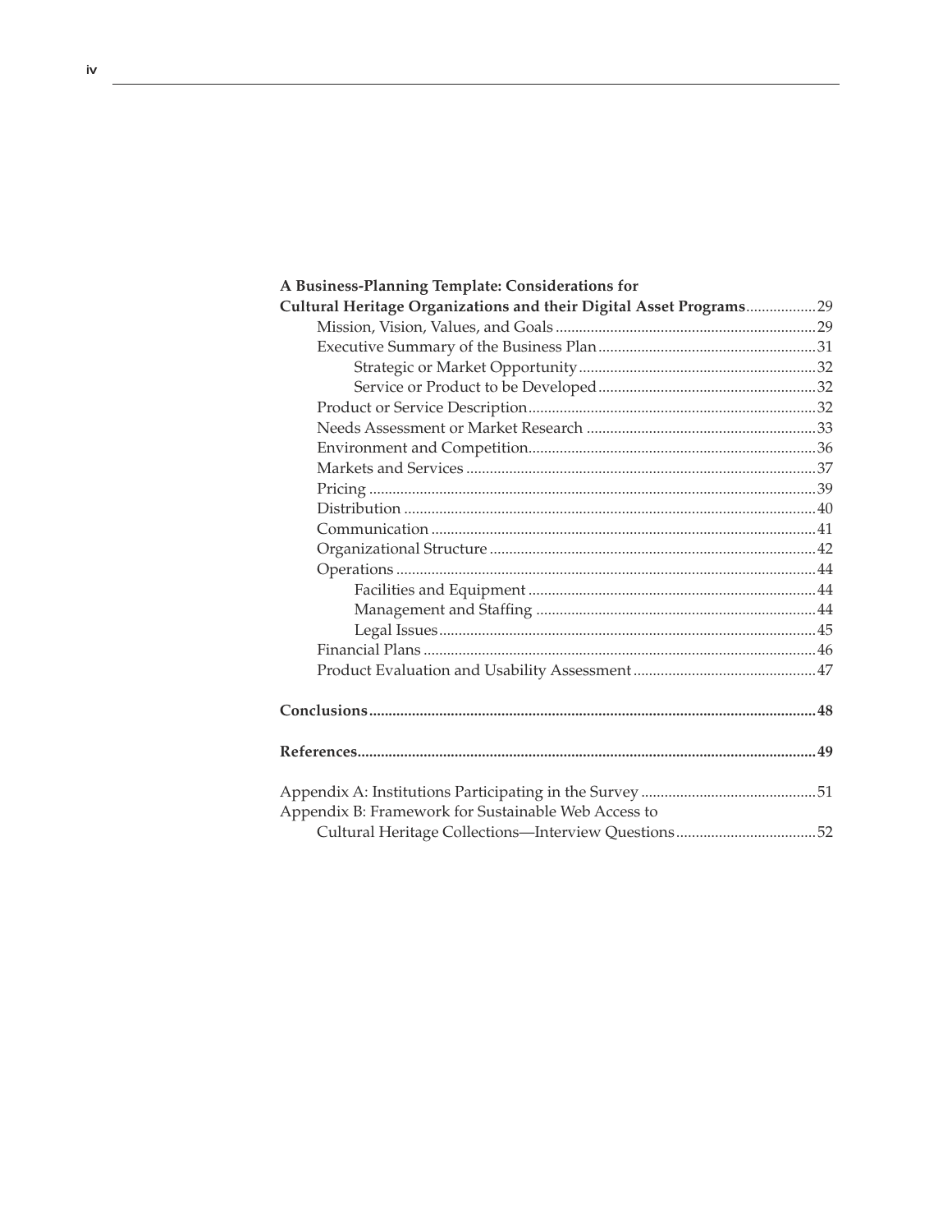**A Business-Planning Template: Considerations for Cultural Heritage Organizations and their Digital Asset Programs** .................. 29

- Mission, Vision, Values, and Goals .................. 29
- Executive Summary of the Business Plan .................. 31
  - Strategic or Market Opportunity .................. 32
  - Service or Product to be Developed .................. 32
- Product or Service Description .................. 32
- Needs Assessment or Market Research .................. 33
- Environment and Competition .................. 36
- Markets and Services .................. 37
- Pricing .................. 39
- Distribution .................. 40
- Communication .................. 41
- Organizational Structure .................. 42
- Operations .................. 44
  - Facilities and Equipment .................. 44
  - Management and Staffing .................. 44
  - Legal Issues .................. 45
- Financial Plans .................. 46
- Product Evaluation and Usability Assessment .................. 47

**Conclusions** .................. **48**

**References** .................. **49**

Appendix A: Institutions Participating in the Survey .................. 51

Appendix B: Framework for Sustainable Web Access to Cultural Heritage Collections—Interview Questions .................. 52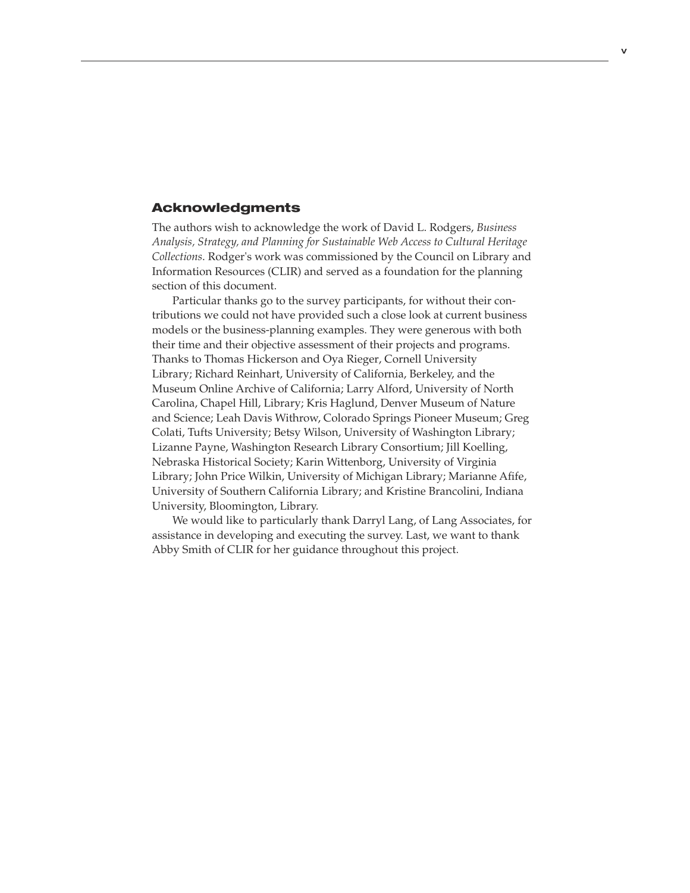## Acknowledgments

The authors wish to acknowledge the work of David L. Rodgers, *Business Analysis, Strategy, and Planning for Sustainable Web Access to Cultural Heritage Collections*. Rodger's work was commissioned by the Council on Library and Information Resources (CLIR) and served as a foundation for the planning section of this document.

Particular thanks go to the survey participants, for without their contributions we could not have provided such a close look at current business models or the business-planning examples. They were generous with both their time and their objective assessment of their projects and programs. Thanks to Thomas Hickerson and Oya Rieger, Cornell University Library; Richard Reinhart, University of California, Berkeley, and the Museum Online Archive of California; Larry Alford, University of North Carolina, Chapel Hill, Library; Kris Haglund, Denver Museum of Nature and Science; Leah Davis Withrow, Colorado Springs Pioneer Museum; Greg Colati, Tufts University; Betsy Wilson, University of Washington Library; Lizanne Payne, Washington Research Library Consortium; Jill Koelling, Nebraska Historical Society; Karin Wittenborg, University of Virginia Library; John Price Wilkin, University of Michigan Library; Marianne Afife, University of Southern California Library; and Kristine Brancolini, Indiana University, Bloomington, Library.

We would like to particularly thank Darryl Lang, of Lang Associates, for assistance in developing and executing the survey. Last, we want to thank Abby Smith of CLIR for her guidance throughout this project.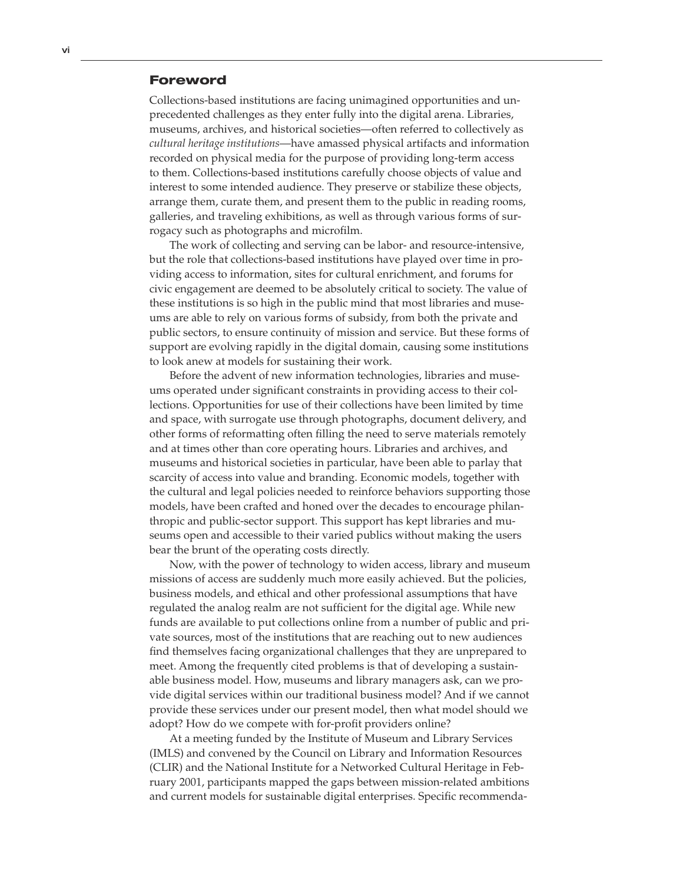## Foreword

Collections-based institutions are facing unimagined opportunities and unprecedented challenges as they enter fully into the digital arena. Libraries, museums, archives, and historical societies—often referred to collectively as *cultural heritage institutions*—have amassed physical artifacts and information recorded on physical media for the purpose of providing long-term access to them. Collections-based institutions carefully choose objects of value and interest to some intended audience. They preserve or stabilize these objects, arrange them, curate them, and present them to the public in reading rooms, galleries, and traveling exhibitions, as well as through various forms of surrogacy such as photographs and microfilm.

The work of collecting and serving can be labor- and resource-intensive, but the role that collections-based institutions have played over time in providing access to information, sites for cultural enrichment, and forums for civic engagement are deemed to be absolutely critical to society. The value of these institutions is so high in the public mind that most libraries and museums are able to rely on various forms of subsidy, from both the private and public sectors, to ensure continuity of mission and service. But these forms of support are evolving rapidly in the digital domain, causing some institutions to look anew at models for sustaining their work.

Before the advent of new information technologies, libraries and museums operated under significant constraints in providing access to their collections. Opportunities for use of their collections have been limited by time and space, with surrogate use through photographs, document delivery, and other forms of reformatting often filling the need to serve materials remotely and at times other than core operating hours. Libraries and archives, and museums and historical societies in particular, have been able to parlay that scarcity of access into value and branding. Economic models, together with the cultural and legal policies needed to reinforce behaviors supporting those models, have been crafted and honed over the decades to encourage philanthropic and public-sector support. This support has kept libraries and museums open and accessible to their varied publics without making the users bear the brunt of the operating costs directly.

Now, with the power of technology to widen access, library and museum missions of access are suddenly much more easily achieved. But the policies, business models, and ethical and other professional assumptions that have regulated the analog realm are not sufficient for the digital age. While new funds are available to put collections online from a number of public and private sources, most of the institutions that are reaching out to new audiences find themselves facing organizational challenges that they are unprepared to meet. Among the frequently cited problems is that of developing a sustainable business model. How, museums and library managers ask, can we provide digital services within our traditional business model? And if we cannot provide these services under our present model, then what model should we adopt? How do we compete with for-profit providers online?

At a meeting funded by the Institute of Museum and Library Services (IMLS) and convened by the Council on Library and Information Resources (CLIR) and the National Institute for a Networked Cultural Heritage in February 2001, participants mapped the gaps between mission-related ambitions and current models for sustainable digital enterprises. Specific recommenda-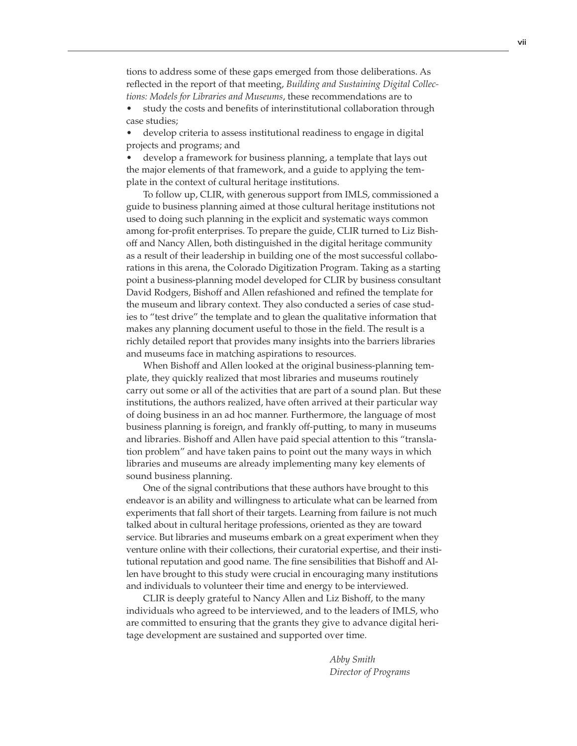tions to address some of these gaps emerged from those deliberations. As reflected in the report of that meeting, *Building and Sustaining Digital Collections: Models for Libraries and Museums*, these recommendations are to

- study the costs and benefits of interinstitutional collaboration through case studies;
- develop criteria to assess institutional readiness to engage in digital projects and programs; and
- develop a framework for business planning, a template that lays out the major elements of that framework, and a guide to applying the template in the context of cultural heritage institutions.

To follow up, CLIR, with generous support from IMLS, commissioned a guide to business planning aimed at those cultural heritage institutions not used to doing such planning in the explicit and systematic ways common among for-profit enterprises. To prepare the guide, CLIR turned to Liz Bishoff and Nancy Allen, both distinguished in the digital heritage community as a result of their leadership in building one of the most successful collaborations in this arena, the Colorado Digitization Program. Taking as a starting point a business-planning model developed for CLIR by business consultant David Rodgers, Bishoff and Allen refashioned and refined the template for the museum and library context. They also conducted a series of case studies to "test drive" the template and to glean the qualitative information that makes any planning document useful to those in the field. The result is a richly detailed report that provides many insights into the barriers libraries and museums face in matching aspirations to resources.

When Bishoff and Allen looked at the original business-planning template, they quickly realized that most libraries and museums routinely carry out some or all of the activities that are part of a sound plan. But these institutions, the authors realized, have often arrived at their particular way of doing business in an ad hoc manner. Furthermore, the language of most business planning is foreign, and frankly off-putting, to many in museums and libraries. Bishoff and Allen have paid special attention to this "translation problem" and have taken pains to point out the many ways in which libraries and museums are already implementing many key elements of sound business planning.

One of the signal contributions that these authors have brought to this endeavor is an ability and willingness to articulate what can be learned from experiments that fall short of their targets. Learning from failure is not much talked about in cultural heritage professions, oriented as they are toward service. But libraries and museums embark on a great experiment when they venture online with their collections, their curatorial expertise, and their institutional reputation and good name. The fine sensibilities that Bishoff and Allen have brought to this study were crucial in encouraging many institutions and individuals to volunteer their time and energy to be interviewed.

CLIR is deeply grateful to Nancy Allen and Liz Bishoff, to the many individuals who agreed to be interviewed, and to the leaders of IMLS, who are committed to ensuring that the grants they give to advance digital heritage development are sustained and supported over time.

*Abby Smith*
*Director of Programs*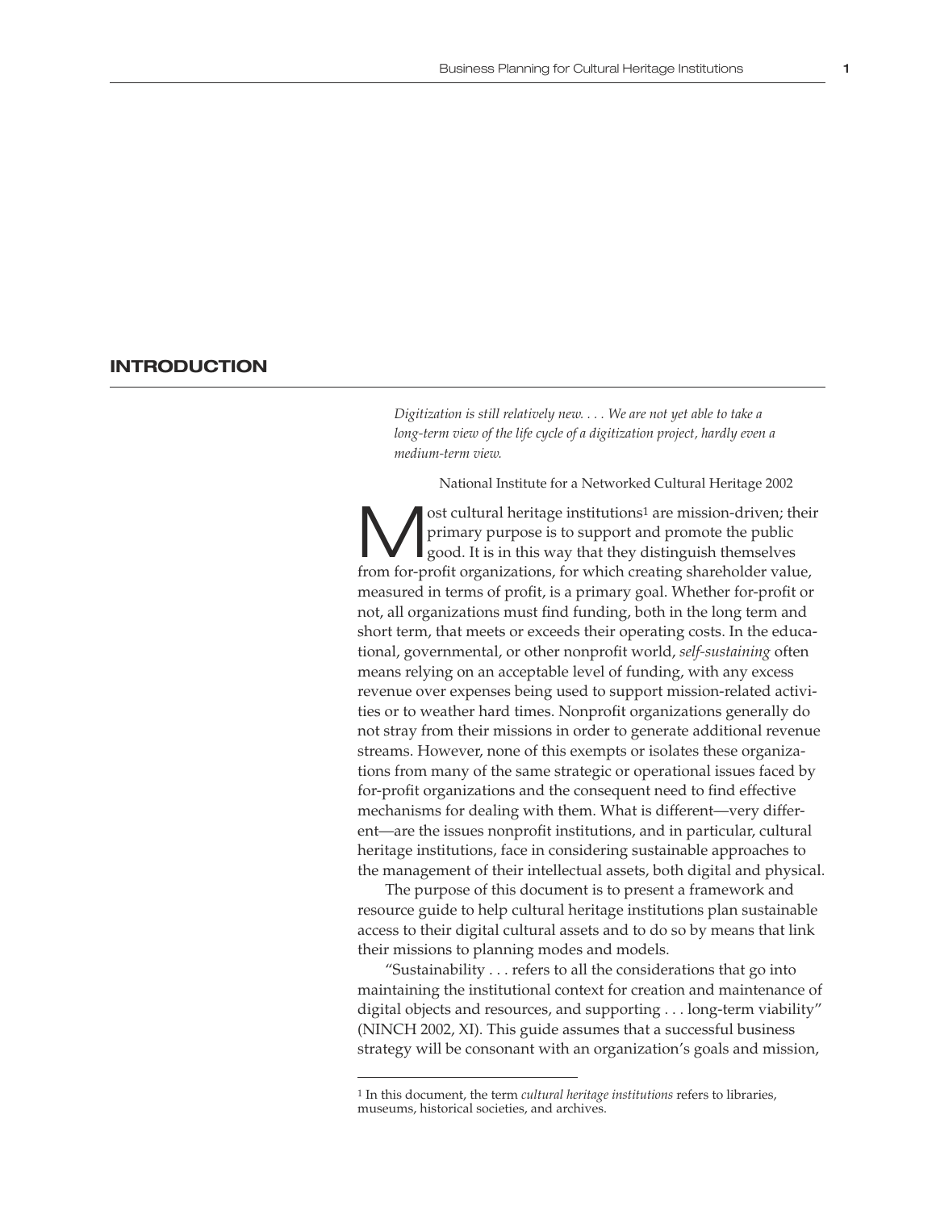## INTRODUCTION

*Digitization is still relatively new. . . . We are not yet able to take a long-term view of the life cycle of a digitization project, hardly even a medium-term view.*

National Institute for a Networked Cultural Heritage 2002

Most cultural heritage institutions[1] are mission-driven; their primary purpose is to support and promote the public good. It is in this way that they distinguish themselves from for-profit organizations, for which creating shareholder value, measured in terms of profit, is a primary goal. Whether for-profit or not, all organizations must find funding, both in the long term and short term, that meets or exceeds their operating costs. In the educational, governmental, or other nonprofit world, *self-sustaining* often means relying on an acceptable level of funding, with any excess revenue over expenses being used to support mission-related activities or to weather hard times. Nonprofit organizations generally do not stray from their missions in order to generate additional revenue streams. However, none of this exempts or isolates these organizations from many of the same strategic or operational issues faced by for-profit organizations and the consequent need to find effective mechanisms for dealing with them. What is different—very different—are the issues nonprofit institutions, and in particular, cultural heritage institutions, face in considering sustainable approaches to the management of their intellectual assets, both digital and physical.

The purpose of this document is to present a framework and resource guide to help cultural heritage institutions plan sustainable access to their digital cultural assets and to do so by means that link their missions to planning modes and models.

"Sustainability . . . refers to all the considerations that go into maintaining the institutional context for creation and maintenance of digital objects and resources, and supporting . . . long-term viability" (NINCH 2002, XI). This guide assumes that a successful business strategy will be consonant with an organization's goals and mission,

---

[1] In this document, the term *cultural heritage institutions* refers to libraries, museums, historical societies, and archives.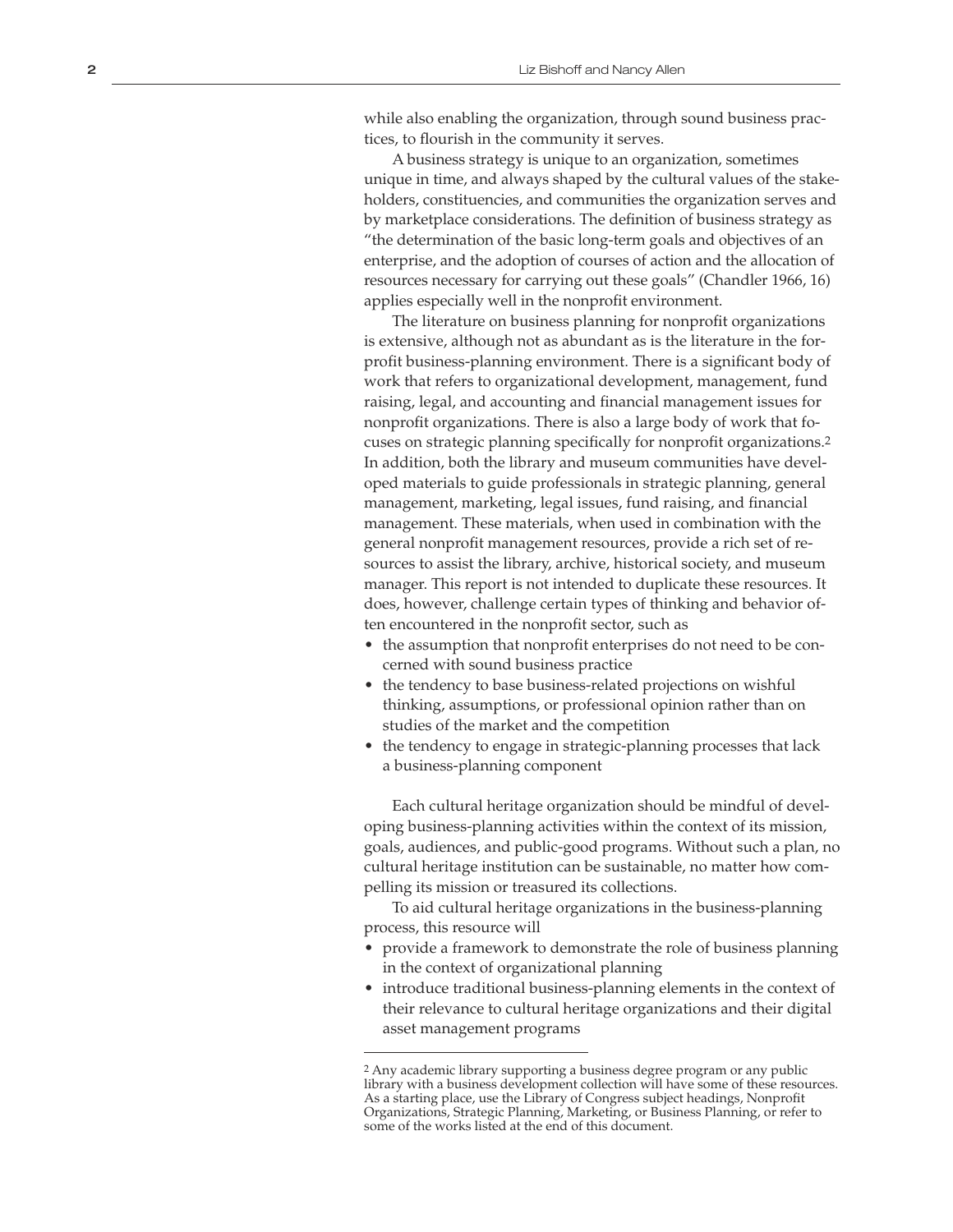while also enabling the organization, through sound business practices, to flourish in the community it serves.

A business strategy is unique to an organization, sometimes unique in time, and always shaped by the cultural values of the stakeholders, constituencies, and communities the organization serves and by marketplace considerations. The definition of business strategy as "the determination of the basic long-term goals and objectives of an enterprise, and the adoption of courses of action and the allocation of resources necessary for carrying out these goals" (Chandler 1966, 16) applies especially well in the nonprofit environment.

The literature on business planning for nonprofit organizations is extensive, although not as abundant as is the literature in the for-profit business-planning environment. There is a significant body of work that refers to organizational development, management, fund raising, legal, and accounting and financial management issues for nonprofit organizations. There is also a large body of work that focuses on strategic planning specifically for nonprofit organizations.[2] In addition, both the library and museum communities have developed materials to guide professionals in strategic planning, general management, marketing, legal issues, fund raising, and financial management. These materials, when used in combination with the general nonprofit management resources, provide a rich set of resources to assist the library, archive, historical society, and museum manager. This report is not intended to duplicate these resources. It does, however, challenge certain types of thinking and behavior often encountered in the nonprofit sector, such as

- the assumption that nonprofit enterprises do not need to be concerned with sound business practice
- the tendency to base business-related projections on wishful thinking, assumptions, or professional opinion rather than on studies of the market and the competition
- the tendency to engage in strategic-planning processes that lack a business-planning component

Each cultural heritage organization should be mindful of developing business-planning activities within the context of its mission, goals, audiences, and public-good programs. Without such a plan, no cultural heritage institution can be sustainable, no matter how compelling its mission or treasured its collections.

To aid cultural heritage organizations in the business-planning process, this resource will

- provide a framework to demonstrate the role of business planning in the context of organizational planning
- introduce traditional business-planning elements in the context of their relevance to cultural heritage organizations and their digital asset management programs

---

[2] Any academic library supporting a business degree program or any public library with a business development collection will have some of these resources. As a starting place, use the Library of Congress subject headings, Nonprofit Organizations, Strategic Planning, Marketing, or Business Planning, or refer to some of the works listed at the end of this document.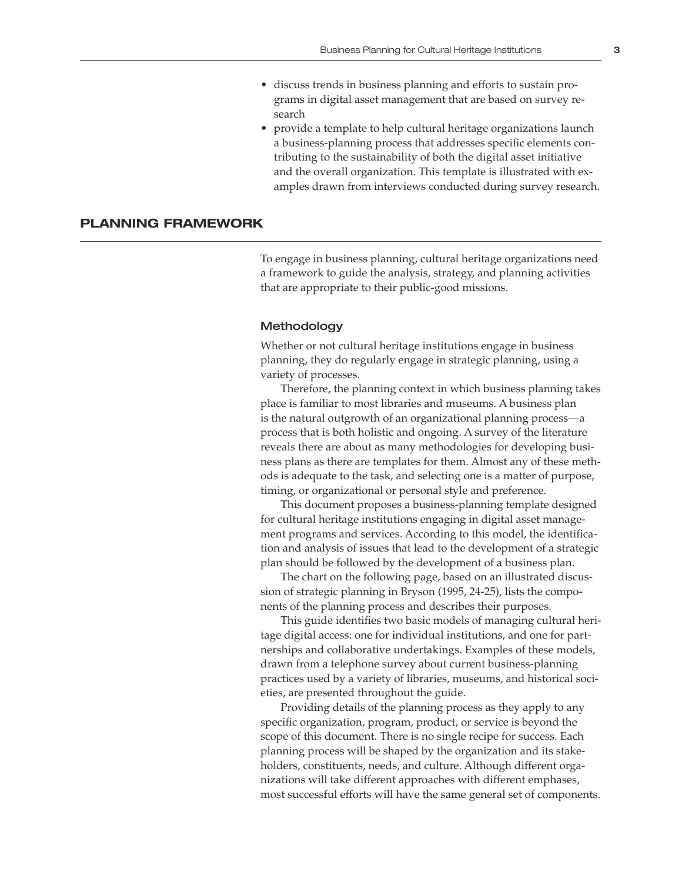- discuss trends in business planning and efforts to sustain programs in digital asset management that are based on survey research
- provide a template to help cultural heritage organizations launch a business-planning process that addresses specific elements contributing to the sustainability of both the digital asset initiative and the overall organization. This template is illustrated with examples drawn from interviews conducted during survey research.

## PLANNING FRAMEWORK

To engage in business planning, cultural heritage organizations need a framework to guide the analysis, strategy, and planning activities that are appropriate to their public-good missions.

### Methodology

Whether or not cultural heritage institutions engage in business planning, they do regularly engage in strategic planning, using a variety of processes.

Therefore, the planning context in which business planning takes place is familiar to most libraries and museums. A business plan is the natural outgrowth of an organizational planning process—a process that is both holistic and ongoing. A survey of the literature reveals there are about as many methodologies for developing business plans as there are templates for them. Almost any of these methods is adequate to the task, and selecting one is a matter of purpose, timing, or organizational or personal style and preference.

This document proposes a business-planning template designed for cultural heritage institutions engaging in digital asset management programs and services. According to this model, the identification and analysis of issues that lead to the development of a strategic plan should be followed by the development of a business plan.

The chart on the following page, based on an illustrated discussion of strategic planning in Bryson (1995, 24-25), lists the components of the planning process and describes their purposes.

This guide identifies two basic models of managing cultural heritage digital access: one for individual institutions, and one for partnerships and collaborative undertakings. Examples of these models, drawn from a telephone survey about current business-planning practices used by a variety of libraries, museums, and historical societies, are presented throughout the guide.

Providing details of the planning process as they apply to any specific organization, program, product, or service is beyond the scope of this document. There is no single recipe for success. Each planning process will be shaped by the organization and its stakeholders, constituents, needs, and culture. Although different organizations will take different approaches with different emphases, most successful efforts will have the same general set of components.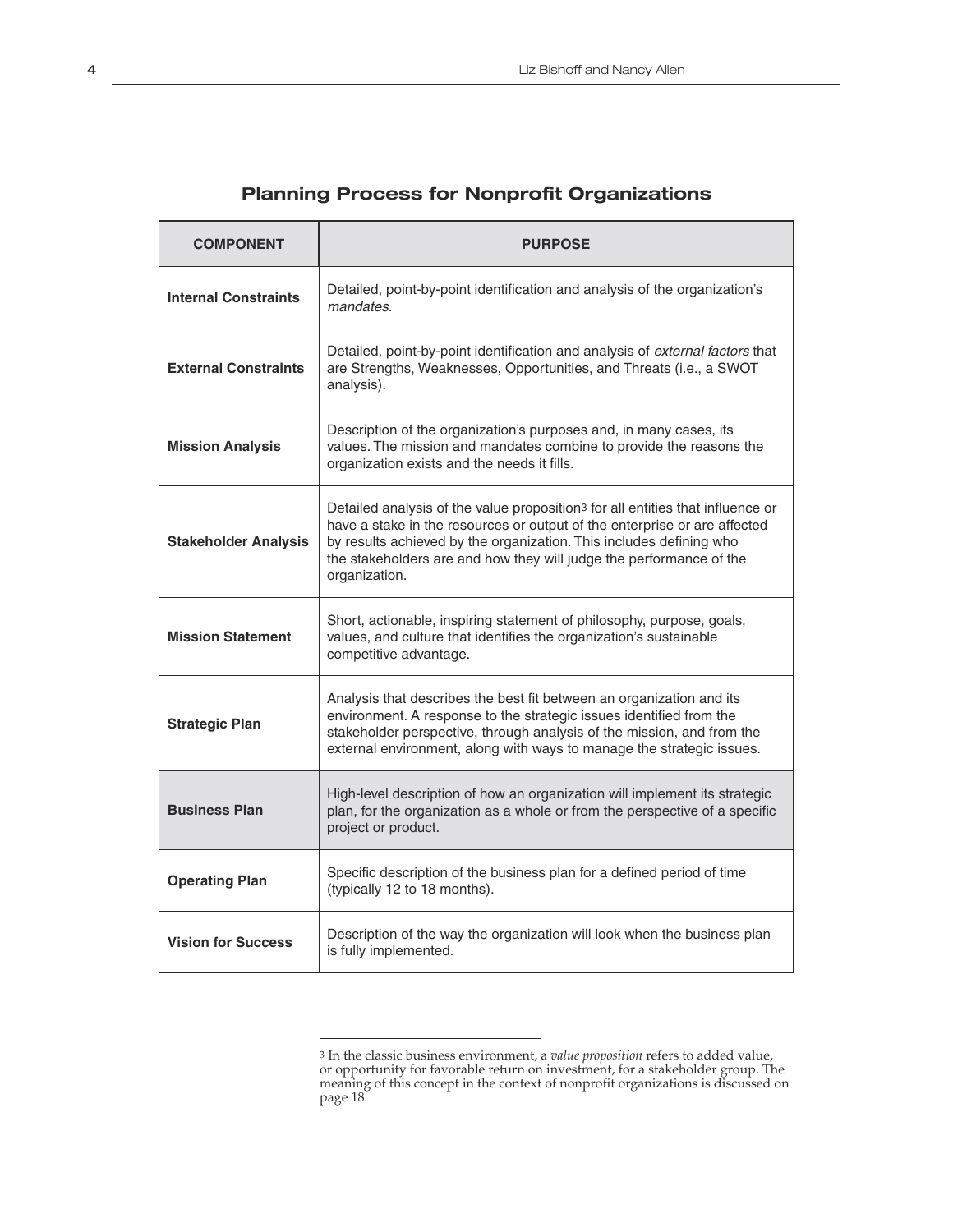## Planning Process for Nonprofit Organizations

| COMPONENT | PURPOSE |
|---|---|
| **Internal Constraints** | Detailed, point-by-point identification and analysis of the organization's *mandates*. |
| **External Constraints** | Detailed, point-by-point identification and analysis of *external factors* that are Strengths, Weaknesses, Opportunities, and Threats (i.e., a SWOT analysis). |
| **Mission Analysis** | Description of the organization's purposes and, in many cases, its values. The mission and mandates combine to provide the reasons the organization exists and the needs it fills. |
| **Stakeholder Analysis** | Detailed analysis of the value proposition[3] for all entities that influence or have a stake in the resources or output of the enterprise or are affected by results achieved by the organization. This includes defining who the stakeholders are and how they will judge the performance of the organization. |
| **Mission Statement** | Short, actionable, inspiring statement of philosophy, purpose, goals, values, and culture that identifies the organization's sustainable competitive advantage. |
| **Strategic Plan** | Analysis that describes the best fit between an organization and its environment. A response to the strategic issues identified from the stakeholder perspective, through analysis of the mission, and from the external environment, along with ways to manage the strategic issues. |
| **Business Plan** | High-level description of how an organization will implement its strategic plan, for the organization as a whole or from the perspective of a specific project or product. |
| **Operating Plan** | Specific description of the business plan for a defined period of time (typically 12 to 18 months). |
| **Vision for Success** | Description of the way the organization will look when the business plan is fully implemented. |

[3] In the classic business environment, a *value proposition* refers to added value, or opportunity for favorable return on investment, for a stakeholder group. The meaning of this concept in the context of nonprofit organizations is discussed on page 18.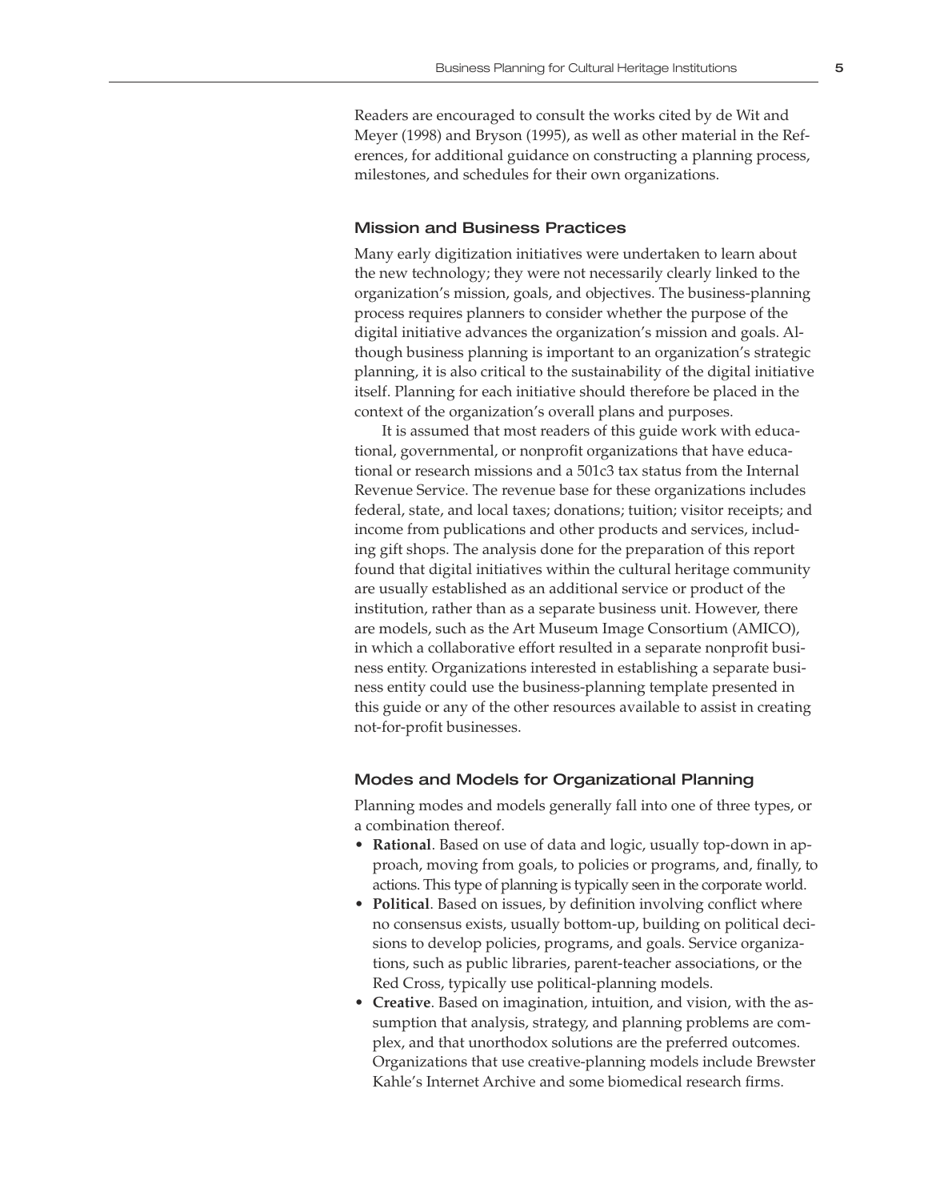Readers are encouraged to consult the works cited by de Wit and Meyer (1998) and Bryson (1995), as well as other material in the References, for additional guidance on constructing a planning process, milestones, and schedules for their own organizations.

### Mission and Business Practices

Many early digitization initiatives were undertaken to learn about the new technology; they were not necessarily clearly linked to the organization's mission, goals, and objectives. The business-planning process requires planners to consider whether the purpose of the digital initiative advances the organization's mission and goals. Although business planning is important to an organization's strategic planning, it is also critical to the sustainability of the digital initiative itself. Planning for each initiative should therefore be placed in the context of the organization's overall plans and purposes.

It is assumed that most readers of this guide work with educational, governmental, or nonprofit organizations that have educational or research missions and a 501c3 tax status from the Internal Revenue Service. The revenue base for these organizations includes federal, state, and local taxes; donations; tuition; visitor receipts; and income from publications and other products and services, including gift shops. The analysis done for the preparation of this report found that digital initiatives within the cultural heritage community are usually established as an additional service or product of the institution, rather than as a separate business unit. However, there are models, such as the Art Museum Image Consortium (AMICO), in which a collaborative effort resulted in a separate nonprofit business entity. Organizations interested in establishing a separate business entity could use the business-planning template presented in this guide or any of the other resources available to assist in creating not-for-profit businesses.

### Modes and Models for Organizational Planning

Planning modes and models generally fall into one of three types, or a combination thereof.

- **Rational**. Based on use of data and logic, usually top-down in approach, moving from goals, to policies or programs, and, finally, to actions. This type of planning is typically seen in the corporate world.
- **Political**. Based on issues, by definition involving conflict where no consensus exists, usually bottom-up, building on political decisions to develop policies, programs, and goals. Service organizations, such as public libraries, parent-teacher associations, or the Red Cross, typically use political-planning models.
- **Creative**. Based on imagination, intuition, and vision, with the assumption that analysis, strategy, and planning problems are complex, and that unorthodox solutions are the preferred outcomes. Organizations that use creative-planning models include Brewster Kahle's Internet Archive and some biomedical research firms.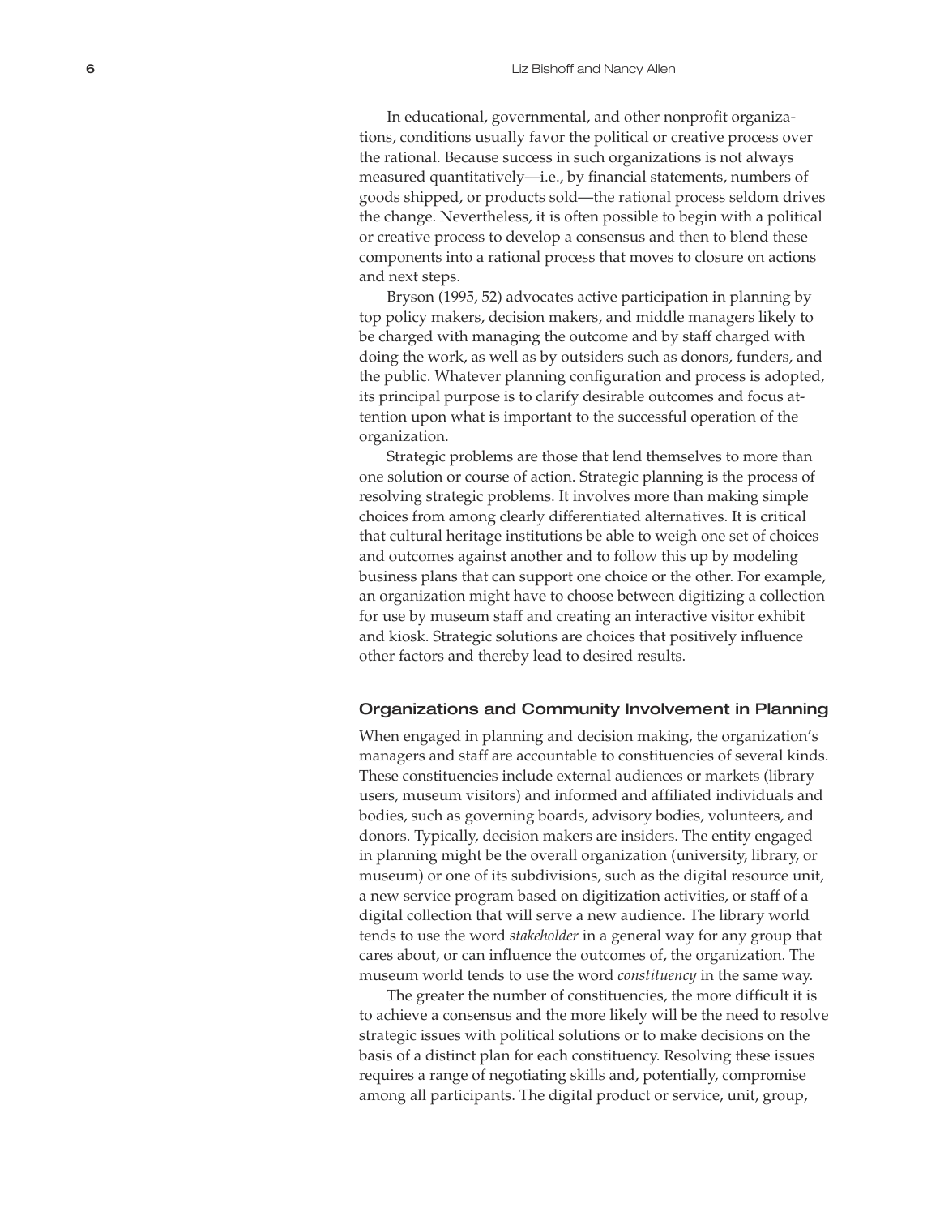In educational, governmental, and other nonprofit organizations, conditions usually favor the political or creative process over the rational. Because success in such organizations is not always measured quantitatively—i.e., by financial statements, numbers of goods shipped, or products sold—the rational process seldom drives the change. Nevertheless, it is often possible to begin with a political or creative process to develop a consensus and then to blend these components into a rational process that moves to closure on actions and next steps.

Bryson (1995, 52) advocates active participation in planning by top policy makers, decision makers, and middle managers likely to be charged with managing the outcome and by staff charged with doing the work, as well as by outsiders such as donors, funders, and the public. Whatever planning configuration and process is adopted, its principal purpose is to clarify desirable outcomes and focus attention upon what is important to the successful operation of the organization.

Strategic problems are those that lend themselves to more than one solution or course of action. Strategic planning is the process of resolving strategic problems. It involves more than making simple choices from among clearly differentiated alternatives. It is critical that cultural heritage institutions be able to weigh one set of choices and outcomes against another and to follow this up by modeling business plans that can support one choice or the other. For example, an organization might have to choose between digitizing a collection for use by museum staff and creating an interactive visitor exhibit and kiosk. Strategic solutions are choices that positively influence other factors and thereby lead to desired results.

## Organizations and Community Involvement in Planning

When engaged in planning and decision making, the organization's managers and staff are accountable to constituencies of several kinds. These constituencies include external audiences or markets (library users, museum visitors) and informed and affiliated individuals and bodies, such as governing boards, advisory bodies, volunteers, and donors. Typically, decision makers are insiders. The entity engaged in planning might be the overall organization (university, library, or museum) or one of its subdivisions, such as the digital resource unit, a new service program based on digitization activities, or staff of a digital collection that will serve a new audience. The library world tends to use the word *stakeholder* in a general way for any group that cares about, or can influence the outcomes of, the organization. The museum world tends to use the word *constituency* in the same way.

The greater the number of constituencies, the more difficult it is to achieve a consensus and the more likely will be the need to resolve strategic issues with political solutions or to make decisions on the basis of a distinct plan for each constituency. Resolving these issues requires a range of negotiating skills and, potentially, compromise among all participants. The digital product or service, unit, group,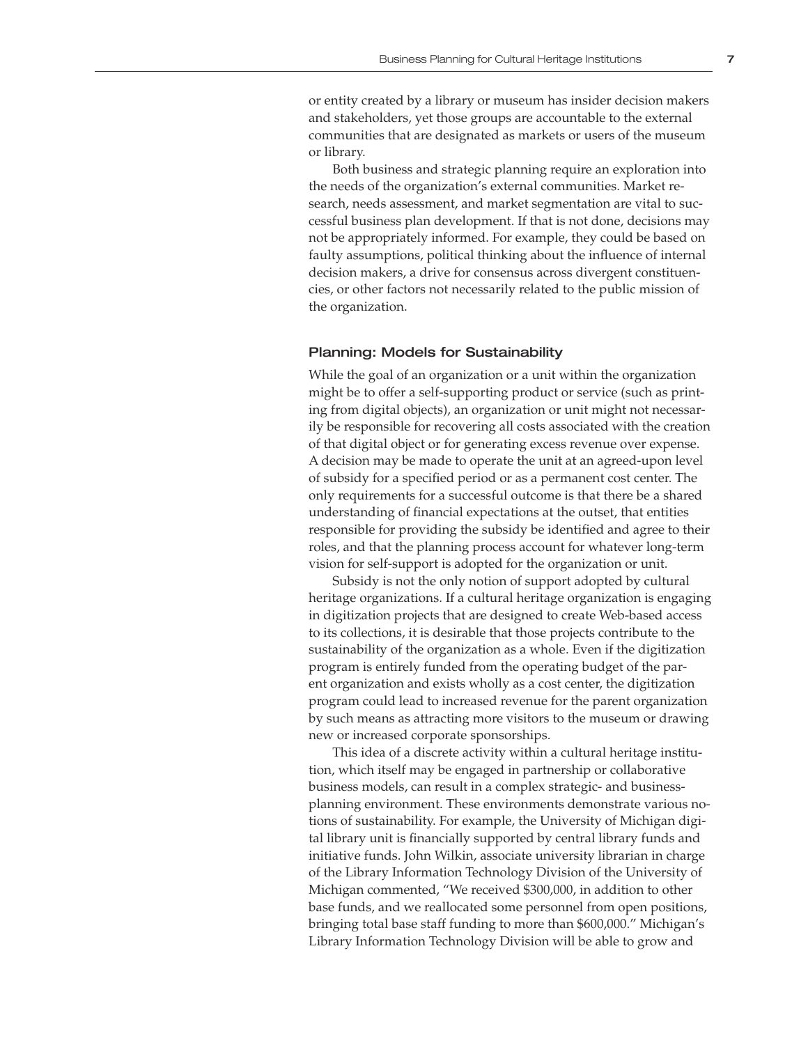or entity created by a library or museum has insider decision makers and stakeholders, yet those groups are accountable to the external communities that are designated as markets or users of the museum or library.

Both business and strategic planning require an exploration into the needs of the organization's external communities. Market research, needs assessment, and market segmentation are vital to successful business plan development. If that is not done, decisions may not be appropriately informed. For example, they could be based on faulty assumptions, political thinking about the influence of internal decision makers, a drive for consensus across divergent constituencies, or other factors not necessarily related to the public mission of the organization.

### Planning: Models for Sustainability

While the goal of an organization or a unit within the organization might be to offer a self-supporting product or service (such as printing from digital objects), an organization or unit might not necessarily be responsible for recovering all costs associated with the creation of that digital object or for generating excess revenue over expense. A decision may be made to operate the unit at an agreed-upon level of subsidy for a specified period or as a permanent cost center. The only requirements for a successful outcome is that there be a shared understanding of financial expectations at the outset, that entities responsible for providing the subsidy be identified and agree to their roles, and that the planning process account for whatever long-term vision for self-support is adopted for the organization or unit.

Subsidy is not the only notion of support adopted by cultural heritage organizations. If a cultural heritage organization is engaging in digitization projects that are designed to create Web-based access to its collections, it is desirable that those projects contribute to the sustainability of the organization as a whole. Even if the digitization program is entirely funded from the operating budget of the parent organization and exists wholly as a cost center, the digitization program could lead to increased revenue for the parent organization by such means as attracting more visitors to the museum or drawing new or increased corporate sponsorships.

This idea of a discrete activity within a cultural heritage institution, which itself may be engaged in partnership or collaborative business models, can result in a complex strategic- and business-planning environment. These environments demonstrate various notions of sustainability. For example, the University of Michigan digital library unit is financially supported by central library funds and initiative funds. John Wilkin, associate university librarian in charge of the Library Information Technology Division of the University of Michigan commented, "We received $300,000, in addition to other base funds, and we reallocated some personnel from open positions, bringing total base staff funding to more than $600,000." Michigan's Library Information Technology Division will be able to grow and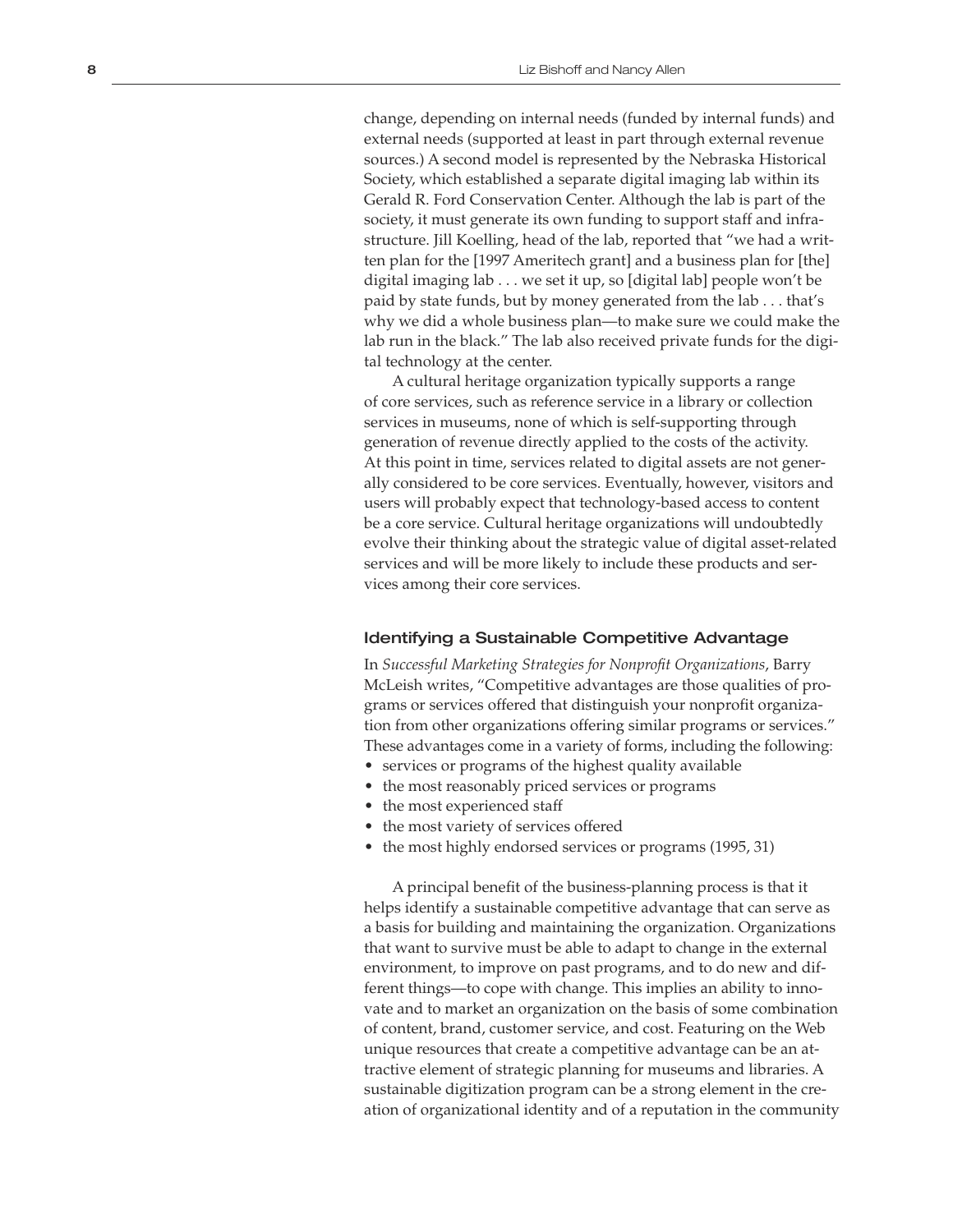change, depending on internal needs (funded by internal funds) and external needs (supported at least in part through external revenue sources.) A second model is represented by the Nebraska Historical Society, which established a separate digital imaging lab within its Gerald R. Ford Conservation Center. Although the lab is part of the society, it must generate its own funding to support staff and infrastructure. Jill Koelling, head of the lab, reported that "we had a written plan for the [1997 Ameritech grant] and a business plan for [the] digital imaging lab . . . we set it up, so [digital lab] people won't be paid by state funds, but by money generated from the lab . . . that's why we did a whole business plan—to make sure we could make the lab run in the black." The lab also received private funds for the digital technology at the center.

A cultural heritage organization typically supports a range of core services, such as reference service in a library or collection services in museums, none of which is self-supporting through generation of revenue directly applied to the costs of the activity. At this point in time, services related to digital assets are not generally considered to be core services. Eventually, however, visitors and users will probably expect that technology-based access to content be a core service. Cultural heritage organizations will undoubtedly evolve their thinking about the strategic value of digital asset-related services and will be more likely to include these products and services among their core services.

### Identifying a Sustainable Competitive Advantage

In *Successful Marketing Strategies for Nonprofit Organizations*, Barry McLeish writes, "Competitive advantages are those qualities of programs or services offered that distinguish your nonprofit organization from other organizations offering similar programs or services." These advantages come in a variety of forms, including the following:

- services or programs of the highest quality available
- the most reasonably priced services or programs
- the most experienced staff
- the most variety of services offered
- the most highly endorsed services or programs (1995, 31)

A principal benefit of the business-planning process is that it helps identify a sustainable competitive advantage that can serve as a basis for building and maintaining the organization. Organizations that want to survive must be able to adapt to change in the external environment, to improve on past programs, and to do new and different things—to cope with change. This implies an ability to innovate and to market an organization on the basis of some combination of content, brand, customer service, and cost. Featuring on the Web unique resources that create a competitive advantage can be an attractive element of strategic planning for museums and libraries. A sustainable digitization program can be a strong element in the creation of organizational identity and of a reputation in the community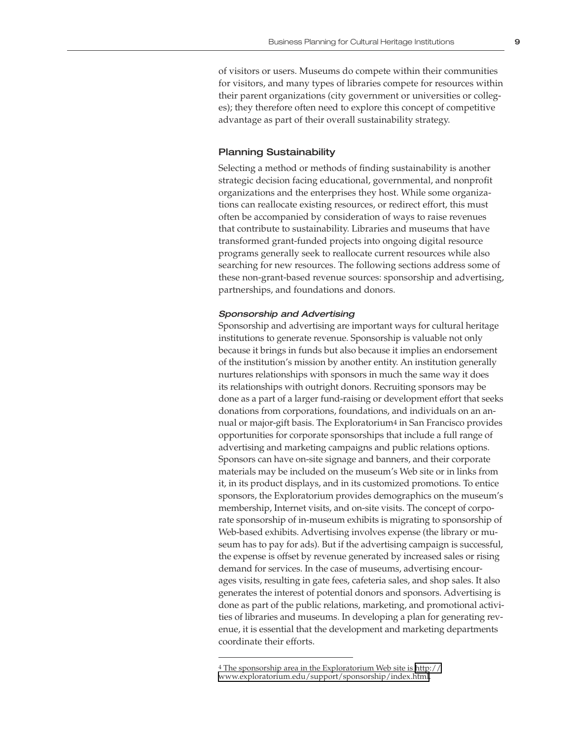of visitors or users. Museums do compete within their communities for visitors, and many types of libraries compete for resources within their parent organizations (city government or universities or colleges); they therefore often need to explore this concept of competitive advantage as part of their overall sustainability strategy.

## Planning Sustainability

Selecting a method or methods of finding sustainability is another strategic decision facing educational, governmental, and nonprofit organizations and the enterprises they host. While some organizations can reallocate existing resources, or redirect effort, this must often be accompanied by consideration of ways to raise revenues that contribute to sustainability. Libraries and museums that have transformed grant-funded projects into ongoing digital resource programs generally seek to reallocate current resources while also searching for new resources. The following sections address some of these non-grant-based revenue sources: sponsorship and advertising, partnerships, and foundations and donors.

### *Sponsorship and Advertising*

Sponsorship and advertising are important ways for cultural heritage institutions to generate revenue. Sponsorship is valuable not only because it brings in funds but also because it implies an endorsement of the institution's mission by another entity. An institution generally nurtures relationships with sponsors in much the same way it does its relationships with outright donors. Recruiting sponsors may be done as a part of a larger fund-raising or development effort that seeks donations from corporations, foundations, and individuals on an annual or major-gift basis. The Exploratorium[4] in San Francisco provides opportunities for corporate sponsorships that include a full range of advertising and marketing campaigns and public relations options. Sponsors can have on-site signage and banners, and their corporate materials may be included on the museum's Web site or in links from it, in its product displays, and in its customized promotions. To entice sponsors, the Exploratorium provides demographics on the museum's membership, Internet visits, and on-site visits. The concept of corporate sponsorship of in-museum exhibits is migrating to sponsorship of Web-based exhibits. Advertising involves expense (the library or museum has to pay for ads). But if the advertising campaign is successful, the expense is offset by revenue generated by increased sales or rising demand for services. In the case of museums, advertising encourages visits, resulting in gate fees, cafeteria sales, and shop sales. It also generates the interest of potential donors and sponsors. Advertising is done as part of the public relations, marketing, and promotional activities of libraries and museums. In developing a plan for generating revenue, it is essential that the development and marketing departments coordinate their efforts.

---

[4] The sponsorship area in the Exploratorium Web site is http://www.exploratorium.edu/support/sponsorship/index.html.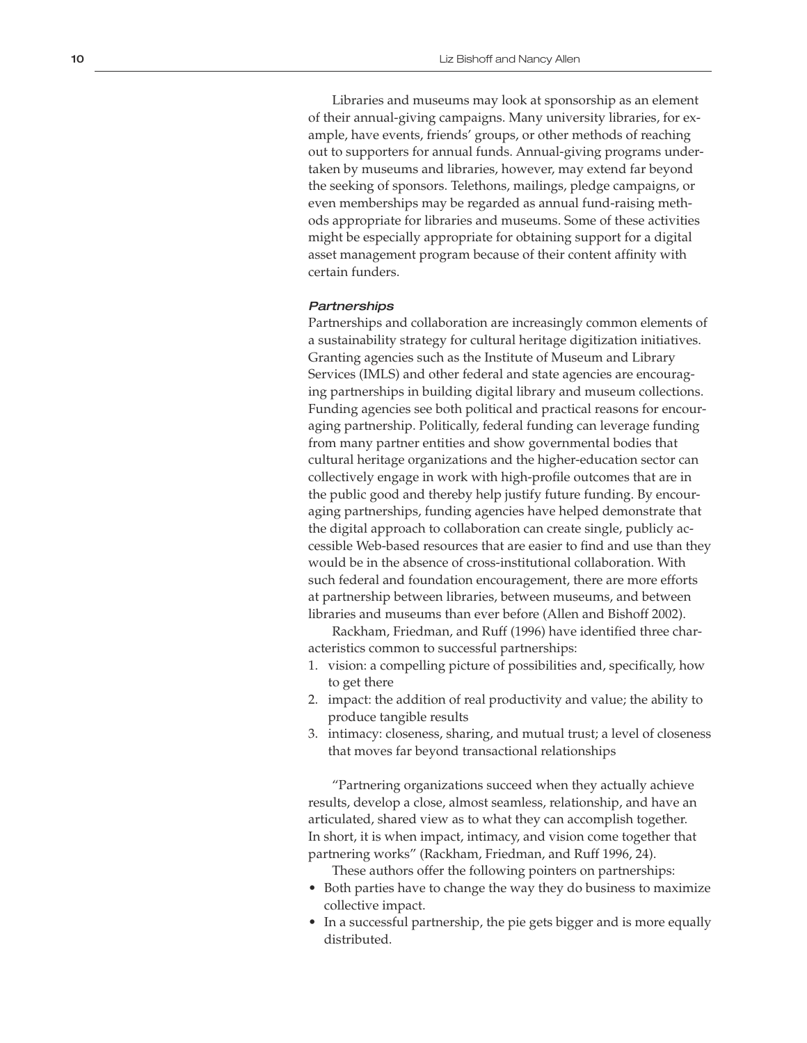Libraries and museums may look at sponsorship as an element of their annual-giving campaigns. Many university libraries, for example, have events, friends' groups, or other methods of reaching out to supporters for annual funds. Annual-giving programs undertaken by museums and libraries, however, may extend far beyond the seeking of sponsors. Telethons, mailings, pledge campaigns, or even memberships may be regarded as annual fund-raising methods appropriate for libraries and museums. Some of these activities might be especially appropriate for obtaining support for a digital asset management program because of their content affinity with certain funders.

#### *Partnerships*

Partnerships and collaboration are increasingly common elements of a sustainability strategy for cultural heritage digitization initiatives. Granting agencies such as the Institute of Museum and Library Services (IMLS) and other federal and state agencies are encouraging partnerships in building digital library and museum collections. Funding agencies see both political and practical reasons for encouraging partnership. Politically, federal funding can leverage funding from many partner entities and show governmental bodies that cultural heritage organizations and the higher-education sector can collectively engage in work with high-profile outcomes that are in the public good and thereby help justify future funding. By encouraging partnerships, funding agencies have helped demonstrate that the digital approach to collaboration can create single, publicly accessible Web-based resources that are easier to find and use than they would be in the absence of cross-institutional collaboration. With such federal and foundation encouragement, there are more efforts at partnership between libraries, between museums, and between libraries and museums than ever before (Allen and Bishoff 2002).

Rackham, Friedman, and Ruff (1996) have identified three characteristics common to successful partnerships:

1. vision: a compelling picture of possibilities and, specifically, how to get there
2. impact: the addition of real productivity and value; the ability to produce tangible results
3. intimacy: closeness, sharing, and mutual trust; a level of closeness that moves far beyond transactional relationships

"Partnering organizations succeed when they actually achieve results, develop a close, almost seamless, relationship, and have an articulated, shared view as to what they can accomplish together. In short, it is when impact, intimacy, and vision come together that partnering works" (Rackham, Friedman, and Ruff 1996, 24).

These authors offer the following pointers on partnerships:

- Both parties have to change the way they do business to maximize collective impact.
- In a successful partnership, the pie gets bigger and is more equally distributed.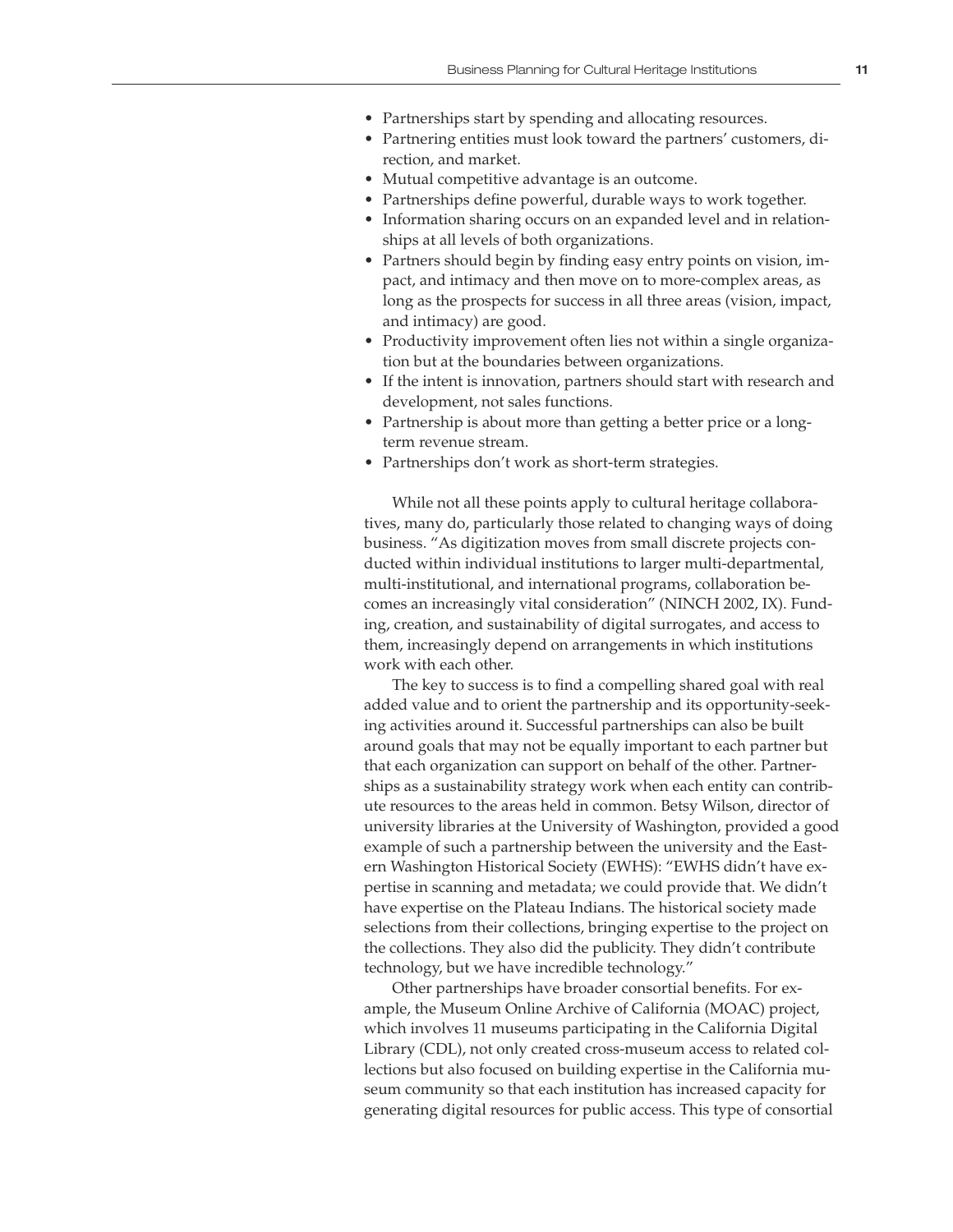- Partnerships start by spending and allocating resources.
- Partnering entities must look toward the partners' customers, direction, and market.
- Mutual competitive advantage is an outcome.
- Partnerships define powerful, durable ways to work together.
- Information sharing occurs on an expanded level and in relationships at all levels of both organizations.
- Partners should begin by finding easy entry points on vision, impact, and intimacy and then move on to more-complex areas, as long as the prospects for success in all three areas (vision, impact, and intimacy) are good.
- Productivity improvement often lies not within a single organization but at the boundaries between organizations.
- If the intent is innovation, partners should start with research and development, not sales functions.
- Partnership is about more than getting a better price or a long-term revenue stream.
- Partnerships don't work as short-term strategies.

While not all these points apply to cultural heritage collaboratives, many do, particularly those related to changing ways of doing business. "As digitization moves from small discrete projects conducted within individual institutions to larger multi-departmental, multi-institutional, and international programs, collaboration becomes an increasingly vital consideration" (NINCH 2002, IX). Funding, creation, and sustainability of digital surrogates, and access to them, increasingly depend on arrangements in which institutions work with each other.

The key to success is to find a compelling shared goal with real added value and to orient the partnership and its opportunity-seeking activities around it. Successful partnerships can also be built around goals that may not be equally important to each partner but that each organization can support on behalf of the other. Partnerships as a sustainability strategy work when each entity can contribute resources to the areas held in common. Betsy Wilson, director of university libraries at the University of Washington, provided a good example of such a partnership between the university and the Eastern Washington Historical Society (EWHS): "EWHS didn't have expertise in scanning and metadata; we could provide that. We didn't have expertise on the Plateau Indians. The historical society made selections from their collections, bringing expertise to the project on the collections. They also did the publicity. They didn't contribute technology, but we have incredible technology."

Other partnerships have broader consortial benefits. For example, the Museum Online Archive of California (MOAC) project, which involves 11 museums participating in the California Digital Library (CDL), not only created cross-museum access to related collections but also focused on building expertise in the California museum community so that each institution has increased capacity for generating digital resources for public access. This type of consortial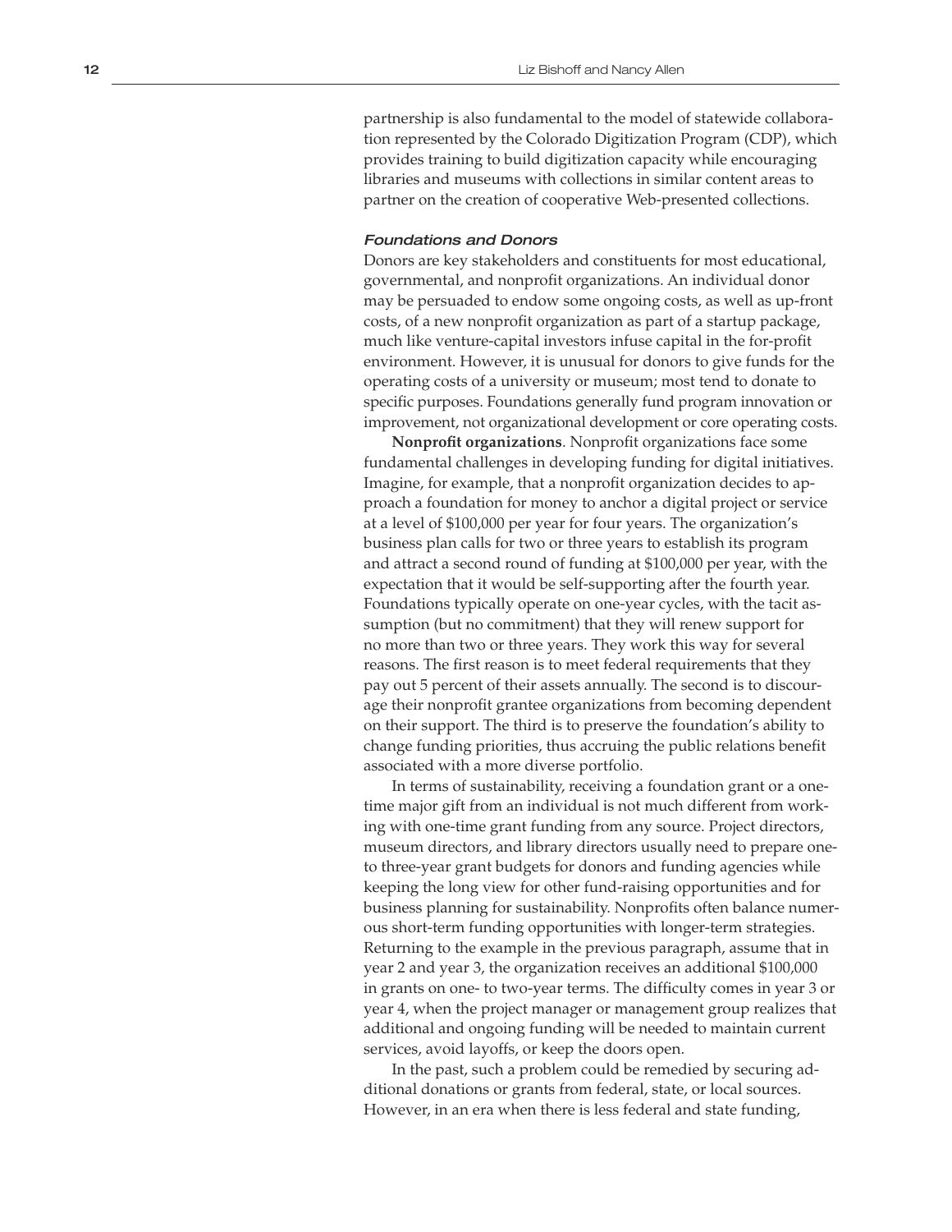partnership is also fundamental to the model of statewide collaboration represented by the Colorado Digitization Program (CDP), which provides training to build digitization capacity while encouraging libraries and museums with collections in similar content areas to partner on the creation of cooperative Web-presented collections.

#### *Foundations and Donors*

Donors are key stakeholders and constituents for most educational, governmental, and nonprofit organizations. An individual donor may be persuaded to endow some ongoing costs, as well as up-front costs, of a new nonprofit organization as part of a startup package, much like venture-capital investors infuse capital in the for-profit environment. However, it is unusual for donors to give funds for the operating costs of a university or museum; most tend to donate to specific purposes. Foundations generally fund program innovation or improvement, not organizational development or core operating costs.

**Nonprofit organizations**. Nonprofit organizations face some fundamental challenges in developing funding for digital initiatives. Imagine, for example, that a nonprofit organization decides to approach a foundation for money to anchor a digital project or service at a level of $100,000 per year for four years. The organization's business plan calls for two or three years to establish its program and attract a second round of funding at $100,000 per year, with the expectation that it would be self-supporting after the fourth year. Foundations typically operate on one-year cycles, with the tacit assumption (but no commitment) that they will renew support for no more than two or three years. They work this way for several reasons. The first reason is to meet federal requirements that they pay out 5 percent of their assets annually. The second is to discourage their nonprofit grantee organizations from becoming dependent on their support. The third is to preserve the foundation's ability to change funding priorities, thus accruing the public relations benefit associated with a more diverse portfolio.

In terms of sustainability, receiving a foundation grant or a one-time major gift from an individual is not much different from working with one-time grant funding from any source. Project directors, museum directors, and library directors usually need to prepare one- to three-year grant budgets for donors and funding agencies while keeping the long view for other fund-raising opportunities and for business planning for sustainability. Nonprofits often balance numerous short-term funding opportunities with longer-term strategies. Returning to the example in the previous paragraph, assume that in year 2 and year 3, the organization receives an additional $100,000 in grants on one- to two-year terms. The difficulty comes in year 3 or year 4, when the project manager or management group realizes that additional and ongoing funding will be needed to maintain current services, avoid layoffs, or keep the doors open.

In the past, such a problem could be remedied by securing additional donations or grants from federal, state, or local sources. However, in an era when there is less federal and state funding,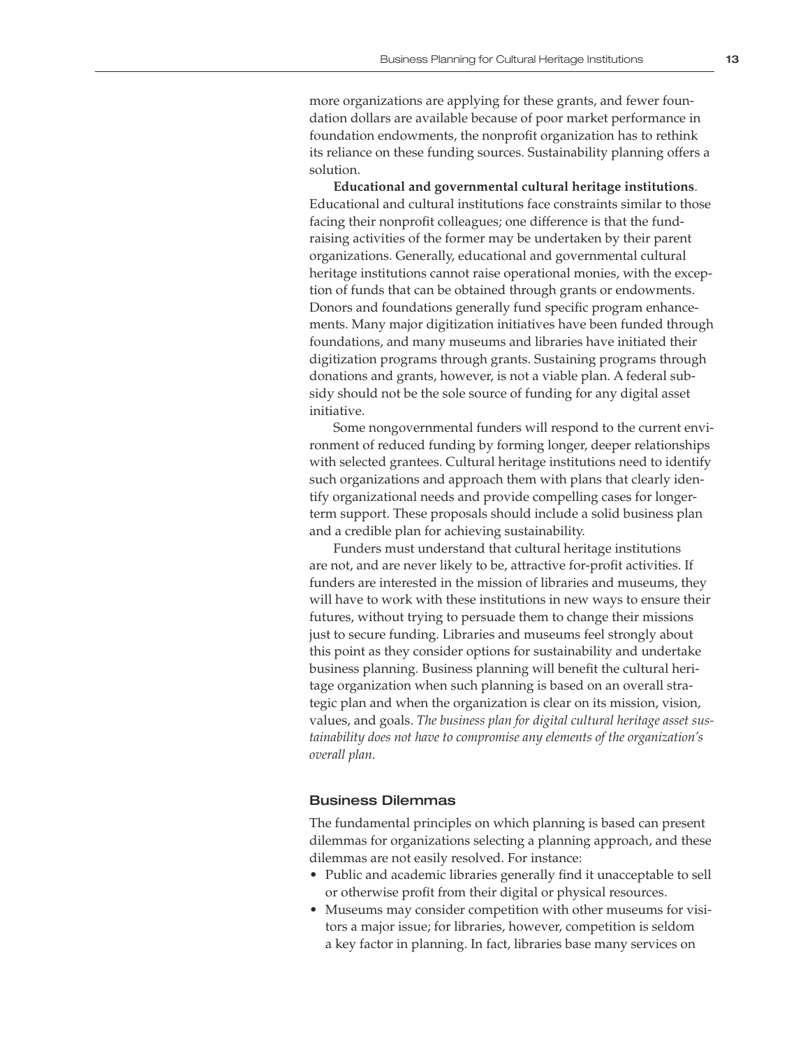more organizations are applying for these grants, and fewer foundation dollars are available because of poor market performance in foundation endowments, the nonprofit organization has to rethink its reliance on these funding sources. Sustainability planning offers a solution.

**Educational and governmental cultural heritage institutions**. Educational and cultural institutions face constraints similar to those facing their nonprofit colleagues; one difference is that the fundraising activities of the former may be undertaken by their parent organizations. Generally, educational and governmental cultural heritage institutions cannot raise operational monies, with the exception of funds that can be obtained through grants or endowments. Donors and foundations generally fund specific program enhancements. Many major digitization initiatives have been funded through foundations, and many museums and libraries have initiated their digitization programs through grants. Sustaining programs through donations and grants, however, is not a viable plan. A federal subsidy should not be the sole source of funding for any digital asset initiative.

Some nongovernmental funders will respond to the current environment of reduced funding by forming longer, deeper relationships with selected grantees. Cultural heritage institutions need to identify such organizations and approach them with plans that clearly identify organizational needs and provide compelling cases for longer-term support. These proposals should include a solid business plan and a credible plan for achieving sustainability.

Funders must understand that cultural heritage institutions are not, and are never likely to be, attractive for-profit activities. If funders are interested in the mission of libraries and museums, they will have to work with these institutions in new ways to ensure their futures, without trying to persuade them to change their missions just to secure funding. Libraries and museums feel strongly about this point as they consider options for sustainability and undertake business planning. Business planning will benefit the cultural heritage organization when such planning is based on an overall strategic plan and when the organization is clear on its mission, vision, values, and goals. *The business plan for digital cultural heritage asset sustainability does not have to compromise any elements of the organization's overall plan.*

### Business Dilemmas

The fundamental principles on which planning is based can present dilemmas for organizations selecting a planning approach, and these dilemmas are not easily resolved. For instance:

- Public and academic libraries generally find it unacceptable to sell or otherwise profit from their digital or physical resources.
- Museums may consider competition with other museums for visitors a major issue; for libraries, however, competition is seldom a key factor in planning. In fact, libraries base many services on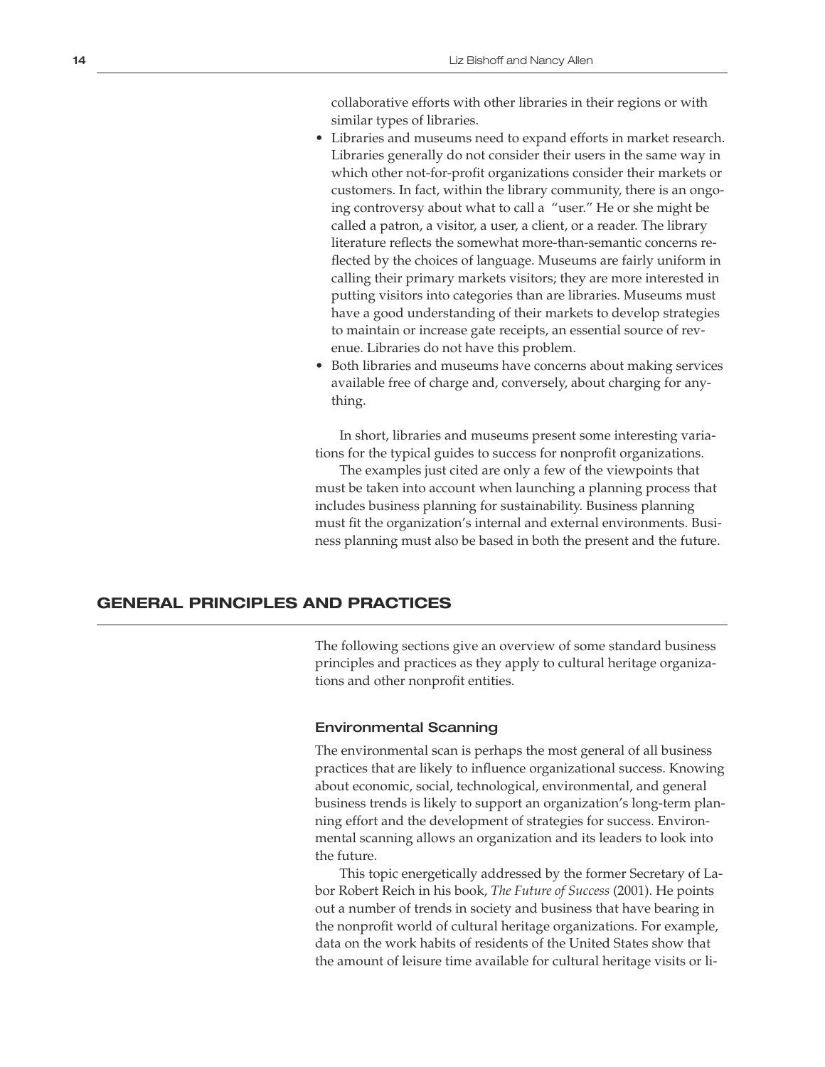collaborative efforts with other libraries in their regions or with similar types of libraries.

- Libraries and museums need to expand efforts in market research. Libraries generally do not consider their users in the same way in which other not-for-profit organizations consider their markets or customers. In fact, within the library community, there is an ongoing controversy about what to call a "user." He or she might be called a patron, a visitor, a user, a client, or a reader. The library literature reflects the somewhat more-than-semantic concerns reflected by the choices of language. Museums are fairly uniform in calling their primary markets visitors; they are more interested in putting visitors into categories than are libraries. Museums must have a good understanding of their markets to develop strategies to maintain or increase gate receipts, an essential source of revenue. Libraries do not have this problem.
- Both libraries and museums have concerns about making services available free of charge and, conversely, about charging for anything.

In short, libraries and museums present some interesting variations for the typical guides to success for nonprofit organizations.

The examples just cited are only a few of the viewpoints that must be taken into account when launching a planning process that includes business planning for sustainability. Business planning must fit the organization's internal and external environments. Business planning must also be based in both the present and the future.

## GENERAL PRINCIPLES AND PRACTICES

The following sections give an overview of some standard business principles and practices as they apply to cultural heritage organizations and other nonprofit entities.

### Environmental Scanning

The environmental scan is perhaps the most general of all business practices that are likely to influence organizational success. Knowing about economic, social, technological, environmental, and general business trends is likely to support an organization's long-term planning effort and the development of strategies for success. Environmental scanning allows an organization and its leaders to look into the future.

This topic energetically addressed by the former Secretary of Labor Robert Reich in his book, *The Future of Success* (2001). He points out a number of trends in society and business that have bearing in the nonprofit world of cultural heritage organizations. For example, data on the work habits of residents of the United States show that the amount of leisure time available for cultural heritage visits or li-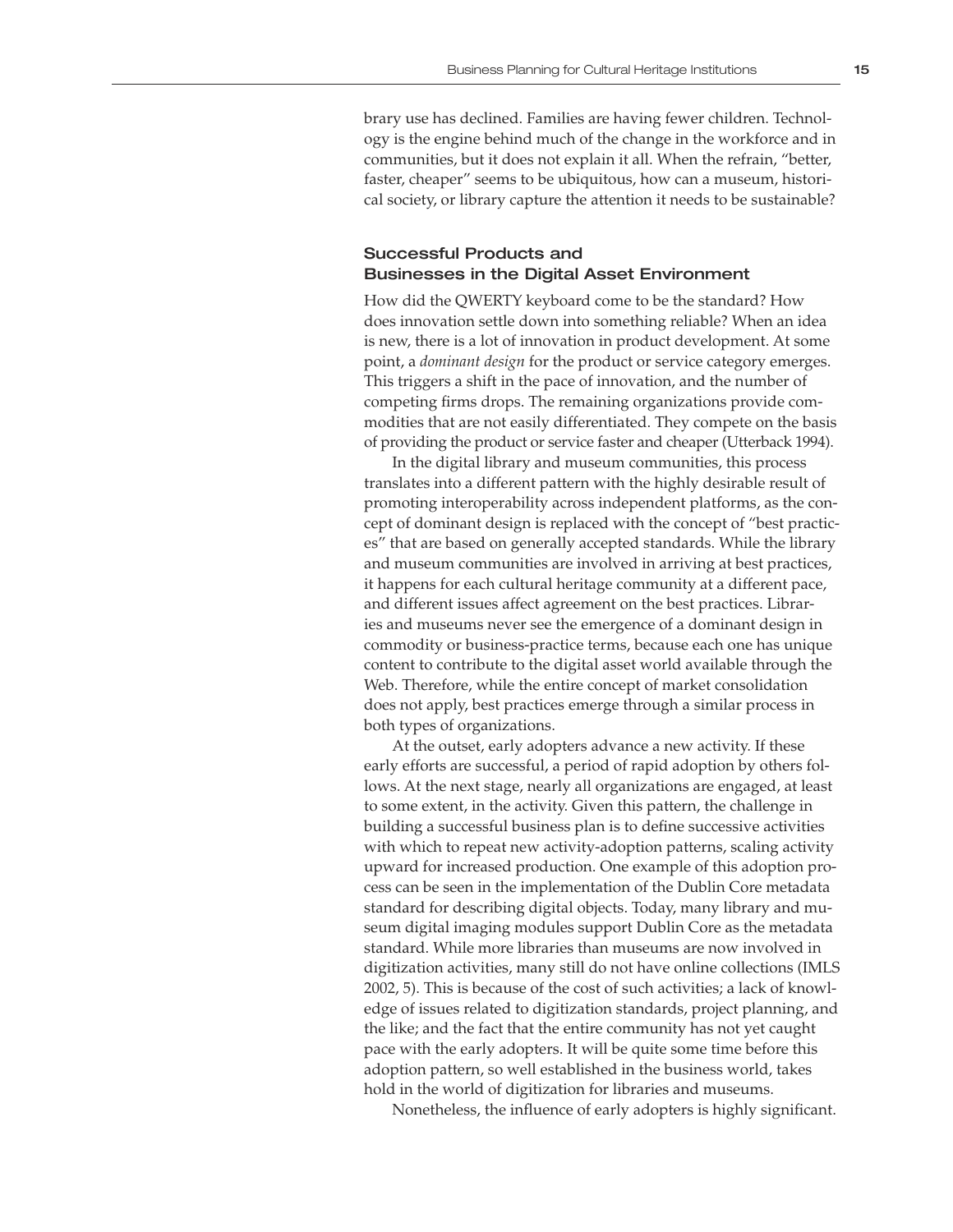brary use has declined. Families are having fewer children. Technology is the engine behind much of the change in the workforce and in communities, but it does not explain it all. When the refrain, "better, faster, cheaper" seems to be ubiquitous, how can a museum, historical society, or library capture the attention it needs to be sustainable?

## Successful Products and Businesses in the Digital Asset Environment

How did the QWERTY keyboard come to be the standard? How does innovation settle down into something reliable? When an idea is new, there is a lot of innovation in product development. At some point, a *dominant design* for the product or service category emerges. This triggers a shift in the pace of innovation, and the number of competing firms drops. The remaining organizations provide commodities that are not easily differentiated. They compete on the basis of providing the product or service faster and cheaper (Utterback 1994).

In the digital library and museum communities, this process translates into a different pattern with the highly desirable result of promoting interoperability across independent platforms, as the concept of dominant design is replaced with the concept of "best practices" that are based on generally accepted standards. While the library and museum communities are involved in arriving at best practices, it happens for each cultural heritage community at a different pace, and different issues affect agreement on the best practices. Libraries and museums never see the emergence of a dominant design in commodity or business-practice terms, because each one has unique content to contribute to the digital asset world available through the Web. Therefore, while the entire concept of market consolidation does not apply, best practices emerge through a similar process in both types of organizations.

At the outset, early adopters advance a new activity. If these early efforts are successful, a period of rapid adoption by others follows. At the next stage, nearly all organizations are engaged, at least to some extent, in the activity. Given this pattern, the challenge in building a successful business plan is to define successive activities with which to repeat new activity-adoption patterns, scaling activity upward for increased production. One example of this adoption process can be seen in the implementation of the Dublin Core metadata standard for describing digital objects. Today, many library and museum digital imaging modules support Dublin Core as the metadata standard. While more libraries than museums are now involved in digitization activities, many still do not have online collections (IMLS 2002, 5). This is because of the cost of such activities; a lack of knowledge of issues related to digitization standards, project planning, and the like; and the fact that the entire community has not yet caught pace with the early adopters. It will be quite some time before this adoption pattern, so well established in the business world, takes hold in the world of digitization for libraries and museums.

Nonetheless, the influence of early adopters is highly significant.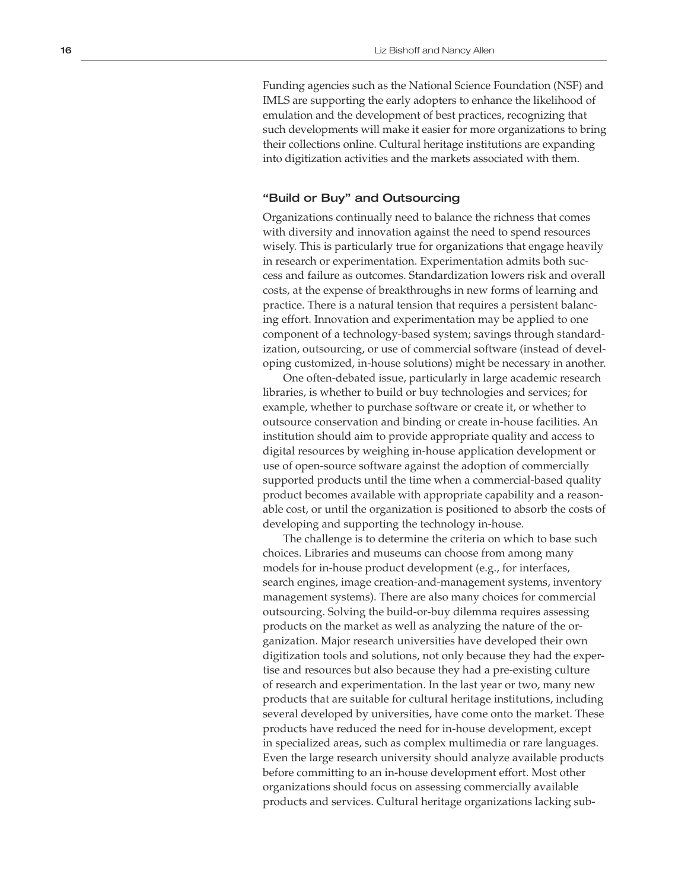Funding agencies such as the National Science Foundation (NSF) and IMLS are supporting the early adopters to enhance the likelihood of emulation and the development of best practices, recognizing that such developments will make it easier for more organizations to bring their collections online. Cultural heritage institutions are expanding into digitization activities and the markets associated with them.

### "Build or Buy" and Outsourcing

Organizations continually need to balance the richness that comes with diversity and innovation against the need to spend resources wisely. This is particularly true for organizations that engage heavily in research or experimentation. Experimentation admits both success and failure as outcomes. Standardization lowers risk and overall costs, at the expense of breakthroughs in new forms of learning and practice. There is a natural tension that requires a persistent balancing effort. Innovation and experimentation may be applied to one component of a technology-based system; savings through standardization, outsourcing, or use of commercial software (instead of developing customized, in-house solutions) might be necessary in another.

One often-debated issue, particularly in large academic research libraries, is whether to build or buy technologies and services; for example, whether to purchase software or create it, or whether to outsource conservation and binding or create in-house facilities. An institution should aim to provide appropriate quality and access to digital resources by weighing in-house application development or use of open-source software against the adoption of commercially supported products until the time when a commercial-based quality product becomes available with appropriate capability and a reasonable cost, or until the organization is positioned to absorb the costs of developing and supporting the technology in-house.

The challenge is to determine the criteria on which to base such choices. Libraries and museums can choose from among many models for in-house product development (e.g., for interfaces, search engines, image creation-and-management systems, inventory management systems). There are also many choices for commercial outsourcing. Solving the build-or-buy dilemma requires assessing products on the market as well as analyzing the nature of the organization. Major research universities have developed their own digitization tools and solutions, not only because they had the expertise and resources but also because they had a pre-existing culture of research and experimentation. In the last year or two, many new products that are suitable for cultural heritage institutions, including several developed by universities, have come onto the market. These products have reduced the need for in-house development, except in specialized areas, such as complex multimedia or rare languages. Even the large research university should analyze available products before committing to an in-house development effort. Most other organizations should focus on assessing commercially available products and services. Cultural heritage organizations lacking sub-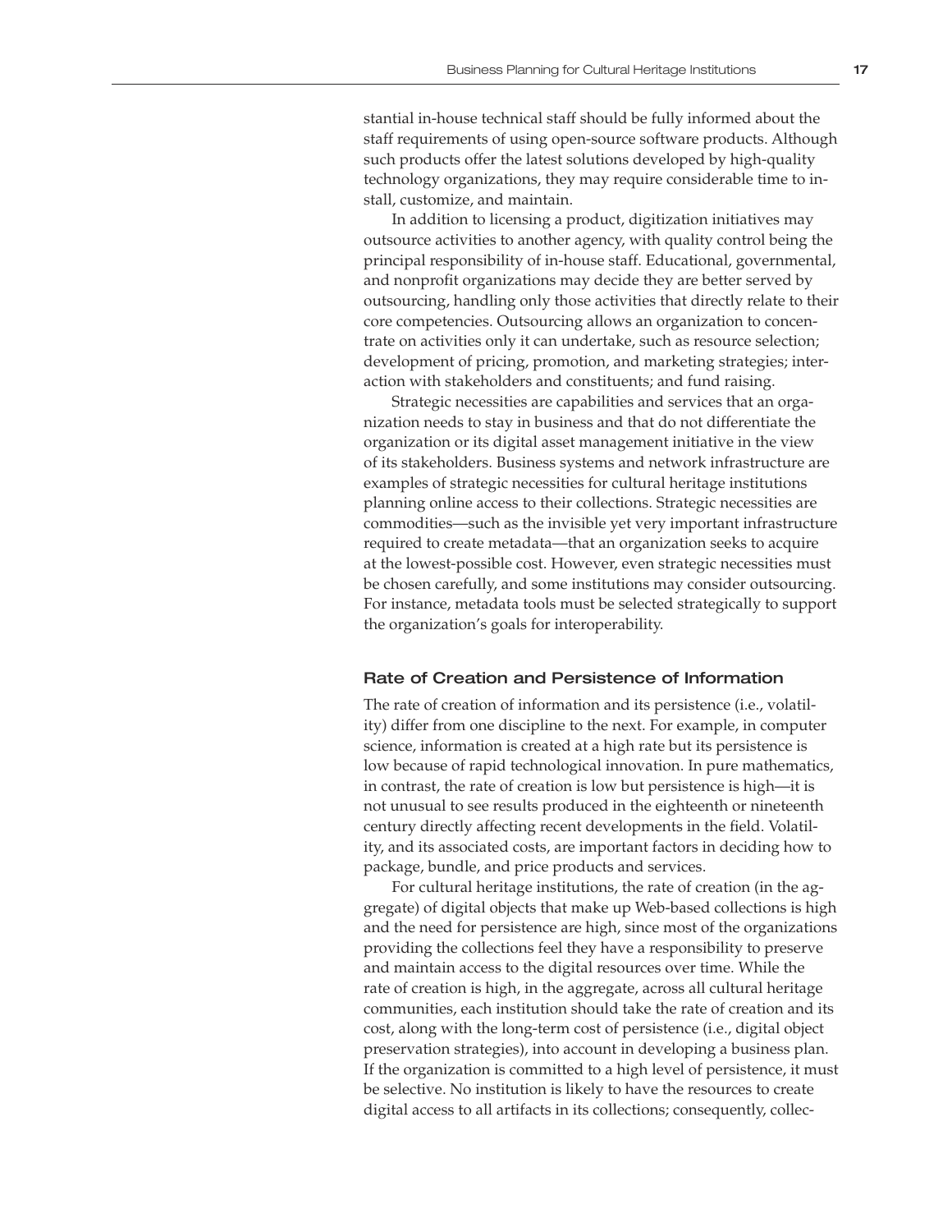stantial in-house technical staff should be fully informed about the staff requirements of using open-source software products. Although such products offer the latest solutions developed by high-quality technology organizations, they may require considerable time to install, customize, and maintain.

In addition to licensing a product, digitization initiatives may outsource activities to another agency, with quality control being the principal responsibility of in-house staff. Educational, governmental, and nonprofit organizations may decide they are better served by outsourcing, handling only those activities that directly relate to their core competencies. Outsourcing allows an organization to concentrate on activities only it can undertake, such as resource selection; development of pricing, promotion, and marketing strategies; interaction with stakeholders and constituents; and fund raising.

Strategic necessities are capabilities and services that an organization needs to stay in business and that do not differentiate the organization or its digital asset management initiative in the view of its stakeholders. Business systems and network infrastructure are examples of strategic necessities for cultural heritage institutions planning online access to their collections. Strategic necessities are commodities—such as the invisible yet very important infrastructure required to create metadata—that an organization seeks to acquire at the lowest-possible cost. However, even strategic necessities must be chosen carefully, and some institutions may consider outsourcing. For instance, metadata tools must be selected strategically to support the organization's goals for interoperability.

### Rate of Creation and Persistence of Information

The rate of creation of information and its persistence (i.e., volatility) differ from one discipline to the next. For example, in computer science, information is created at a high rate but its persistence is low because of rapid technological innovation. In pure mathematics, in contrast, the rate of creation is low but persistence is high—it is not unusual to see results produced in the eighteenth or nineteenth century directly affecting recent developments in the field. Volatility, and its associated costs, are important factors in deciding how to package, bundle, and price products and services.

For cultural heritage institutions, the rate of creation (in the aggregate) of digital objects that make up Web-based collections is high and the need for persistence are high, since most of the organizations providing the collections feel they have a responsibility to preserve and maintain access to the digital resources over time. While the rate of creation is high, in the aggregate, across all cultural heritage communities, each institution should take the rate of creation and its cost, along with the long-term cost of persistence (i.e., digital object preservation strategies), into account in developing a business plan. If the organization is committed to a high level of persistence, it must be selective. No institution is likely to have the resources to create digital access to all artifacts in its collections; consequently, collec-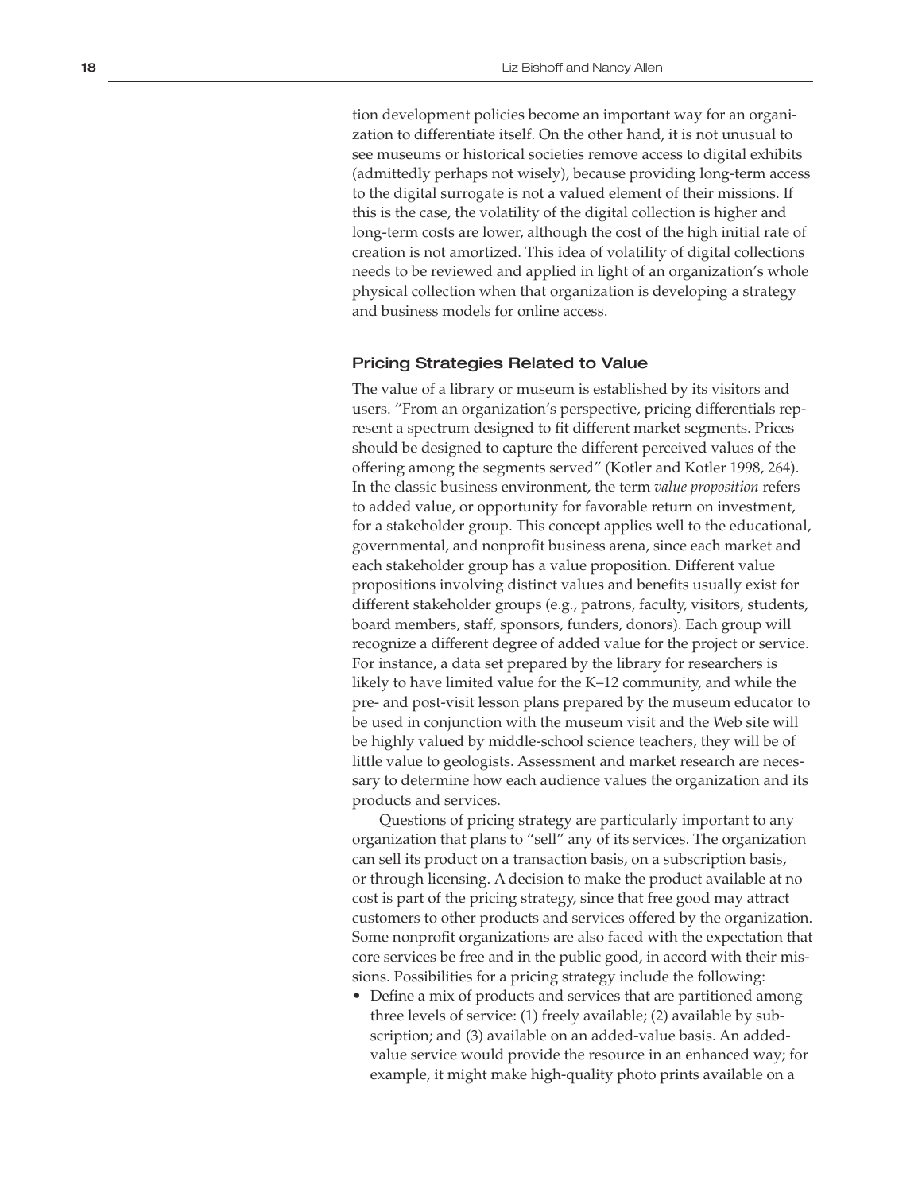tion development policies become an important way for an organization to differentiate itself. On the other hand, it is not unusual to see museums or historical societies remove access to digital exhibits (admittedly perhaps not wisely), because providing long-term access to the digital surrogate is not a valued element of their missions. If this is the case, the volatility of the digital collection is higher and long-term costs are lower, although the cost of the high initial rate of creation is not amortized. This idea of volatility of digital collections needs to be reviewed and applied in light of an organization's whole physical collection when that organization is developing a strategy and business models for online access.

### Pricing Strategies Related to Value

The value of a library or museum is established by its visitors and users. "From an organization's perspective, pricing differentials represent a spectrum designed to fit different market segments. Prices should be designed to capture the different perceived values of the offering among the segments served" (Kotler and Kotler 1998, 264). In the classic business environment, the term *value proposition* refers to added value, or opportunity for favorable return on investment, for a stakeholder group. This concept applies well to the educational, governmental, and nonprofit business arena, since each market and each stakeholder group has a value proposition. Different value propositions involving distinct values and benefits usually exist for different stakeholder groups (e.g., patrons, faculty, visitors, students, board members, staff, sponsors, funders, donors). Each group will recognize a different degree of added value for the project or service. For instance, a data set prepared by the library for researchers is likely to have limited value for the K–12 community, and while the pre- and post-visit lesson plans prepared by the museum educator to be used in conjunction with the museum visit and the Web site will be highly valued by middle-school science teachers, they will be of little value to geologists. Assessment and market research are necessary to determine how each audience values the organization and its products and services.

Questions of pricing strategy are particularly important to any organization that plans to "sell" any of its services. The organization can sell its product on a transaction basis, on a subscription basis, or through licensing. A decision to make the product available at no cost is part of the pricing strategy, since that free good may attract customers to other products and services offered by the organization. Some nonprofit organizations are also faced with the expectation that core services be free and in the public good, in accord with their missions. Possibilities for a pricing strategy include the following:

- Define a mix of products and services that are partitioned among three levels of service: (1) freely available; (2) available by subscription; and (3) available on an added-value basis. An added-value service would provide the resource in an enhanced way; for example, it might make high-quality photo prints available on a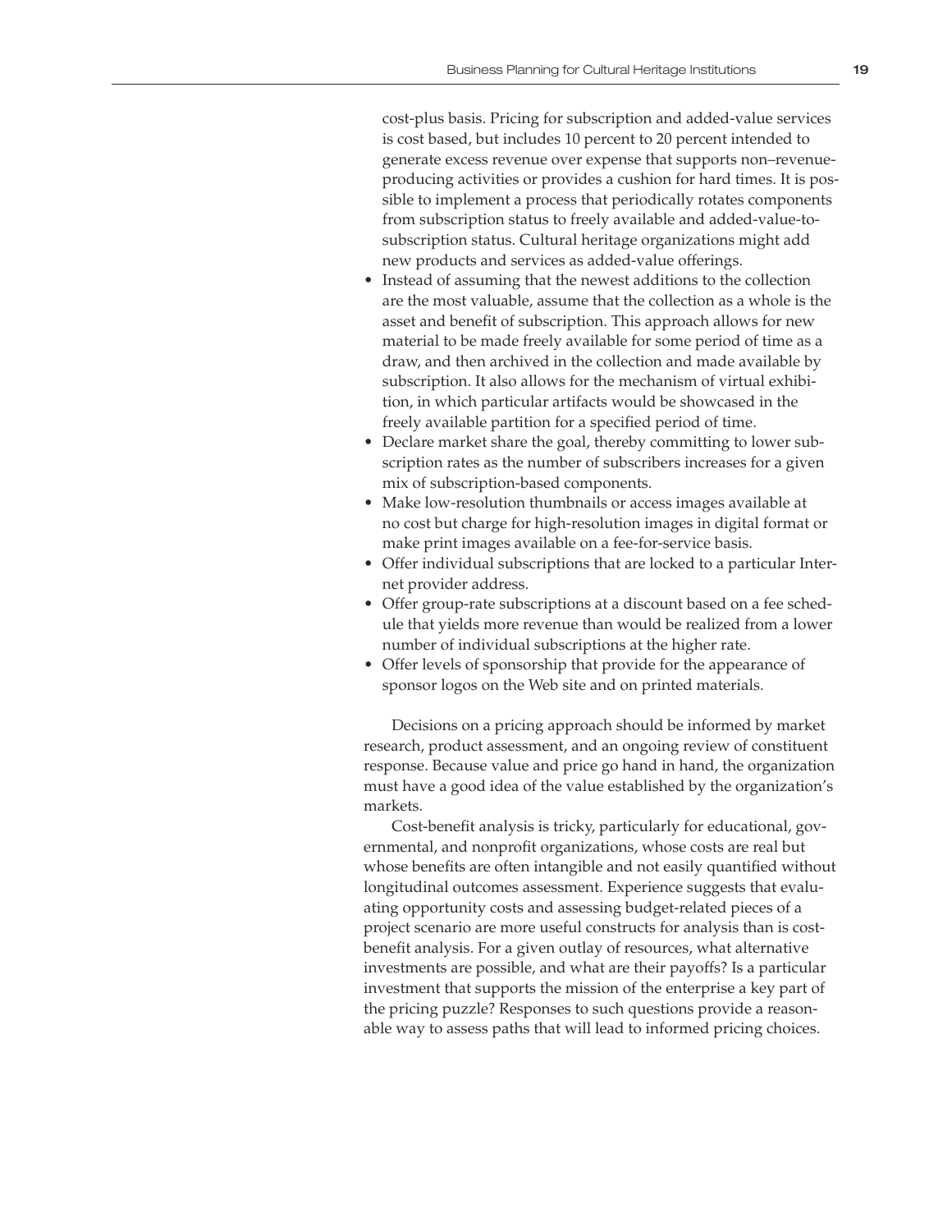cost-plus basis. Pricing for subscription and added-value services is cost based, but includes 10 percent to 20 percent intended to generate excess revenue over expense that supports non–revenue-producing activities or provides a cushion for hard times. It is possible to implement a process that periodically rotates components from subscription status to freely available and added-value-to-subscription status. Cultural heritage organizations might add new products and services as added-value offerings.

- Instead of assuming that the newest additions to the collection are the most valuable, assume that the collection as a whole is the asset and benefit of subscription. This approach allows for new material to be made freely available for some period of time as a draw, and then archived in the collection and made available by subscription. It also allows for the mechanism of virtual exhibition, in which particular artifacts would be showcased in the freely available partition for a specified period of time.
- Declare market share the goal, thereby committing to lower subscription rates as the number of subscribers increases for a given mix of subscription-based components.
- Make low-resolution thumbnails or access images available at no cost but charge for high-resolution images in digital format or make print images available on a fee-for-service basis.
- Offer individual subscriptions that are locked to a particular Internet provider address.
- Offer group-rate subscriptions at a discount based on a fee schedule that yields more revenue than would be realized from a lower number of individual subscriptions at the higher rate.
- Offer levels of sponsorship that provide for the appearance of sponsor logos on the Web site and on printed materials.

Decisions on a pricing approach should be informed by market research, product assessment, and an ongoing review of constituent response. Because value and price go hand in hand, the organization must have a good idea of the value established by the organization's markets.

Cost-benefit analysis is tricky, particularly for educational, governmental, and nonprofit organizations, whose costs are real but whose benefits are often intangible and not easily quantified without longitudinal outcomes assessment. Experience suggests that evaluating opportunity costs and assessing budget-related pieces of a project scenario are more useful constructs for analysis than is cost-benefit analysis. For a given outlay of resources, what alternative investments are possible, and what are their payoffs? Is a particular investment that supports the mission of the enterprise a key part of the pricing puzzle? Responses to such questions provide a reasonable way to assess paths that will lead to informed pricing choices.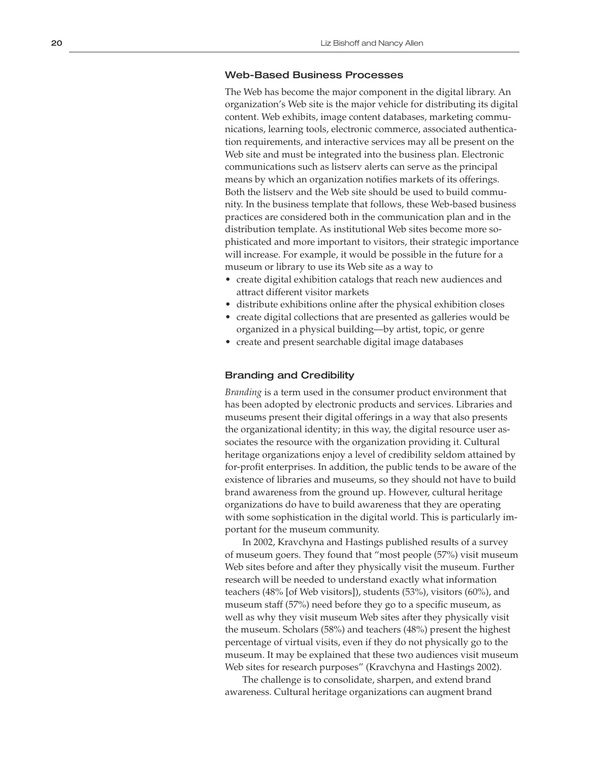### Web-Based Business Processes

The Web has become the major component in the digital library. An organization's Web site is the major vehicle for distributing its digital content. Web exhibits, image content databases, marketing communications, learning tools, electronic commerce, associated authentication requirements, and interactive services may all be present on the Web site and must be integrated into the business plan. Electronic communications such as listserv alerts can serve as the principal means by which an organization notifies markets of its offerings. Both the listserv and the Web site should be used to build community. In the business template that follows, these Web-based business practices are considered both in the communication plan and in the distribution template. As institutional Web sites become more sophisticated and more important to visitors, their strategic importance will increase. For example, it would be possible in the future for a museum or library to use its Web site as a way to

- create digital exhibition catalogs that reach new audiences and attract different visitor markets
- distribute exhibitions online after the physical exhibition closes
- create digital collections that are presented as galleries would be organized in a physical building—by artist, topic, or genre
- create and present searchable digital image databases

### Branding and Credibility

*Branding* is a term used in the consumer product environment that has been adopted by electronic products and services. Libraries and museums present their digital offerings in a way that also presents the organizational identity; in this way, the digital resource user associates the resource with the organization providing it. Cultural heritage organizations enjoy a level of credibility seldom attained by for-profit enterprises. In addition, the public tends to be aware of the existence of libraries and museums, so they should not have to build brand awareness from the ground up. However, cultural heritage organizations do have to build awareness that they are operating with some sophistication in the digital world. This is particularly important for the museum community.

In 2002, Kravchyna and Hastings published results of a survey of museum goers. They found that "most people (57%) visit museum Web sites before and after they physically visit the museum. Further research will be needed to understand exactly what information teachers (48% [of Web visitors]), students (53%), visitors (60%), and museum staff (57%) need before they go to a specific museum, as well as why they visit museum Web sites after they physically visit the museum. Scholars (58%) and teachers (48%) present the highest percentage of virtual visits, even if they do not physically go to the museum. It may be explained that these two audiences visit museum Web sites for research purposes" (Kravchyna and Hastings 2002).

The challenge is to consolidate, sharpen, and extend brand awareness. Cultural heritage organizations can augment brand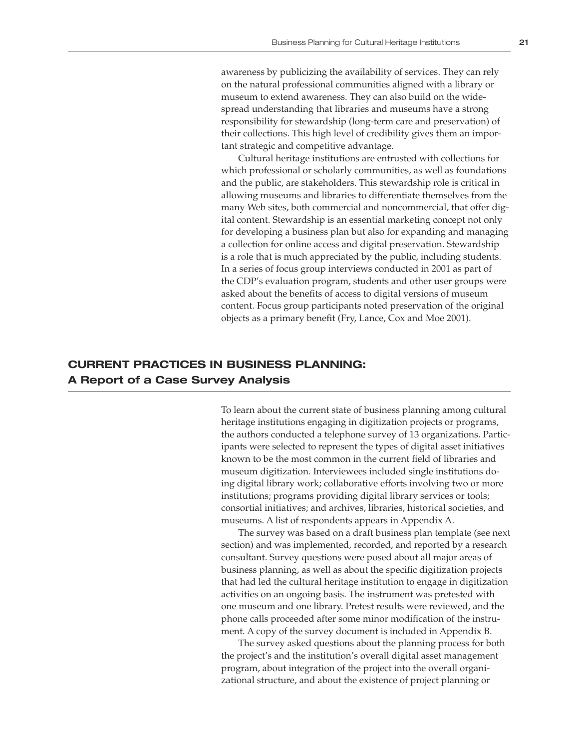awareness by publicizing the availability of services. They can rely on the natural professional communities aligned with a library or museum to extend awareness. They can also build on the widespread understanding that libraries and museums have a strong responsibility for stewardship (long-term care and preservation) of their collections. This high level of credibility gives them an important strategic and competitive advantage.

Cultural heritage institutions are entrusted with collections for which professional or scholarly communities, as well as foundations and the public, are stakeholders. This stewardship role is critical in allowing museums and libraries to differentiate themselves from the many Web sites, both commercial and noncommercial, that offer digital content. Stewardship is an essential marketing concept not only for developing a business plan but also for expanding and managing a collection for online access and digital preservation. Stewardship is a role that is much appreciated by the public, including students. In a series of focus group interviews conducted in 2001 as part of the CDP's evaluation program, students and other user groups were asked about the benefits of access to digital versions of museum content. Focus group participants noted preservation of the original objects as a primary benefit (Fry, Lance, Cox and Moe 2001).

## CURRENT PRACTICES IN BUSINESS PLANNING: A Report of a Case Survey Analysis

To learn about the current state of business planning among cultural heritage institutions engaging in digitization projects or programs, the authors conducted a telephone survey of 13 organizations. Participants were selected to represent the types of digital asset initiatives known to be the most common in the current field of libraries and museum digitization. Interviewees included single institutions doing digital library work; collaborative efforts involving two or more institutions; programs providing digital library services or tools; consortial initiatives; and archives, libraries, historical societies, and museums. A list of respondents appears in Appendix A.

The survey was based on a draft business plan template (see next section) and was implemented, recorded, and reported by a research consultant. Survey questions were posed about all major areas of business planning, as well as about the specific digitization projects that had led the cultural heritage institution to engage in digitization activities on an ongoing basis. The instrument was pretested with one museum and one library. Pretest results were reviewed, and the phone calls proceeded after some minor modification of the instrument. A copy of the survey document is included in Appendix B.

The survey asked questions about the planning process for both the project's and the institution's overall digital asset management program, about integration of the project into the overall organizational structure, and about the existence of project planning or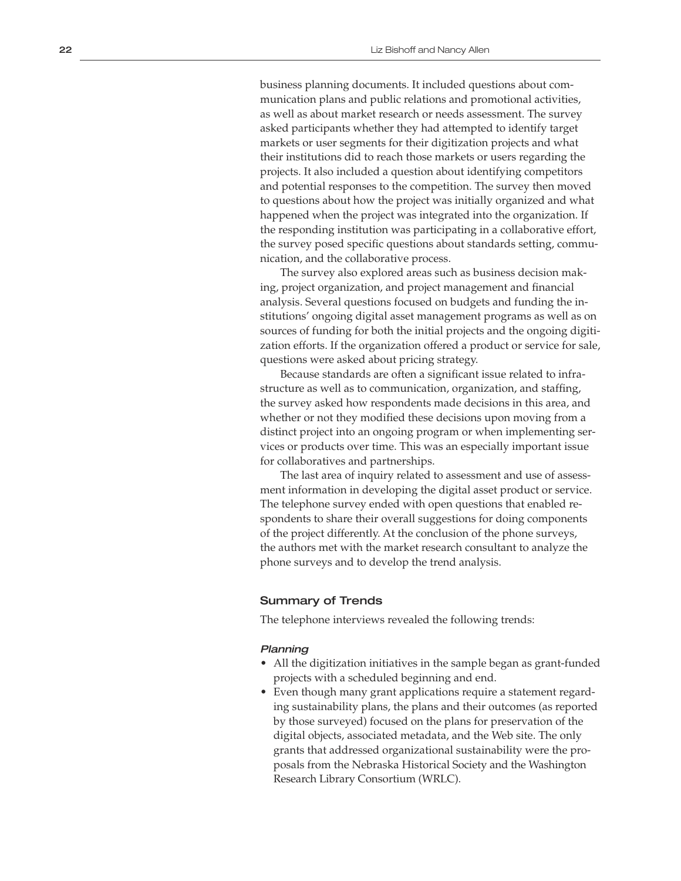business planning documents. It included questions about communication plans and public relations and promotional activities, as well as about market research or needs assessment. The survey asked participants whether they had attempted to identify target markets or user segments for their digitization projects and what their institutions did to reach those markets or users regarding the projects. It also included a question about identifying competitors and potential responses to the competition. The survey then moved to questions about how the project was initially organized and what happened when the project was integrated into the organization. If the responding institution was participating in a collaborative effort, the survey posed specific questions about standards setting, communication, and the collaborative process.

The survey also explored areas such as business decision making, project organization, and project management and financial analysis. Several questions focused on budgets and funding the institutions' ongoing digital asset management programs as well as on sources of funding for both the initial projects and the ongoing digitization efforts. If the organization offered a product or service for sale, questions were asked about pricing strategy.

Because standards are often a significant issue related to infrastructure as well as to communication, organization, and staffing, the survey asked how respondents made decisions in this area, and whether or not they modified these decisions upon moving from a distinct project into an ongoing program or when implementing services or products over time. This was an especially important issue for collaboratives and partnerships.

The last area of inquiry related to assessment and use of assessment information in developing the digital asset product or service. The telephone survey ended with open questions that enabled respondents to share their overall suggestions for doing components of the project differently. At the conclusion of the phone surveys, the authors met with the market research consultant to analyze the phone surveys and to develop the trend analysis.

## Summary of Trends

The telephone interviews revealed the following trends:

### *Planning*

- All the digitization initiatives in the sample began as grant-funded projects with a scheduled beginning and end.
- Even though many grant applications require a statement regarding sustainability plans, the plans and their outcomes (as reported by those surveyed) focused on the plans for preservation of the digital objects, associated metadata, and the Web site. The only grants that addressed organizational sustainability were the proposals from the Nebraska Historical Society and the Washington Research Library Consortium (WRLC).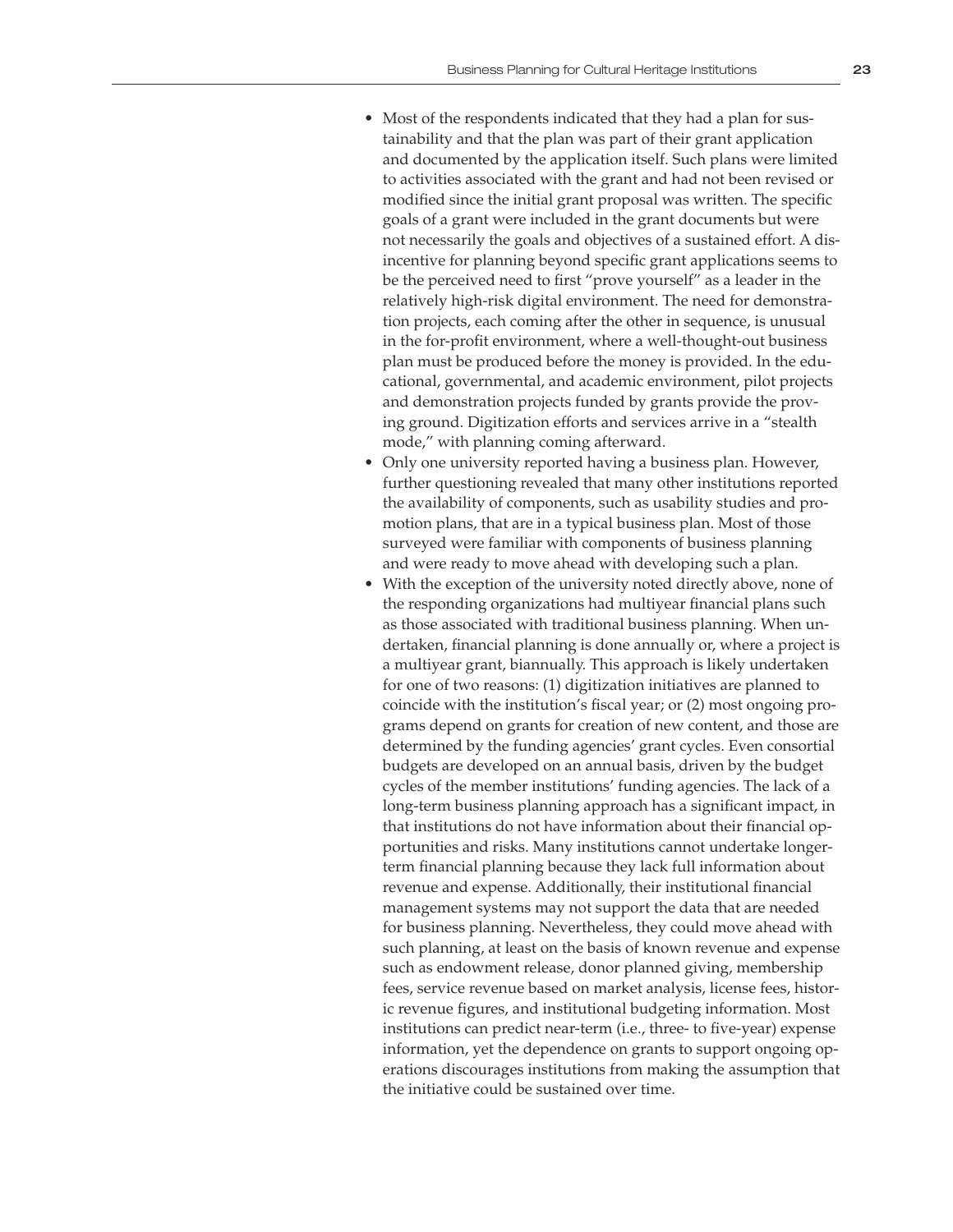- Most of the respondents indicated that they had a plan for sustainability and that the plan was part of their grant application and documented by the application itself. Such plans were limited to activities associated with the grant and had not been revised or modified since the initial grant proposal was written. The specific goals of a grant were included in the grant documents but were not necessarily the goals and objectives of a sustained effort. A disincentive for planning beyond specific grant applications seems to be the perceived need to first "prove yourself" as a leader in the relatively high-risk digital environment. The need for demonstration projects, each coming after the other in sequence, is unusual in the for-profit environment, where a well-thought-out business plan must be produced before the money is provided. In the educational, governmental, and academic environment, pilot projects and demonstration projects funded by grants provide the proving ground. Digitization efforts and services arrive in a "stealth mode," with planning coming afterward.
- Only one university reported having a business plan. However, further questioning revealed that many other institutions reported the availability of components, such as usability studies and promotion plans, that are in a typical business plan. Most of those surveyed were familiar with components of business planning and were ready to move ahead with developing such a plan.
- With the exception of the university noted directly above, none of the responding organizations had multiyear financial plans such as those associated with traditional business planning. When undertaken, financial planning is done annually or, where a project is a multiyear grant, biannually. This approach is likely undertaken for one of two reasons: (1) digitization initiatives are planned to coincide with the institution's fiscal year; or (2) most ongoing programs depend on grants for creation of new content, and those are determined by the funding agencies' grant cycles. Even consortial budgets are developed on an annual basis, driven by the budget cycles of the member institutions' funding agencies. The lack of a long-term business planning approach has a significant impact, in that institutions do not have information about their financial opportunities and risks. Many institutions cannot undertake longer-term financial planning because they lack full information about revenue and expense. Additionally, their institutional financial management systems may not support the data that are needed for business planning. Nevertheless, they could move ahead with such planning, at least on the basis of known revenue and expense such as endowment release, donor planned giving, membership fees, service revenue based on market analysis, license fees, historic revenue figures, and institutional budgeting information. Most institutions can predict near-term (i.e., three- to five-year) expense information, yet the dependence on grants to support ongoing operations discourages institutions from making the assumption that the initiative could be sustained over time.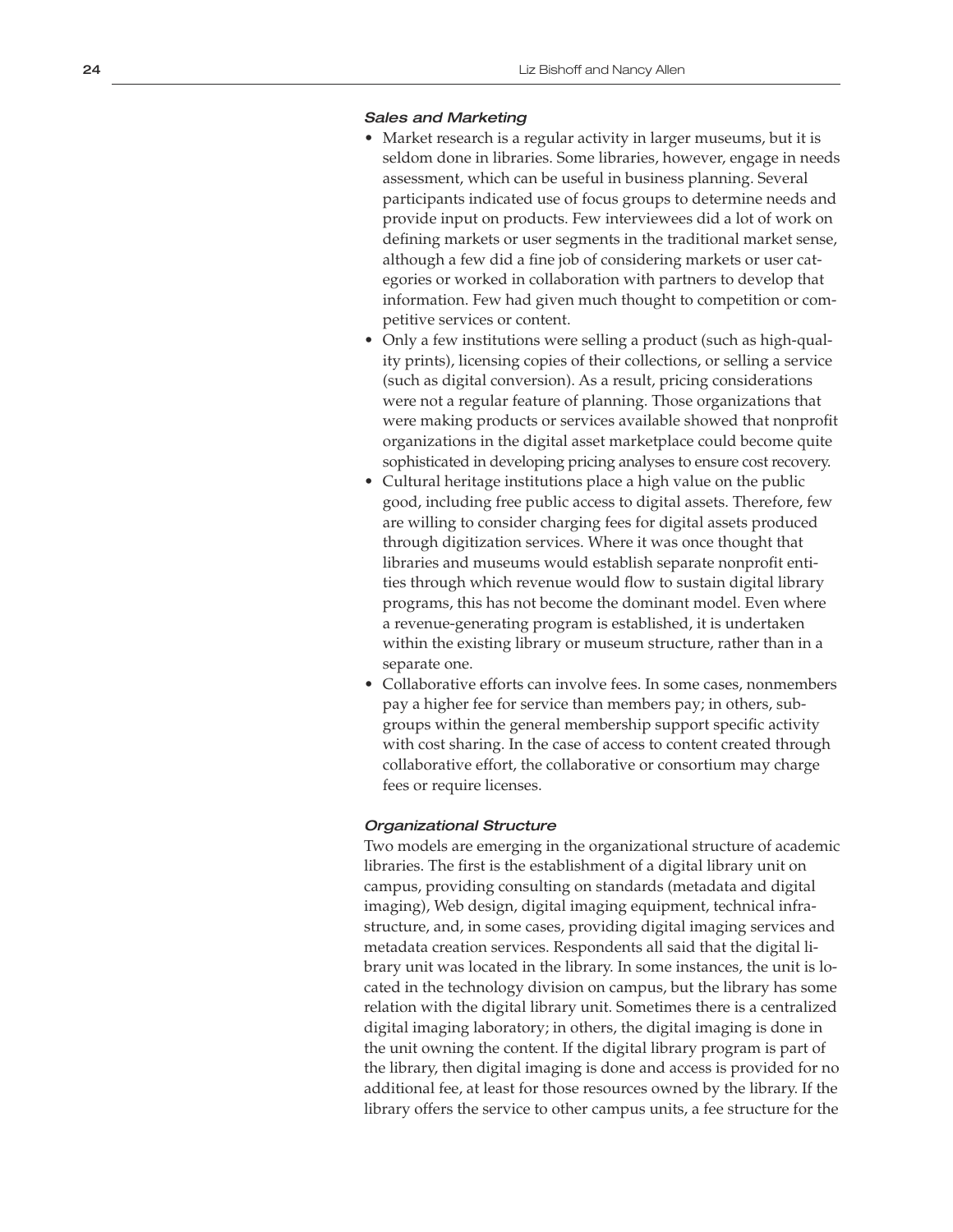### *Sales and Marketing*

- Market research is a regular activity in larger museums, but it is seldom done in libraries. Some libraries, however, engage in needs assessment, which can be useful in business planning. Several participants indicated use of focus groups to determine needs and provide input on products. Few interviewees did a lot of work on defining markets or user segments in the traditional market sense, although a few did a fine job of considering markets or user categories or worked in collaboration with partners to develop that information. Few had given much thought to competition or competitive services or content.
- Only a few institutions were selling a product (such as high-quality prints), licensing copies of their collections, or selling a service (such as digital conversion). As a result, pricing considerations were not a regular feature of planning. Those organizations that were making products or services available showed that nonprofit organizations in the digital asset marketplace could become quite sophisticated in developing pricing analyses to ensure cost recovery.
- Cultural heritage institutions place a high value on the public good, including free public access to digital assets. Therefore, few are willing to consider charging fees for digital assets produced through digitization services. Where it was once thought that libraries and museums would establish separate nonprofit entities through which revenue would flow to sustain digital library programs, this has not become the dominant model. Even where a revenue-generating program is established, it is undertaken within the existing library or museum structure, rather than in a separate one.
- Collaborative efforts can involve fees. In some cases, nonmembers pay a higher fee for service than members pay; in others, subgroups within the general membership support specific activity with cost sharing. In the case of access to content created through collaborative effort, the collaborative or consortium may charge fees or require licenses.

### *Organizational Structure*

Two models are emerging in the organizational structure of academic libraries. The first is the establishment of a digital library unit on campus, providing consulting on standards (metadata and digital imaging), Web design, digital imaging equipment, technical infrastructure, and, in some cases, providing digital imaging services and metadata creation services. Respondents all said that the digital library unit was located in the library. In some instances, the unit is located in the technology division on campus, but the library has some relation with the digital library unit. Sometimes there is a centralized digital imaging laboratory; in others, the digital imaging is done in the unit owning the content. If the digital library program is part of the library, then digital imaging is done and access is provided for no additional fee, at least for those resources owned by the library. If the library offers the service to other campus units, a fee structure for the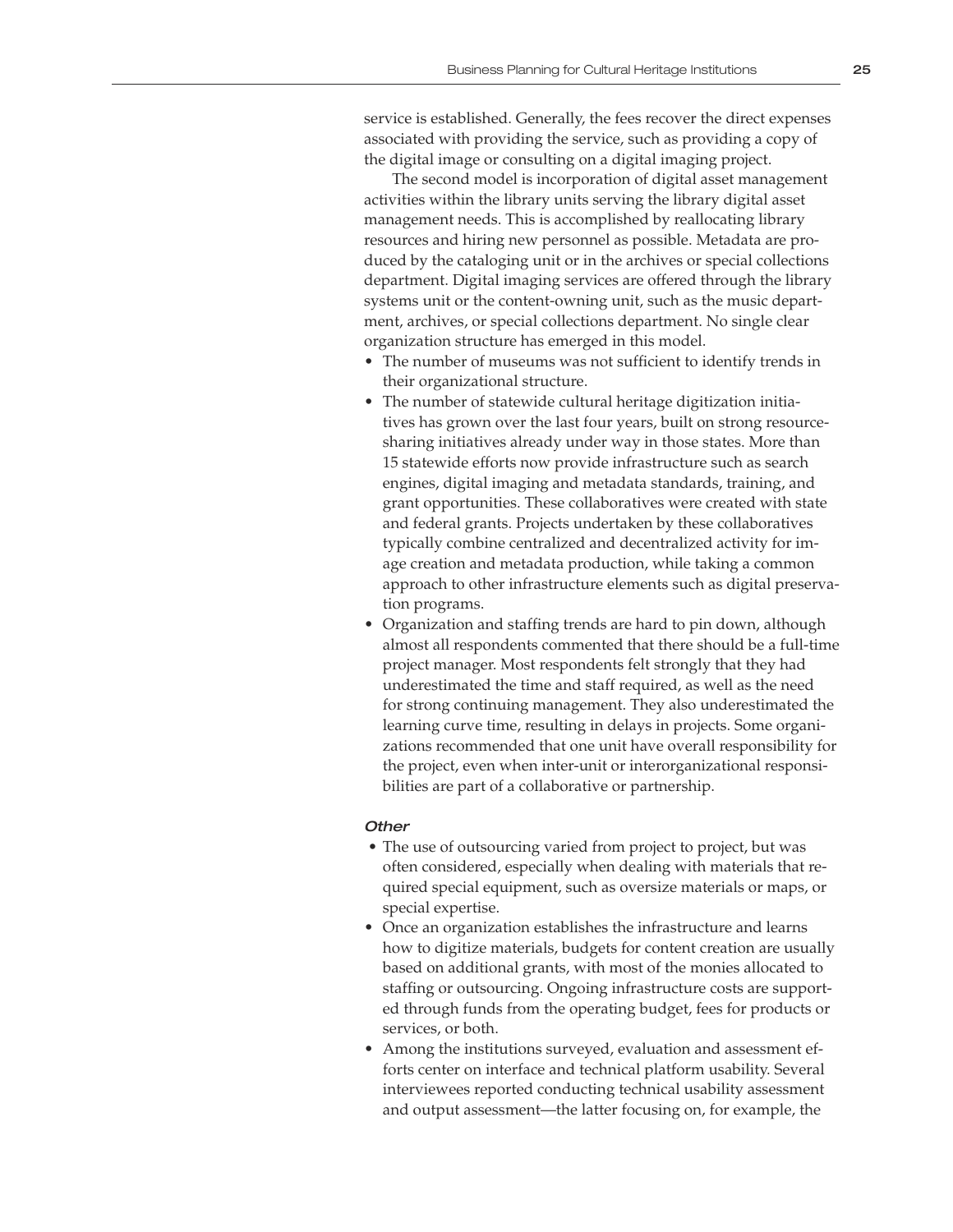service is established. Generally, the fees recover the direct expenses associated with providing the service, such as providing a copy of the digital image or consulting on a digital imaging project.

The second model is incorporation of digital asset management activities within the library units serving the library digital asset management needs. This is accomplished by reallocating library resources and hiring new personnel as possible. Metadata are produced by the cataloging unit or in the archives or special collections department. Digital imaging services are offered through the library systems unit or the content-owning unit, such as the music department, archives, or special collections department. No single clear organization structure has emerged in this model.

- The number of museums was not sufficient to identify trends in their organizational structure.
- The number of statewide cultural heritage digitization initiatives has grown over the last four years, built on strong resource-sharing initiatives already under way in those states. More than 15 statewide efforts now provide infrastructure such as search engines, digital imaging and metadata standards, training, and grant opportunities. These collaboratives were created with state and federal grants. Projects undertaken by these collaboratives typically combine centralized and decentralized activity for image creation and metadata production, while taking a common approach to other infrastructure elements such as digital preservation programs.
- Organization and staffing trends are hard to pin down, although almost all respondents commented that there should be a full-time project manager. Most respondents felt strongly that they had underestimated the time and staff required, as well as the need for strong continuing management. They also underestimated the learning curve time, resulting in delays in projects. Some organizations recommended that one unit have overall responsibility for the project, even when inter-unit or interorganizational responsibilities are part of a collaborative or partnership.

#### *Other*

- The use of outsourcing varied from project to project, but was often considered, especially when dealing with materials that required special equipment, such as oversize materials or maps, or special expertise.
- Once an organization establishes the infrastructure and learns how to digitize materials, budgets for content creation are usually based on additional grants, with most of the monies allocated to staffing or outsourcing. Ongoing infrastructure costs are supported through funds from the operating budget, fees for products or services, or both.
- Among the institutions surveyed, evaluation and assessment efforts center on interface and technical platform usability. Several interviewees reported conducting technical usability assessment and output assessment—the latter focusing on, for example, the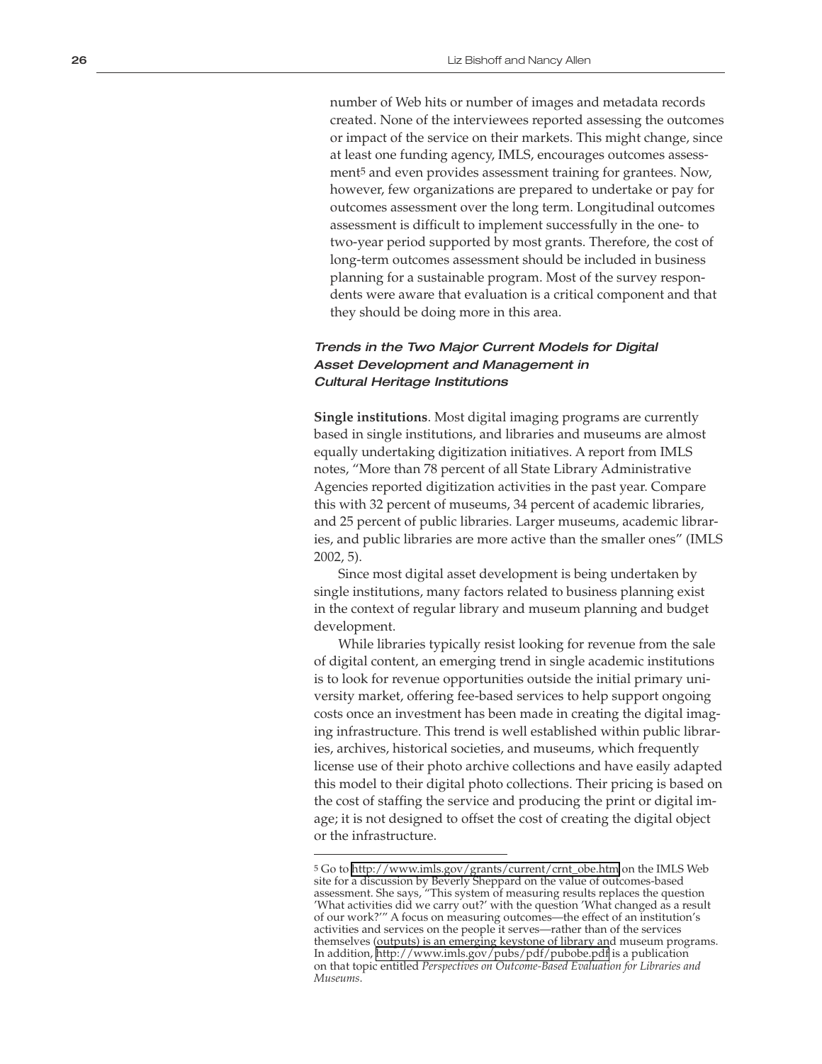number of Web hits or number of images and metadata records created. None of the interviewees reported assessing the outcomes or impact of the service on their markets. This might change, since at least one funding agency, IMLS, encourages outcomes assessment[5] and even provides assessment training for grantees. Now, however, few organizations are prepared to undertake or pay for outcomes assessment over the long term. Longitudinal outcomes assessment is difficult to implement successfully in the one- to two-year period supported by most grants. Therefore, the cost of long-term outcomes assessment should be included in business planning for a sustainable program. Most of the survey respondents were aware that evaluation is a critical component and that they should be doing more in this area.

### *Trends in the Two Major Current Models for Digital Asset Development and Management in Cultural Heritage Institutions*

**Single institutions**. Most digital imaging programs are currently based in single institutions, and libraries and museums are almost equally undertaking digitization initiatives. A report from IMLS notes, "More than 78 percent of all State Library Administrative Agencies reported digitization activities in the past year. Compare this with 32 percent of museums, 34 percent of academic libraries, and 25 percent of public libraries. Larger museums, academic libraries, and public libraries are more active than the smaller ones" (IMLS 2002, 5).

Since most digital asset development is being undertaken by single institutions, many factors related to business planning exist in the context of regular library and museum planning and budget development.

While libraries typically resist looking for revenue from the sale of digital content, an emerging trend in single academic institutions is to look for revenue opportunities outside the initial primary university market, offering fee-based services to help support ongoing costs once an investment has been made in creating the digital imaging infrastructure. This trend is well established within public libraries, archives, historical societies, and museums, which frequently license use of their photo archive collections and have easily adapted this model to their digital photo collections. Their pricing is based on the cost of staffing the service and producing the print or digital image; it is not designed to offset the cost of creating the digital object or the infrastructure.

---

[5] Go to http://www.imls.gov/grants/current/crnt_obe.htm on the IMLS Web site for a discussion by Beverly Sheppard on the value of outcomes-based assessment. She says, "This system of measuring results replaces the question 'What activities did we carry out?' with the question 'What changed as a result of our work?'" A focus on measuring outcomes—the effect of an institution's activities and services on the people it serves—rather than of the services themselves (outputs) is an emerging keystone of library and museum programs. In addition, http://www.imls.gov/pubs/pdf/pubobe.pdf is a publication on that topic entitled *Perspectives on Outcome-Based Evaluation for Libraries and Museums.*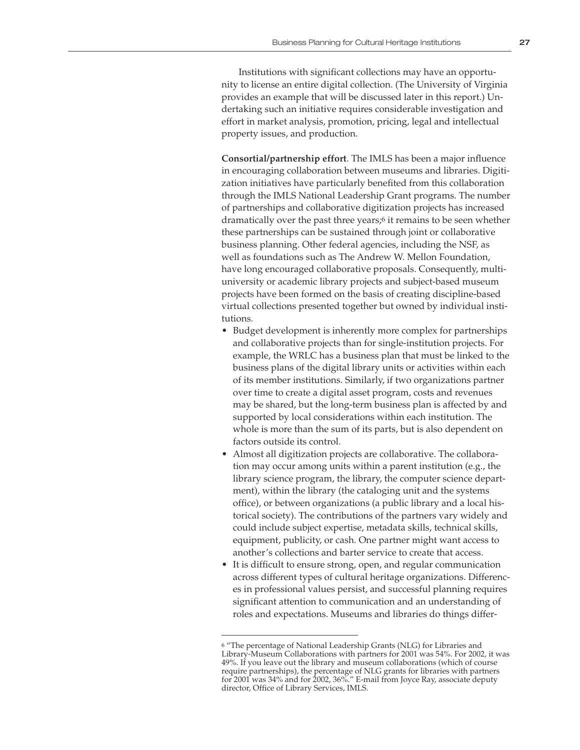Institutions with significant collections may have an opportunity to license an entire digital collection. (The University of Virginia provides an example that will be discussed later in this report.) Undertaking such an initiative requires considerable investigation and effort in market analysis, promotion, pricing, legal and intellectual property issues, and production.

**Consortial/partnership effort**. The IMLS has been a major influence in encouraging collaboration between museums and libraries. Digitization initiatives have particularly benefited from this collaboration through the IMLS National Leadership Grant programs. The number of partnerships and collaborative digitization projects has increased dramatically over the past three years;[6] it remains to be seen whether these partnerships can be sustained through joint or collaborative business planning. Other federal agencies, including the NSF, as well as foundations such as The Andrew W. Mellon Foundation, have long encouraged collaborative proposals. Consequently, multi-university or academic library projects and subject-based museum projects have been formed on the basis of creating discipline-based virtual collections presented together but owned by individual institutions.

- Budget development is inherently more complex for partnerships and collaborative projects than for single-institution projects. For example, the WRLC has a business plan that must be linked to the business plans of the digital library units or activities within each of its member institutions. Similarly, if two organizations partner over time to create a digital asset program, costs and revenues may be shared, but the long-term business plan is affected by and supported by local considerations within each institution. The whole is more than the sum of its parts, but is also dependent on factors outside its control.
- Almost all digitization projects are collaborative. The collaboration may occur among units within a parent institution (e.g., the library science program, the library, the computer science department), within the library (the cataloging unit and the systems office), or between organizations (a public library and a local historical society). The contributions of the partners vary widely and could include subject expertise, metadata skills, technical skills, equipment, publicity, or cash. One partner might want access to another's collections and barter service to create that access.
- It is difficult to ensure strong, open, and regular communication across different types of cultural heritage organizations. Differences in professional values persist, and successful planning requires significant attention to communication and an understanding of roles and expectations. Museums and libraries do things differ-

[6] "The percentage of National Leadership Grants (NLG) for Libraries and Library-Museum Collaborations with partners for 2001 was 54%. For 2002, it was 49%. If you leave out the library and museum collaborations (which of course require partnerships), the percentage of NLG grants for libraries with partners for 2001 was 34% and for 2002, 36%." E-mail from Joyce Ray, associate deputy director, Office of Library Services, IMLS.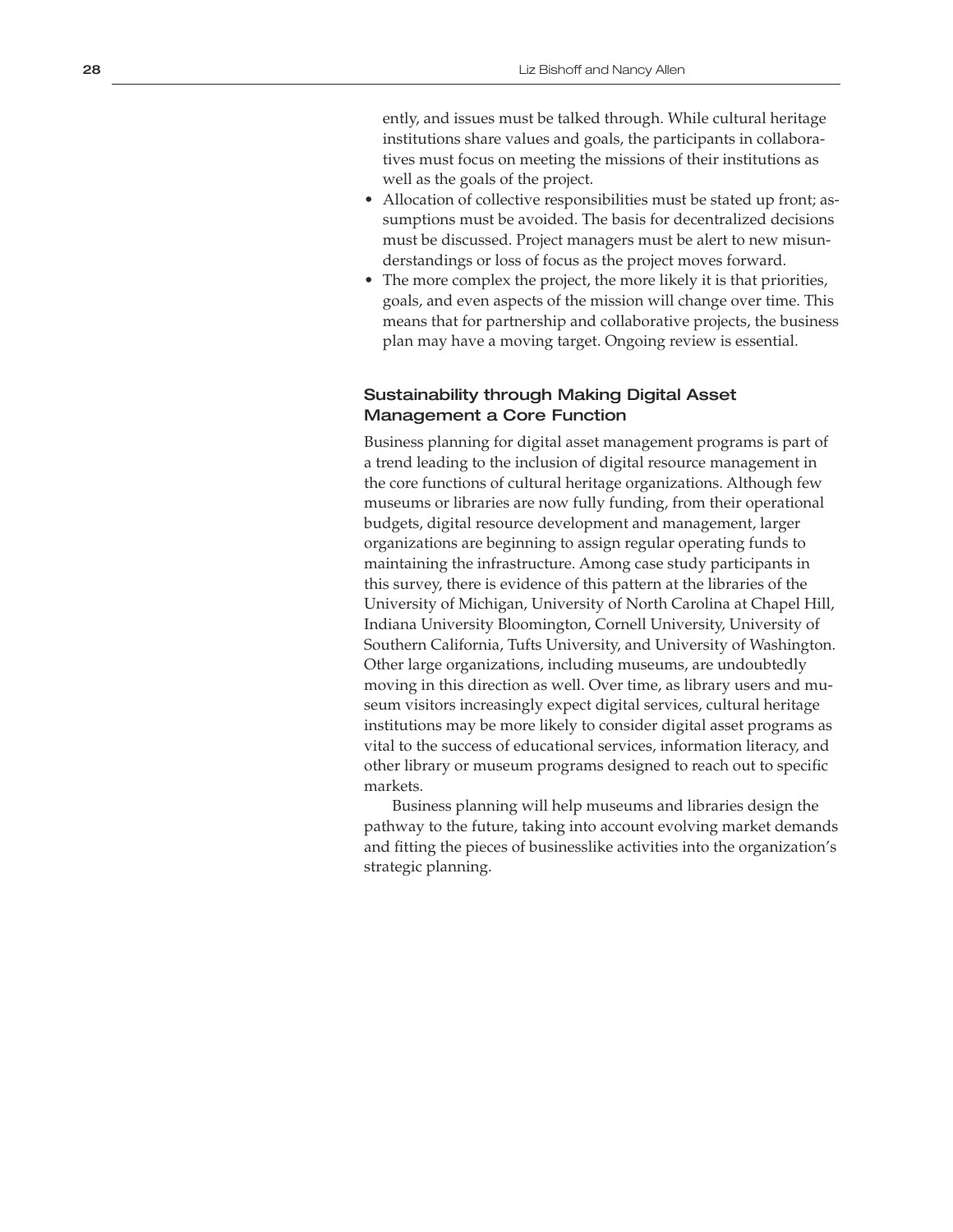ently, and issues must be talked through. While cultural heritage institutions share values and goals, the participants in collaboratives must focus on meeting the missions of their institutions as well as the goals of the project.

- Allocation of collective responsibilities must be stated up front; assumptions must be avoided. The basis for decentralized decisions must be discussed. Project managers must be alert to new misunderstandings or loss of focus as the project moves forward.
- The more complex the project, the more likely it is that priorities, goals, and even aspects of the mission will change over time. This means that for partnership and collaborative projects, the business plan may have a moving target. Ongoing review is essential.

### Sustainability through Making Digital Asset Management a Core Function

Business planning for digital asset management programs is part of a trend leading to the inclusion of digital resource management in the core functions of cultural heritage organizations. Although few museums or libraries are now fully funding, from their operational budgets, digital resource development and management, larger organizations are beginning to assign regular operating funds to maintaining the infrastructure. Among case study participants in this survey, there is evidence of this pattern at the libraries of the University of Michigan, University of North Carolina at Chapel Hill, Indiana University Bloomington, Cornell University, University of Southern California, Tufts University, and University of Washington. Other large organizations, including museums, are undoubtedly moving in this direction as well. Over time, as library users and museum visitors increasingly expect digital services, cultural heritage institutions may be more likely to consider digital asset programs as vital to the success of educational services, information literacy, and other library or museum programs designed to reach out to specific markets.

Business planning will help museums and libraries design the pathway to the future, taking into account evolving market demands and fitting the pieces of businesslike activities into the organization's strategic planning.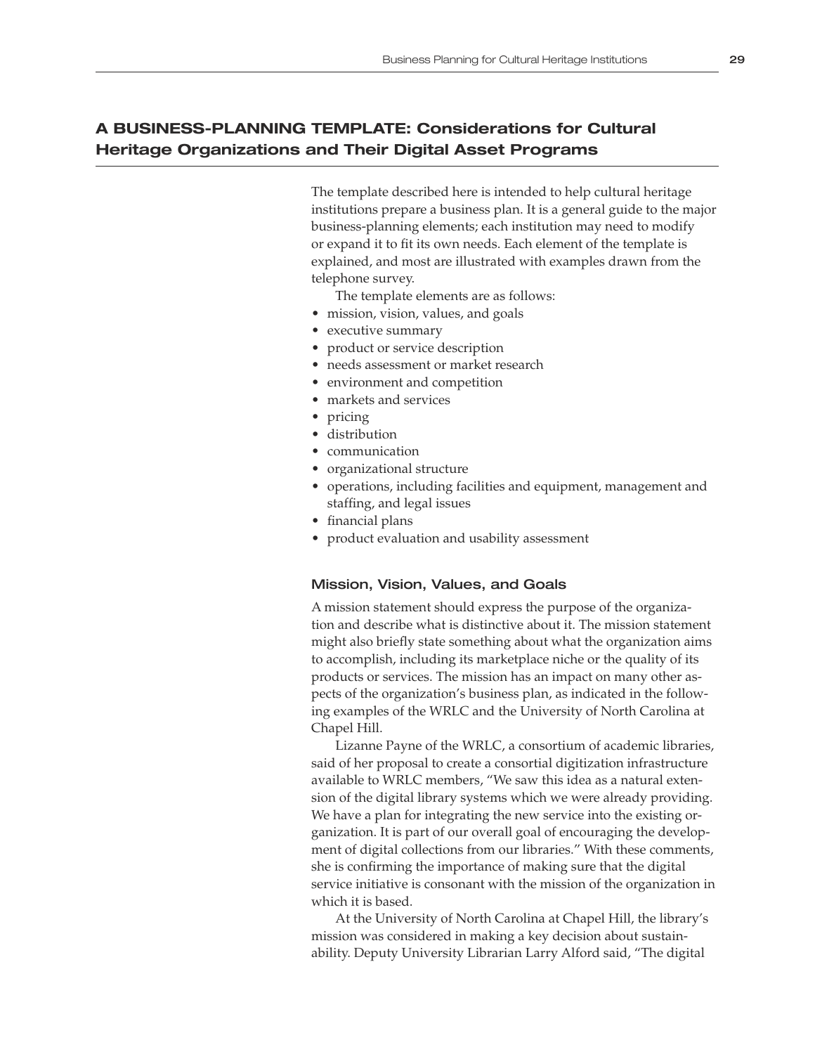## A BUSINESS-PLANNING TEMPLATE: Considerations for Cultural Heritage Organizations and Their Digital Asset Programs

The template described here is intended to help cultural heritage institutions prepare a business plan. It is a general guide to the major business-planning elements; each institution may need to modify or expand it to fit its own needs. Each element of the template is explained, and most are illustrated with examples drawn from the telephone survey.

The template elements are as follows:

- mission, vision, values, and goals
- executive summary
- product or service description
- needs assessment or market research
- environment and competition
- markets and services
- pricing
- distribution
- communication
- organizational structure
- operations, including facilities and equipment, management and staffing, and legal issues
- financial plans
- product evaluation and usability assessment

### Mission, Vision, Values, and Goals

A mission statement should express the purpose of the organization and describe what is distinctive about it. The mission statement might also briefly state something about what the organization aims to accomplish, including its marketplace niche or the quality of its products or services. The mission has an impact on many other aspects of the organization's business plan, as indicated in the following examples of the WRLC and the University of North Carolina at Chapel Hill.

Lizanne Payne of the WRLC, a consortium of academic libraries, said of her proposal to create a consortial digitization infrastructure available to WRLC members, "We saw this idea as a natural extension of the digital library systems which we were already providing. We have a plan for integrating the new service into the existing organization. It is part of our overall goal of encouraging the development of digital collections from our libraries." With these comments, she is confirming the importance of making sure that the digital service initiative is consonant with the mission of the organization in which it is based.

At the University of North Carolina at Chapel Hill, the library's mission was considered in making a key decision about sustainability. Deputy University Librarian Larry Alford said, "The digital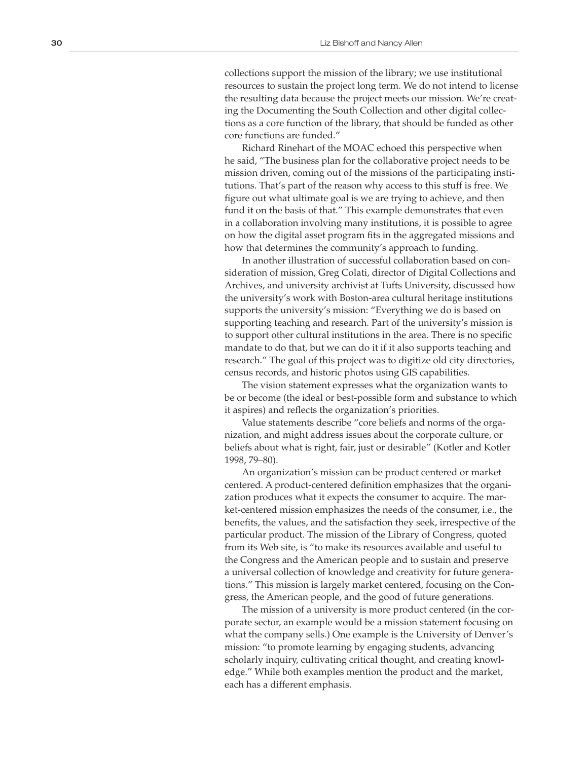collections support the mission of the library; we use institutional resources to sustain the project long term. We do not intend to license the resulting data because the project meets our mission. We're creating the Documenting the South Collection and other digital collections as a core function of the library, that should be funded as other core functions are funded."

Richard Rinehart of the MOAC echoed this perspective when he said, "The business plan for the collaborative project needs to be mission driven, coming out of the missions of the participating institutions. That's part of the reason why access to this stuff is free. We figure out what ultimate goal is we are trying to achieve, and then fund it on the basis of that." This example demonstrates that even in a collaboration involving many institutions, it is possible to agree on how the digital asset program fits in the aggregated missions and how that determines the community's approach to funding.

In another illustration of successful collaboration based on consideration of mission, Greg Colati, director of Digital Collections and Archives, and university archivist at Tufts University, discussed how the university's work with Boston-area cultural heritage institutions supports the university's mission: "Everything we do is based on supporting teaching and research. Part of the university's mission is to support other cultural institutions in the area. There is no specific mandate to do that, but we can do it if it also supports teaching and research." The goal of this project was to digitize old city directories, census records, and historic photos using GIS capabilities.

The vision statement expresses what the organization wants to be or become (the ideal or best-possible form and substance to which it aspires) and reflects the organization's priorities.

Value statements describe "core beliefs and norms of the organization, and might address issues about the corporate culture, or beliefs about what is right, fair, just or desirable" (Kotler and Kotler 1998, 79–80).

An organization's mission can be product centered or market centered. A product-centered definition emphasizes that the organization produces what it expects the consumer to acquire. The market-centered mission emphasizes the needs of the consumer, i.e., the benefits, the values, and the satisfaction they seek, irrespective of the particular product. The mission of the Library of Congress, quoted from its Web site, is "to make its resources available and useful to the Congress and the American people and to sustain and preserve a universal collection of knowledge and creativity for future generations." This mission is largely market centered, focusing on the Congress, the American people, and the good of future generations.

The mission of a university is more product centered (in the corporate sector, an example would be a mission statement focusing on what the company sells.) One example is the University of Denver's mission: "to promote learning by engaging students, advancing scholarly inquiry, cultivating critical thought, and creating knowledge." While both examples mention the product and the market, each has a different emphasis.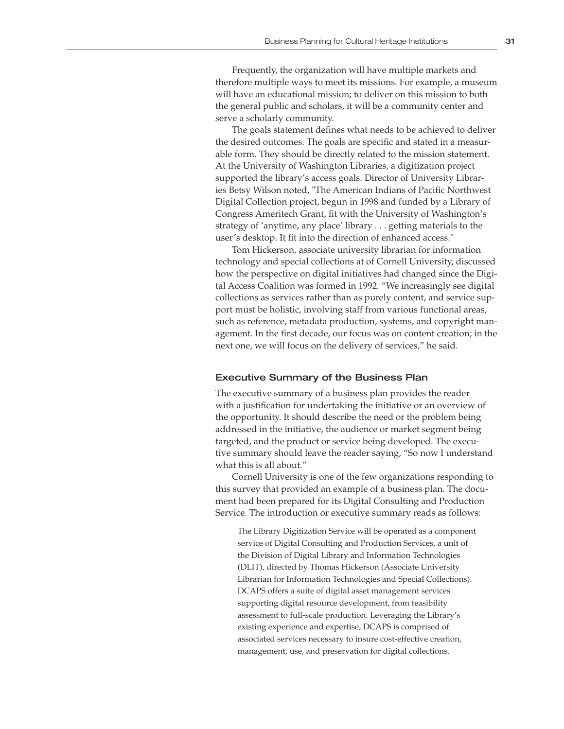Frequently, the organization will have multiple markets and therefore multiple ways to meet its missions. For example, a museum will have an educational mission; to deliver on this mission to both the general public and scholars, it will be a community center and serve a scholarly community.

The goals statement defines what needs to be achieved to deliver the desired outcomes. The goals are specific and stated in a measurable form. They should be directly related to the mission statement. At the University of Washington Libraries, a digitization project supported the library's access goals. Director of University Libraries Betsy Wilson noted, "The American Indians of Pacific Northwest Digital Collection project, begun in 1998 and funded by a Library of Congress Ameritech Grant, fit with the University of Washington's strategy of 'anytime, any place' library . . . getting materials to the user's desktop. It fit into the direction of enhanced access."

Tom Hickerson, associate university librarian for information technology and special collections at of Cornell University, discussed how the perspective on digital initiatives had changed since the Digital Access Coalition was formed in 1992. "We increasingly see digital collections as services rather than as purely content, and service support must be holistic, involving staff from various functional areas, such as reference, metadata production, systems, and copyright management. In the first decade, our focus was on content creation; in the next one, we will focus on the delivery of services," he said.

### Executive Summary of the Business Plan

The executive summary of a business plan provides the reader with a justification for undertaking the initiative or an overview of the opportunity. It should describe the need or the problem being addressed in the initiative, the audience or market segment being targeted, and the product or service being developed. The executive summary should leave the reader saying, "So now I understand what this is all about."

Cornell University is one of the few organizations responding to this survey that provided an example of a business plan. The document had been prepared for its Digital Consulting and Production Service. The introduction or executive summary reads as follows:

> The Library Digitization Service will be operated as a component service of Digital Consulting and Production Services, a unit of the Division of Digital Library and Information Technologies (DLIT), directed by Thomas Hickerson (Associate University Librarian for Information Technologies and Special Collections). DCAPS offers a suite of digital asset management services supporting digital resource development, from feasibility assessment to full-scale production. Leveraging the Library's existing experience and expertise, DCAPS is comprised of associated services necessary to insure cost-effective creation, management, use, and preservation for digital collections.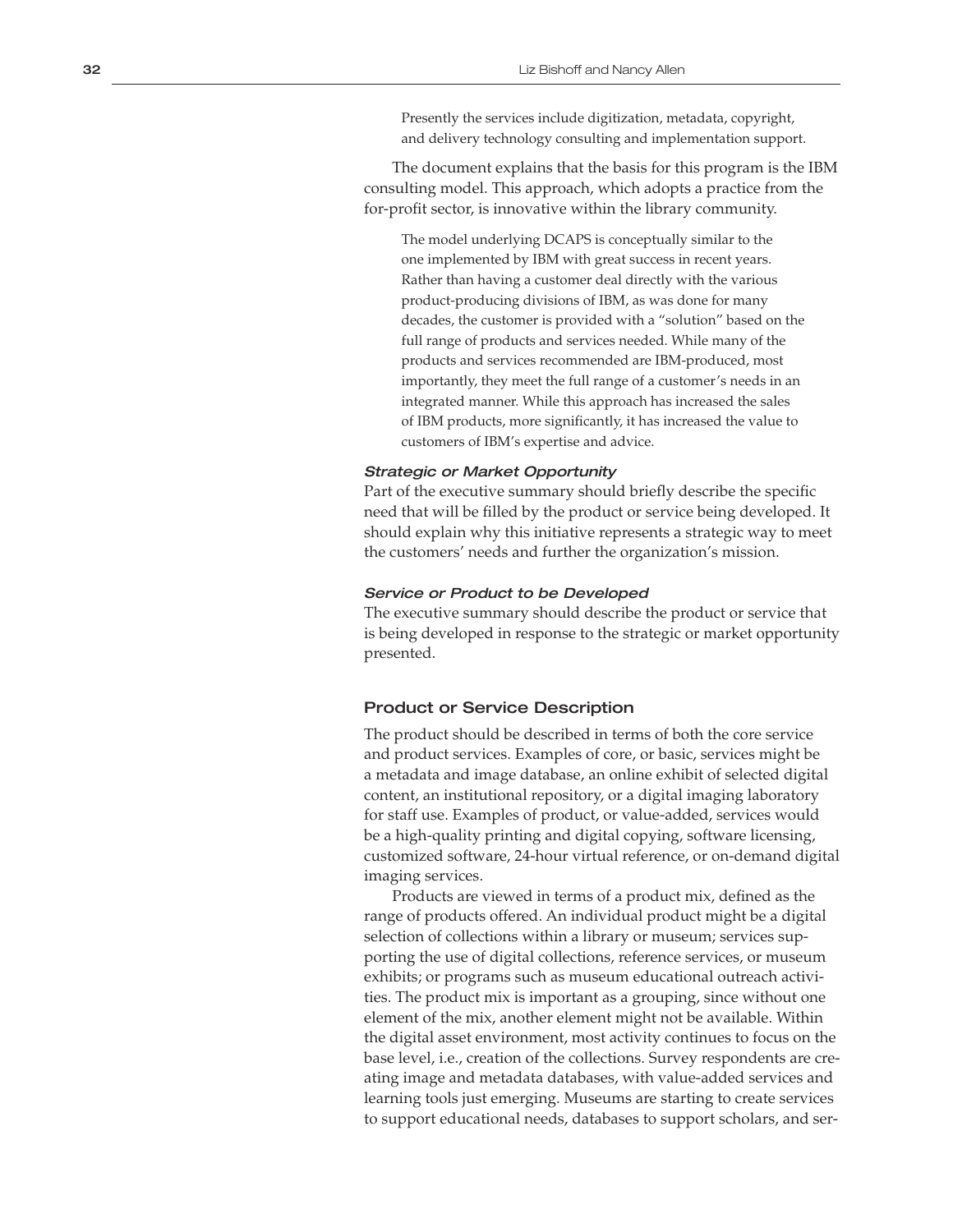> Presently the services include digitization, metadata, copyright, and delivery technology consulting and implementation support.

The document explains that the basis for this program is the IBM consulting model. This approach, which adopts a practice from the for-profit sector, is innovative within the library community.

> The model underlying DCAPS is conceptually similar to the one implemented by IBM with great success in recent years. Rather than having a customer deal directly with the various product-producing divisions of IBM, as was done for many decades, the customer is provided with a "solution" based on the full range of products and services needed. While many of the products and services recommended are IBM-produced, most importantly, they meet the full range of a customer's needs in an integrated manner. While this approach has increased the sales of IBM products, more significantly, it has increased the value to customers of IBM's expertise and advice.

#### *Strategic or Market Opportunity*

Part of the executive summary should briefly describe the specific need that will be filled by the product or service being developed. It should explain why this initiative represents a strategic way to meet the customers' needs and further the organization's mission.

#### *Service or Product to be Developed*

The executive summary should describe the product or service that is being developed in response to the strategic or market opportunity presented.

### Product or Service Description

The product should be described in terms of both the core service and product services. Examples of core, or basic, services might be a metadata and image database, an online exhibit of selected digital content, an institutional repository, or a digital imaging laboratory for staff use. Examples of product, or value-added, services would be a high-quality printing and digital copying, software licensing, customized software, 24-hour virtual reference, or on-demand digital imaging services.

Products are viewed in terms of a product mix, defined as the range of products offered. An individual product might be a digital selection of collections within a library or museum; services supporting the use of digital collections, reference services, or museum exhibits; or programs such as museum educational outreach activities. The product mix is important as a grouping, since without one element of the mix, another element might not be available. Within the digital asset environment, most activity continues to focus on the base level, i.e., creation of the collections. Survey respondents are creating image and metadata databases, with value-added services and learning tools just emerging. Museums are starting to create services to support educational needs, databases to support scholars, and ser-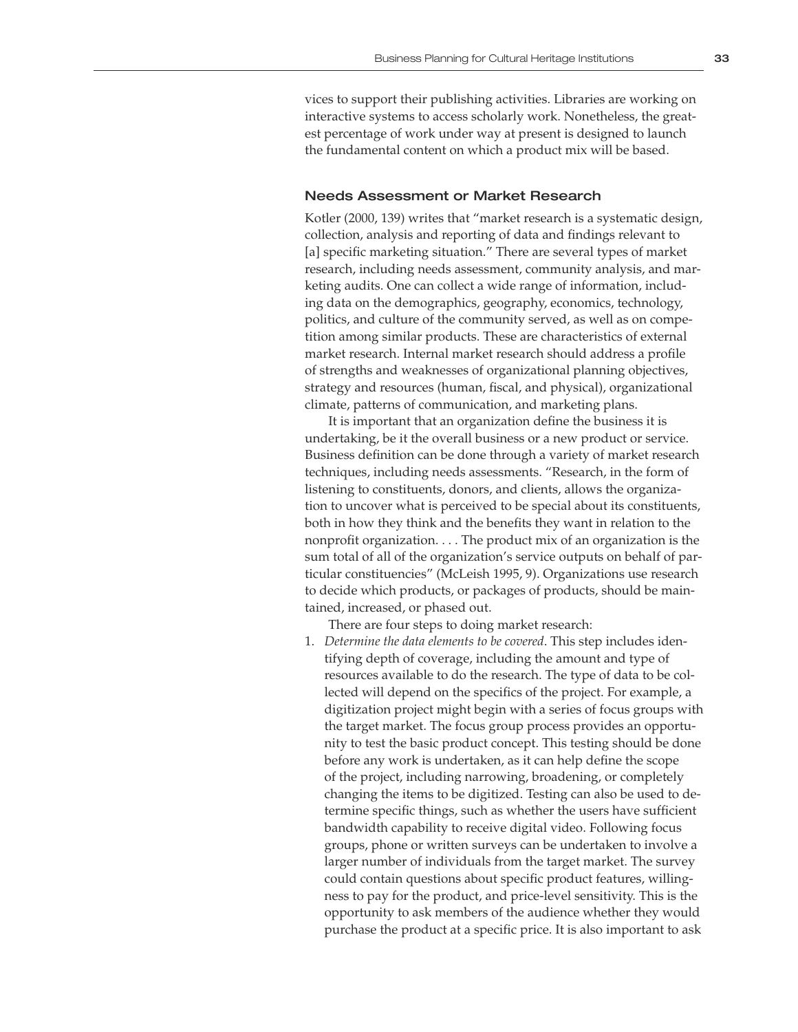vices to support their publishing activities. Libraries are working on interactive systems to access scholarly work. Nonetheless, the greatest percentage of work under way at present is designed to launch the fundamental content on which a product mix will be based.

### Needs Assessment or Market Research

Kotler (2000, 139) writes that "market research is a systematic design, collection, analysis and reporting of data and findings relevant to [a] specific marketing situation." There are several types of market research, including needs assessment, community analysis, and marketing audits. One can collect a wide range of information, including data on the demographics, geography, economics, technology, politics, and culture of the community served, as well as on competition among similar products. These are characteristics of external market research. Internal market research should address a profile of strengths and weaknesses of organizational planning objectives, strategy and resources (human, fiscal, and physical), organizational climate, patterns of communication, and marketing plans.

It is important that an organization define the business it is undertaking, be it the overall business or a new product or service. Business definition can be done through a variety of market research techniques, including needs assessments. "Research, in the form of listening to constituents, donors, and clients, allows the organization to uncover what is perceived to be special about its constituents, both in how they think and the benefits they want in relation to the nonprofit organization. . . . The product mix of an organization is the sum total of all of the organization's service outputs on behalf of particular constituencies" (McLeish 1995, 9). Organizations use research to decide which products, or packages of products, should be maintained, increased, or phased out.

There are four steps to doing market research:

1. *Determine the data elements to be covered*. This step includes identifying depth of coverage, including the amount and type of resources available to do the research. The type of data to be collected will depend on the specifics of the project. For example, a digitization project might begin with a series of focus groups with the target market. The focus group process provides an opportunity to test the basic product concept. This testing should be done before any work is undertaken, as it can help define the scope of the project, including narrowing, broadening, or completely changing the items to be digitized. Testing can also be used to determine specific things, such as whether the users have sufficient bandwidth capability to receive digital video. Following focus groups, phone or written surveys can be undertaken to involve a larger number of individuals from the target market. The survey could contain questions about specific product features, willingness to pay for the product, and price-level sensitivity. This is the opportunity to ask members of the audience whether they would purchase the product at a specific price. It is also important to ask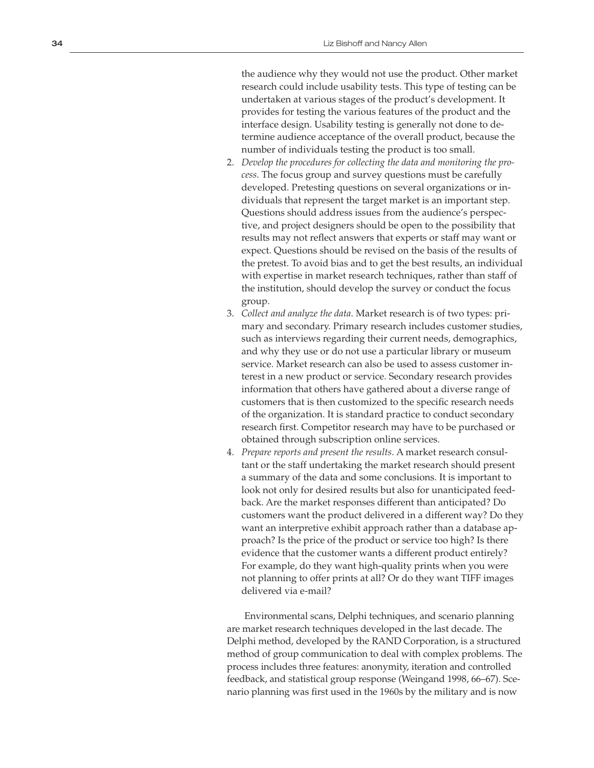the audience why they would not use the product. Other market research could include usability tests. This type of testing can be undertaken at various stages of the product's development. It provides for testing the various features of the product and the interface design. Usability testing is generally not done to determine audience acceptance of the overall product, because the number of individuals testing the product is too small.

2. *Develop the procedures for collecting the data and monitoring the process*. The focus group and survey questions must be carefully developed. Pretesting questions on several organizations or individuals that represent the target market is an important step. Questions should address issues from the audience's perspective, and project designers should be open to the possibility that results may not reflect answers that experts or staff may want or expect. Questions should be revised on the basis of the results of the pretest. To avoid bias and to get the best results, an individual with expertise in market research techniques, rather than staff of the institution, should develop the survey or conduct the focus group.
3. *Collect and analyze the data*. Market research is of two types: primary and secondary. Primary research includes customer studies, such as interviews regarding their current needs, demographics, and why they use or do not use a particular library or museum service. Market research can also be used to assess customer interest in a new product or service. Secondary research provides information that others have gathered about a diverse range of customers that is then customized to the specific research needs of the organization. It is standard practice to conduct secondary research first. Competitor research may have to be purchased or obtained through subscription online services.
4. *Prepare reports and present the results*. A market research consultant or the staff undertaking the market research should present a summary of the data and some conclusions. It is important to look not only for desired results but also for unanticipated feedback. Are the market responses different than anticipated? Do customers want the product delivered in a different way? Do they want an interpretive exhibit approach rather than a database approach? Is the price of the product or service too high? Is there evidence that the customer wants a different product entirely? For example, do they want high-quality prints when you were not planning to offer prints at all? Or do they want TIFF images delivered via e-mail?

Environmental scans, Delphi techniques, and scenario planning are market research techniques developed in the last decade. The Delphi method, developed by the RAND Corporation, is a structured method of group communication to deal with complex problems. The process includes three features: anonymity, iteration and controlled feedback, and statistical group response (Weingand 1998, 66–67). Scenario planning was first used in the 1960s by the military and is now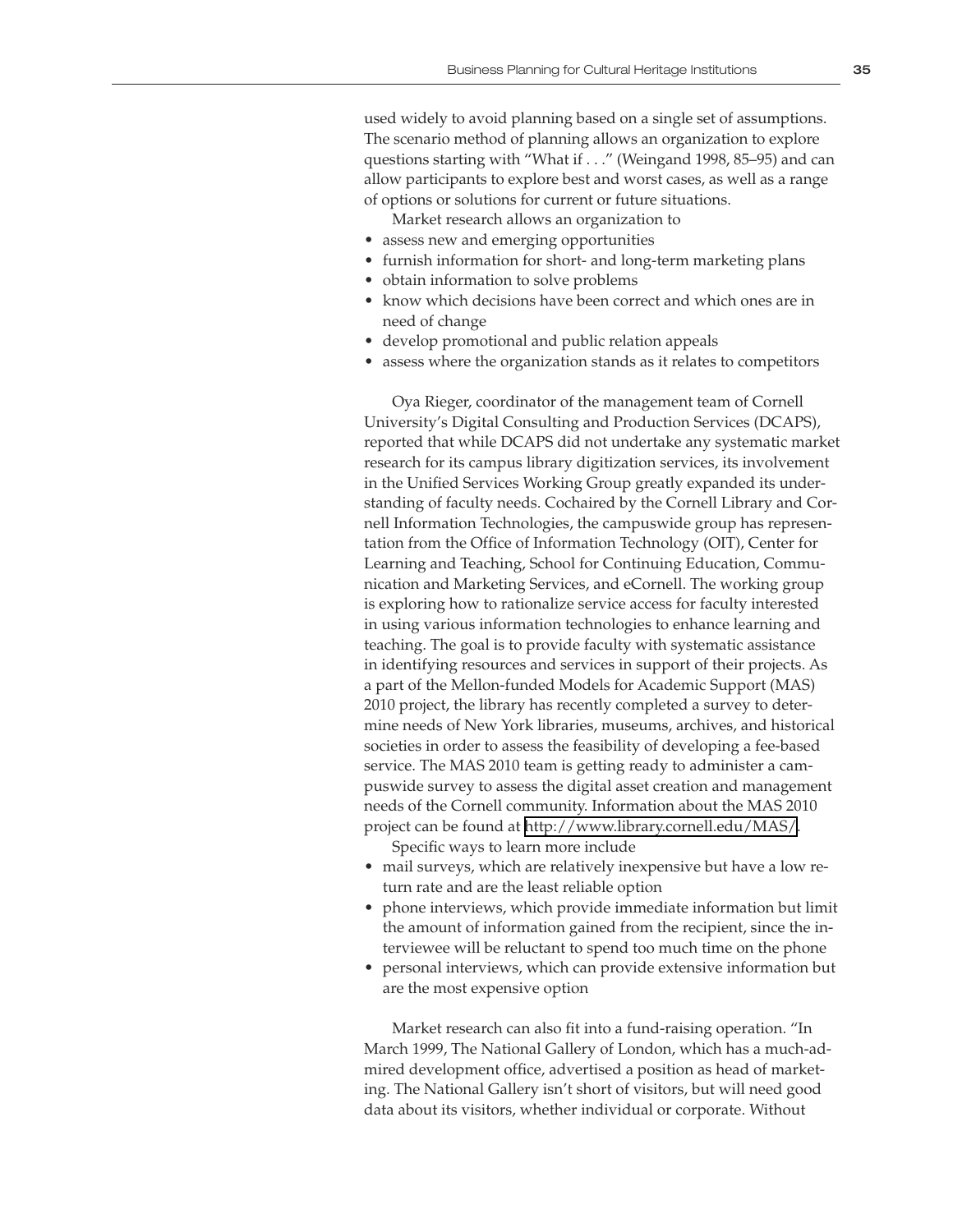used widely to avoid planning based on a single set of assumptions. The scenario method of planning allows an organization to explore questions starting with "What if . . ." (Weingand 1998, 85–95) and can allow participants to explore best and worst cases, as well as a range of options or solutions for current or future situations.

Market research allows an organization to

- assess new and emerging opportunities
- furnish information for short- and long-term marketing plans
- obtain information to solve problems
- know which decisions have been correct and which ones are in need of change
- develop promotional and public relation appeals
- assess where the organization stands as it relates to competitors

Oya Rieger, coordinator of the management team of Cornell University's Digital Consulting and Production Services (DCAPS), reported that while DCAPS did not undertake any systematic market research for its campus library digitization services, its involvement in the Unified Services Working Group greatly expanded its understanding of faculty needs. Cochaired by the Cornell Library and Cornell Information Technologies, the campuswide group has representation from the Office of Information Technology (OIT), Center for Learning and Teaching, School for Continuing Education, Communication and Marketing Services, and eCornell. The working group is exploring how to rationalize service access for faculty interested in using various information technologies to enhance learning and teaching. The goal is to provide faculty with systematic assistance in identifying resources and services in support of their projects. As a part of the Mellon-funded Models for Academic Support (MAS) 2010 project, the library has recently completed a survey to determine needs of New York libraries, museums, archives, and historical societies in order to assess the feasibility of developing a fee-based service. The MAS 2010 team is getting ready to administer a campuswide survey to assess the digital asset creation and management needs of the Cornell community. Information about the MAS 2010 project can be found at http://www.library.cornell.edu/MAS/.

Specific ways to learn more include

- mail surveys, which are relatively inexpensive but have a low return rate and are the least reliable option
- phone interviews, which provide immediate information but limit the amount of information gained from the recipient, since the interviewee will be reluctant to spend too much time on the phone
- personal interviews, which can provide extensive information but are the most expensive option

Market research can also fit into a fund-raising operation. "In March 1999, The National Gallery of London, which has a much-admired development office, advertised a position as head of marketing. The National Gallery isn't short of visitors, but will need good data about its visitors, whether individual or corporate. Without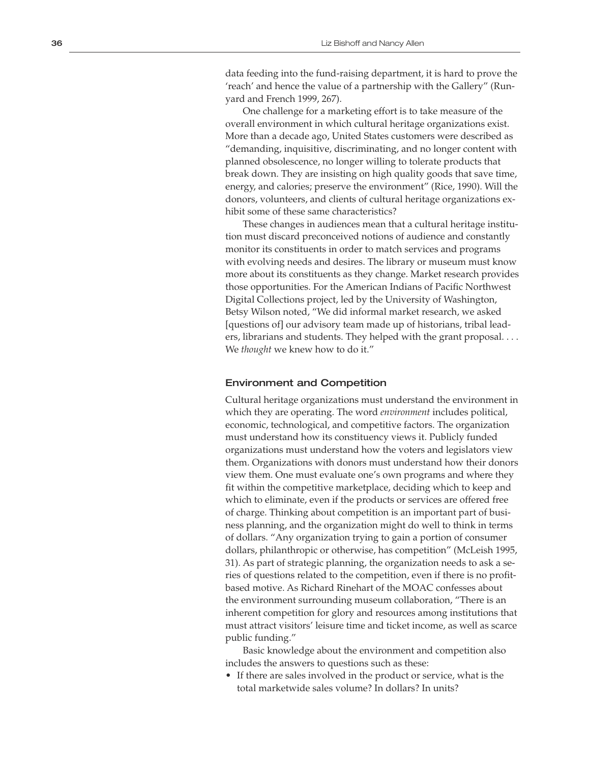data feeding into the fund-raising department, it is hard to prove the 'reach' and hence the value of a partnership with the Gallery" (Runyard and French 1999, 267).

One challenge for a marketing effort is to take measure of the overall environment in which cultural heritage organizations exist. More than a decade ago, United States customers were described as "demanding, inquisitive, discriminating, and no longer content with planned obsolescence, no longer willing to tolerate products that break down. They are insisting on high quality goods that save time, energy, and calories; preserve the environment" (Rice, 1990). Will the donors, volunteers, and clients of cultural heritage organizations exhibit some of these same characteristics?

These changes in audiences mean that a cultural heritage institution must discard preconceived notions of audience and constantly monitor its constituents in order to match services and programs with evolving needs and desires. The library or museum must know more about its constituents as they change. Market research provides those opportunities. For the American Indians of Pacific Northwest Digital Collections project, led by the University of Washington, Betsy Wilson noted, "We did informal market research, we asked [questions of] our advisory team made up of historians, tribal leaders, librarians and students. They helped with the grant proposal. . . . We *thought* we knew how to do it."

### Environment and Competition

Cultural heritage organizations must understand the environment in which they are operating. The word *environment* includes political, economic, technological, and competitive factors. The organization must understand how its constituency views it. Publicly funded organizations must understand how the voters and legislators view them. Organizations with donors must understand how their donors view them. One must evaluate one's own programs and where they fit within the competitive marketplace, deciding which to keep and which to eliminate, even if the products or services are offered free of charge. Thinking about competition is an important part of business planning, and the organization might do well to think in terms of dollars. "Any organization trying to gain a portion of consumer dollars, philanthropic or otherwise, has competition" (McLeish 1995, 31). As part of strategic planning, the organization needs to ask a series of questions related to the competition, even if there is no profit-based motive. As Richard Rinehart of the MOAC confesses about the environment surrounding museum collaboration, "There is an inherent competition for glory and resources among institutions that must attract visitors' leisure time and ticket income, as well as scarce public funding."

Basic knowledge about the environment and competition also includes the answers to questions such as these:

- If there are sales involved in the product or service, what is the total marketwide sales volume? In dollars? In units?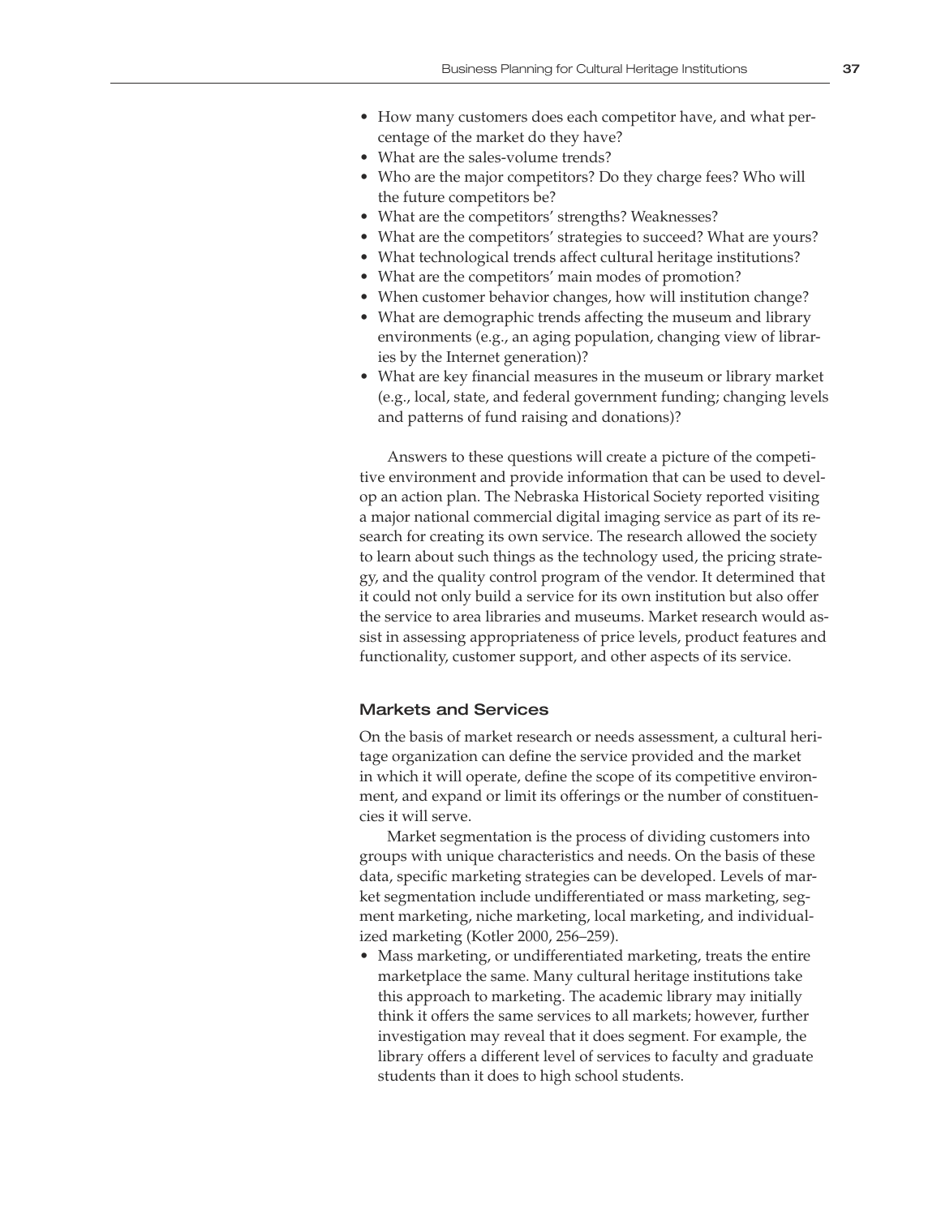- How many customers does each competitor have, and what percentage of the market do they have?
- What are the sales-volume trends?
- Who are the major competitors? Do they charge fees? Who will the future competitors be?
- What are the competitors' strengths? Weaknesses?
- What are the competitors' strategies to succeed? What are yours?
- What technological trends affect cultural heritage institutions?
- What are the competitors' main modes of promotion?
- When customer behavior changes, how will institution change?
- What are demographic trends affecting the museum and library environments (e.g., an aging population, changing view of libraries by the Internet generation)?
- What are key financial measures in the museum or library market (e.g., local, state, and federal government funding; changing levels and patterns of fund raising and donations)?

Answers to these questions will create a picture of the competitive environment and provide information that can be used to develop an action plan. The Nebraska Historical Society reported visiting a major national commercial digital imaging service as part of its research for creating its own service. The research allowed the society to learn about such things as the technology used, the pricing strategy, and the quality control program of the vendor. It determined that it could not only build a service for its own institution but also offer the service to area libraries and museums. Market research would assist in assessing appropriateness of price levels, product features and functionality, customer support, and other aspects of its service.

### Markets and Services

On the basis of market research or needs assessment, a cultural heritage organization can define the service provided and the market in which it will operate, define the scope of its competitive environment, and expand or limit its offerings or the number of constituencies it will serve.

Market segmentation is the process of dividing customers into groups with unique characteristics and needs. On the basis of these data, specific marketing strategies can be developed. Levels of market segmentation include undifferentiated or mass marketing, segment marketing, niche marketing, local marketing, and individualized marketing (Kotler 2000, 256–259).

- Mass marketing, or undifferentiated marketing, treats the entire marketplace the same. Many cultural heritage institutions take this approach to marketing. The academic library may initially think it offers the same services to all markets; however, further investigation may reveal that it does segment. For example, the library offers a different level of services to faculty and graduate students than it does to high school students.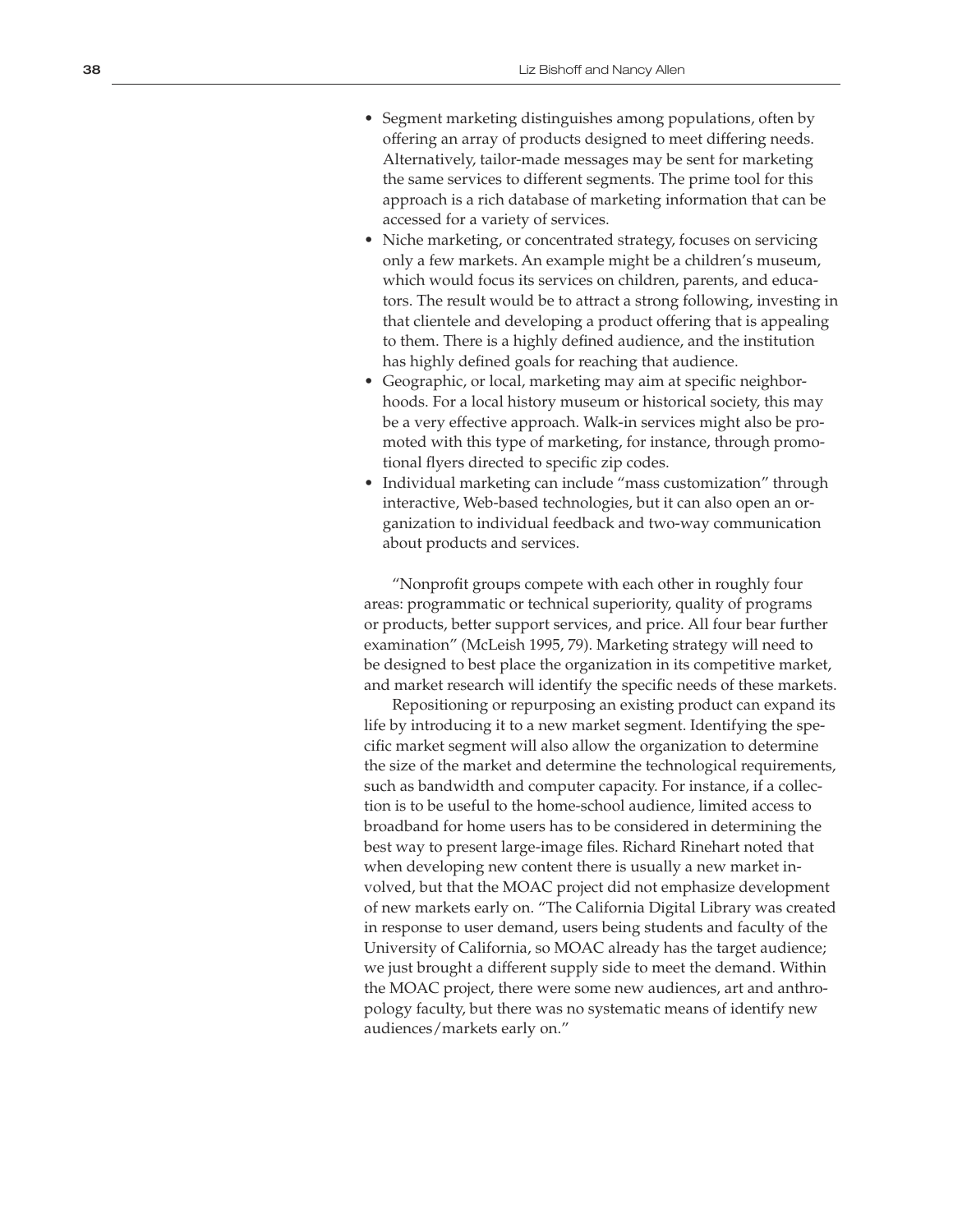- Segment marketing distinguishes among populations, often by offering an array of products designed to meet differing needs. Alternatively, tailor-made messages may be sent for marketing the same services to different segments. The prime tool for this approach is a rich database of marketing information that can be accessed for a variety of services.
- Niche marketing, or concentrated strategy, focuses on servicing only a few markets. An example might be a children's museum, which would focus its services on children, parents, and educators. The result would be to attract a strong following, investing in that clientele and developing a product offering that is appealing to them. There is a highly defined audience, and the institution has highly defined goals for reaching that audience.
- Geographic, or local, marketing may aim at specific neighborhoods. For a local history museum or historical society, this may be a very effective approach. Walk-in services might also be promoted with this type of marketing, for instance, through promotional flyers directed to specific zip codes.
- Individual marketing can include "mass customization" through interactive, Web-based technologies, but it can also open an organization to individual feedback and two-way communication about products and services.

"Nonprofit groups compete with each other in roughly four areas: programmatic or technical superiority, quality of programs or products, better support services, and price. All four bear further examination" (McLeish 1995, 79). Marketing strategy will need to be designed to best place the organization in its competitive market, and market research will identify the specific needs of these markets.

Repositioning or repurposing an existing product can expand its life by introducing it to a new market segment. Identifying the specific market segment will also allow the organization to determine the size of the market and determine the technological requirements, such as bandwidth and computer capacity. For instance, if a collection is to be useful to the home-school audience, limited access to broadband for home users has to be considered in determining the best way to present large-image files. Richard Rinehart noted that when developing new content there is usually a new market involved, but that the MOAC project did not emphasize development of new markets early on. "The California Digital Library was created in response to user demand, users being students and faculty of the University of California, so MOAC already has the target audience; we just brought a different supply side to meet the demand. Within the MOAC project, there were some new audiences, art and anthropology faculty, but there was no systematic means of identify new audiences/markets early on."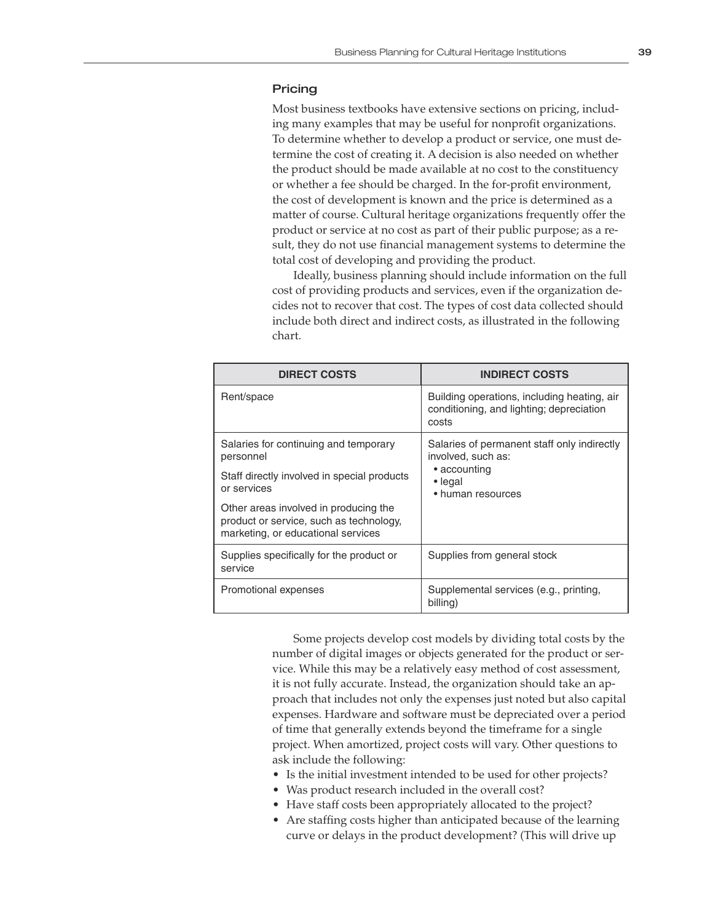### Pricing

Most business textbooks have extensive sections on pricing, including many examples that may be useful for nonprofit organizations. To determine whether to develop a product or service, one must determine the cost of creating it. A decision is also needed on whether the product should be made available at no cost to the constituency or whether a fee should be charged. In the for-profit environment, the cost of development is known and the price is determined as a matter of course. Cultural heritage organizations frequently offer the product or service at no cost as part of their public purpose; as a result, they do not use financial management systems to determine the total cost of developing and providing the product.

Ideally, business planning should include information on the full cost of providing products and services, even if the organization decides not to recover that cost. The types of cost data collected should include both direct and indirect costs, as illustrated in the following chart.

| DIRECT COSTS | INDIRECT COSTS |
|---|---|
| Rent/space | Building operations, including heating, air conditioning, and lighting; depreciation costs |
| Salaries for continuing and temporary personnel<br>Staff directly involved in special products or services<br>Other areas involved in producing the product or service, such as technology, marketing, or educational services | Salaries of permanent staff only indirectly involved, such as:<br>• accounting<br>• legal<br>• human resources |
| Supplies specifically for the product or service | Supplies from general stock |
| Promotional expenses | Supplemental services (e.g., printing, billing) |

Some projects develop cost models by dividing total costs by the number of digital images or objects generated for the product or service. While this may be a relatively easy method of cost assessment, it is not fully accurate. Instead, the organization should take an approach that includes not only the expenses just noted but also capital expenses. Hardware and software must be depreciated over a period of time that generally extends beyond the timeframe for a single project. When amortized, project costs will vary. Other questions to ask include the following:

- Is the initial investment intended to be used for other projects?
- Was product research included in the overall cost?
- Have staff costs been appropriately allocated to the project?
- Are staffing costs higher than anticipated because of the learning curve or delays in the product development? (This will drive up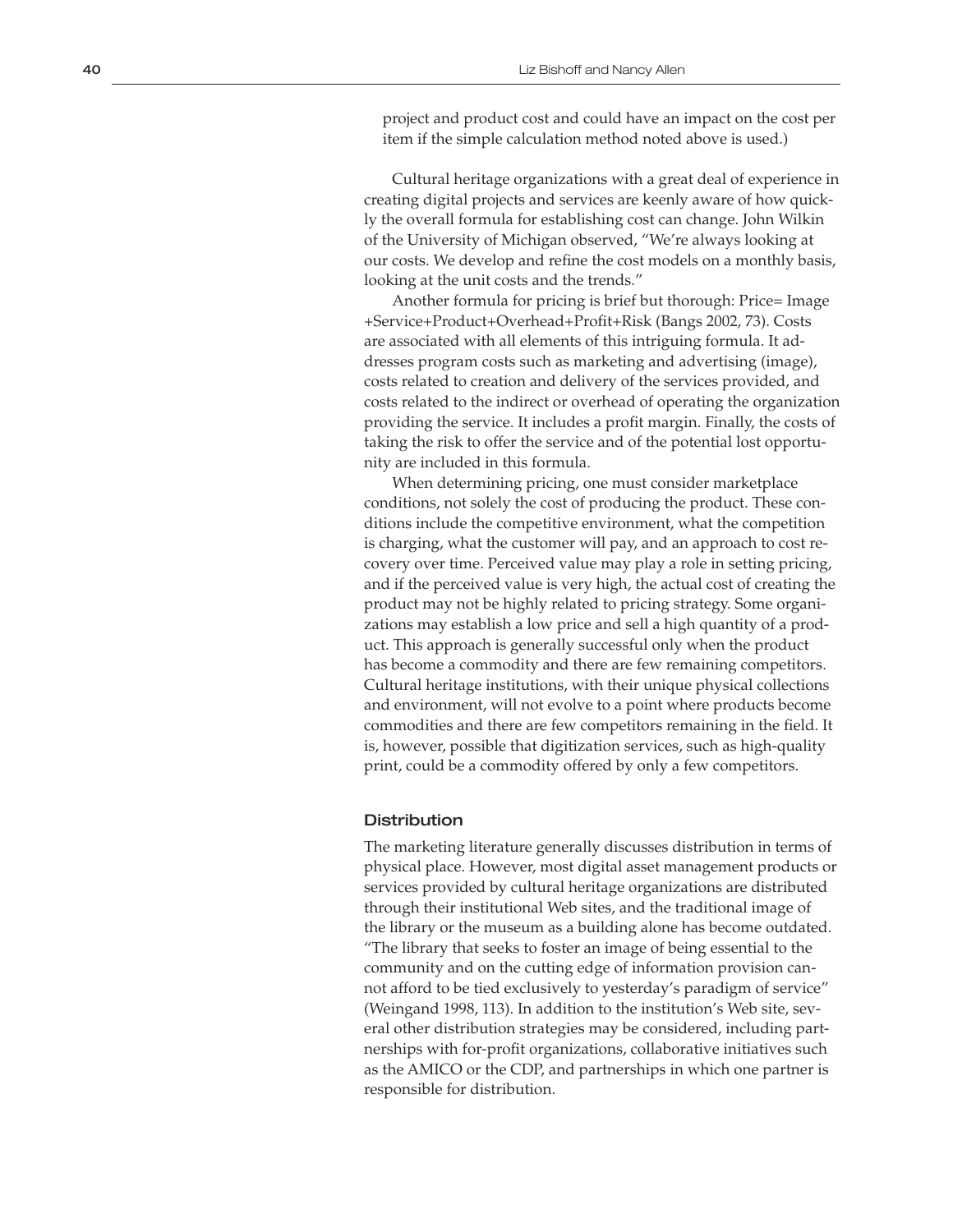project and product cost and could have an impact on the cost per item if the simple calculation method noted above is used.)

Cultural heritage organizations with a great deal of experience in creating digital projects and services are keenly aware of how quickly the overall formula for establishing cost can change. John Wilkin of the University of Michigan observed, "We're always looking at our costs. We develop and refine the cost models on a monthly basis, looking at the unit costs and the trends."

Another formula for pricing is brief but thorough: Price= Image +Service+Product+Overhead+Profit+Risk (Bangs 2002, 73). Costs are associated with all elements of this intriguing formula. It addresses program costs such as marketing and advertising (image), costs related to creation and delivery of the services provided, and costs related to the indirect or overhead of operating the organization providing the service. It includes a profit margin. Finally, the costs of taking the risk to offer the service and of the potential lost opportunity are included in this formula.

When determining pricing, one must consider marketplace conditions, not solely the cost of producing the product. These conditions include the competitive environment, what the competition is charging, what the customer will pay, and an approach to cost recovery over time. Perceived value may play a role in setting pricing, and if the perceived value is very high, the actual cost of creating the product may not be highly related to pricing strategy. Some organizations may establish a low price and sell a high quantity of a product. This approach is generally successful only when the product has become a commodity and there are few remaining competitors. Cultural heritage institutions, with their unique physical collections and environment, will not evolve to a point where products become commodities and there are few competitors remaining in the field. It is, however, possible that digitization services, such as high-quality print, could be a commodity offered by only a few competitors.

### Distribution

The marketing literature generally discusses distribution in terms of physical place. However, most digital asset management products or services provided by cultural heritage organizations are distributed through their institutional Web sites, and the traditional image of the library or the museum as a building alone has become outdated. "The library that seeks to foster an image of being essential to the community and on the cutting edge of information provision cannot afford to be tied exclusively to yesterday's paradigm of service" (Weingand 1998, 113). In addition to the institution's Web site, several other distribution strategies may be considered, including partnerships with for-profit organizations, collaborative initiatives such as the AMICO or the CDP, and partnerships in which one partner is responsible for distribution.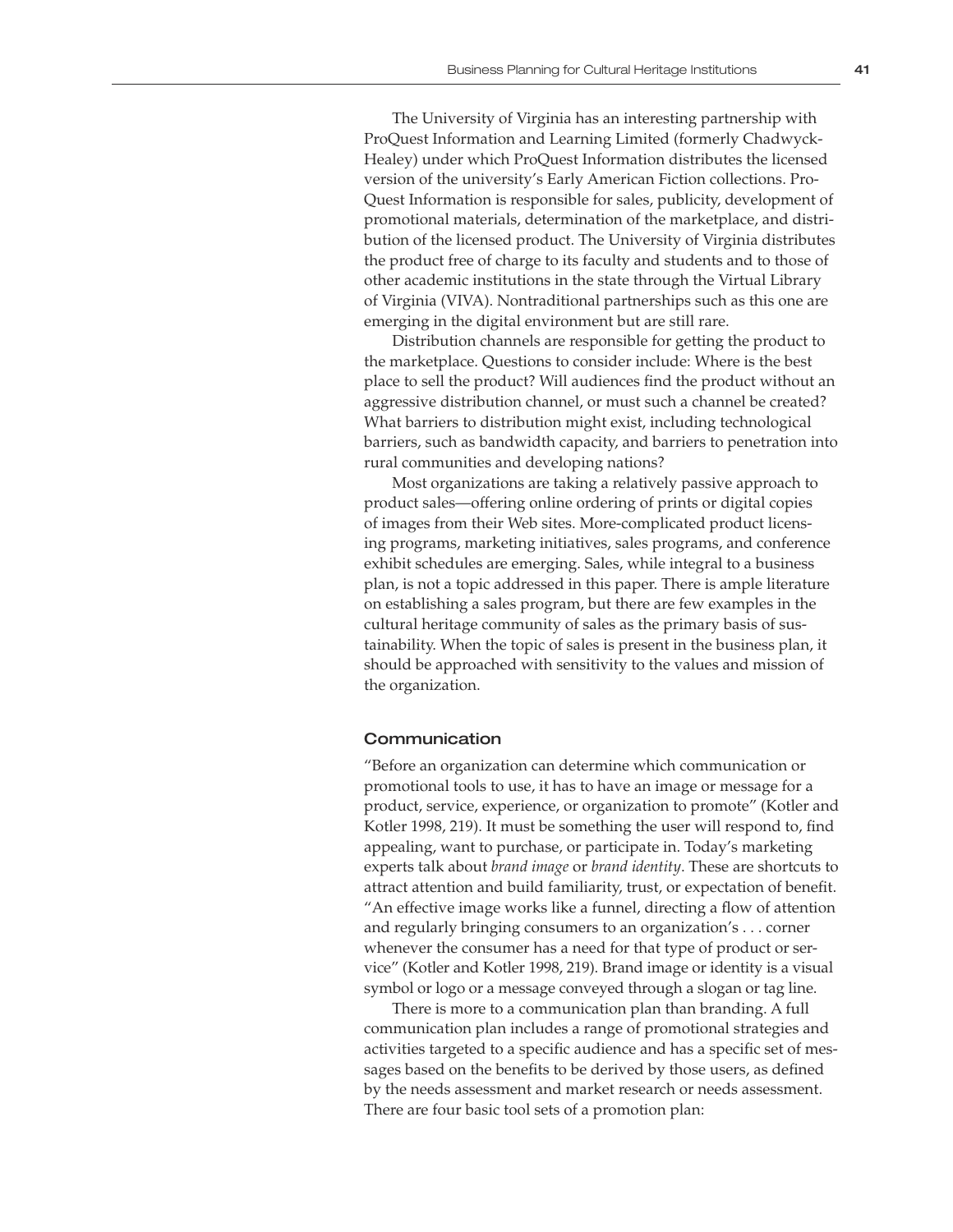The University of Virginia has an interesting partnership with ProQuest Information and Learning Limited (formerly Chadwyck-Healey) under which ProQuest Information distributes the licensed version of the university's Early American Fiction collections. ProQuest Information is responsible for sales, publicity, development of promotional materials, determination of the marketplace, and distribution of the licensed product. The University of Virginia distributes the product free of charge to its faculty and students and to those of other academic institutions in the state through the Virtual Library of Virginia (VIVA). Nontraditional partnerships such as this one are emerging in the digital environment but are still rare.

Distribution channels are responsible for getting the product to the marketplace. Questions to consider include: Where is the best place to sell the product? Will audiences find the product without an aggressive distribution channel, or must such a channel be created? What barriers to distribution might exist, including technological barriers, such as bandwidth capacity, and barriers to penetration into rural communities and developing nations?

Most organizations are taking a relatively passive approach to product sales—offering online ordering of prints or digital copies of images from their Web sites. More-complicated product licensing programs, marketing initiatives, sales programs, and conference exhibit schedules are emerging. Sales, while integral to a business plan, is not a topic addressed in this paper. There is ample literature on establishing a sales program, but there are few examples in the cultural heritage community of sales as the primary basis of sustainability. When the topic of sales is present in the business plan, it should be approached with sensitivity to the values and mission of the organization.

### Communication

"Before an organization can determine which communication or promotional tools to use, it has to have an image or message for a product, service, experience, or organization to promote" (Kotler and Kotler 1998, 219). It must be something the user will respond to, find appealing, want to purchase, or participate in. Today's marketing experts talk about *brand image* or *brand identity*. These are shortcuts to attract attention and build familiarity, trust, or expectation of benefit. "An effective image works like a funnel, directing a flow of attention and regularly bringing consumers to an organization's . . . corner whenever the consumer has a need for that type of product or service" (Kotler and Kotler 1998, 219). Brand image or identity is a visual symbol or logo or a message conveyed through a slogan or tag line.

There is more to a communication plan than branding. A full communication plan includes a range of promotional strategies and activities targeted to a specific audience and has a specific set of messages based on the benefits to be derived by those users, as defined by the needs assessment and market research or needs assessment. There are four basic tool sets of a promotion plan: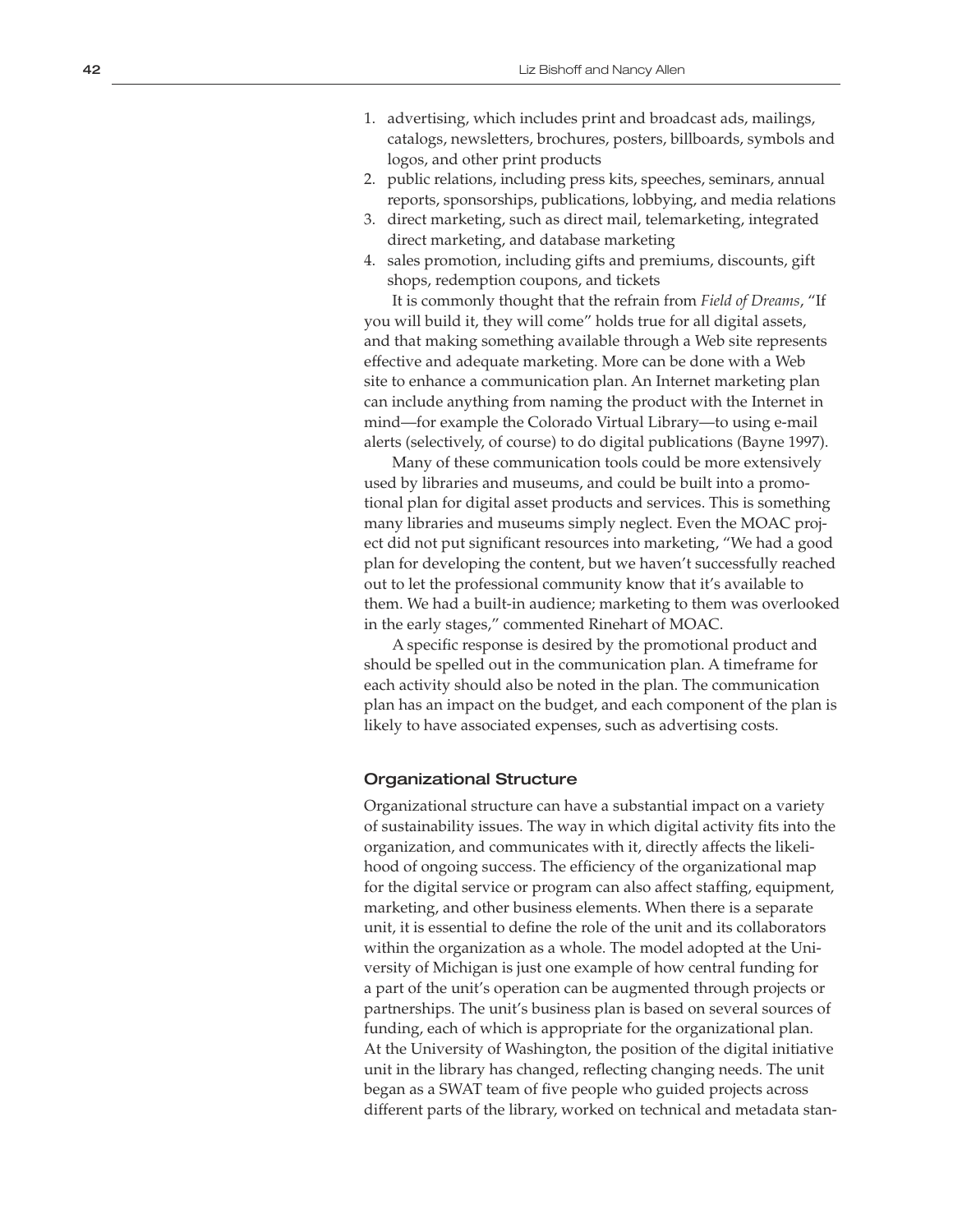1. advertising, which includes print and broadcast ads, mailings, catalogs, newsletters, brochures, posters, billboards, symbols and logos, and other print products
2. public relations, including press kits, speeches, seminars, annual reports, sponsorships, publications, lobbying, and media relations
3. direct marketing, such as direct mail, telemarketing, integrated direct marketing, and database marketing
4. sales promotion, including gifts and premiums, discounts, gift shops, redemption coupons, and tickets

It is commonly thought that the refrain from *Field of Dreams*, "If you will build it, they will come" holds true for all digital assets, and that making something available through a Web site represents effective and adequate marketing. More can be done with a Web site to enhance a communication plan. An Internet marketing plan can include anything from naming the product with the Internet in mind—for example the Colorado Virtual Library—to using e-mail alerts (selectively, of course) to do digital publications (Bayne 1997).

Many of these communication tools could be more extensively used by libraries and museums, and could be built into a promotional plan for digital asset products and services. This is something many libraries and museums simply neglect. Even the MOAC project did not put significant resources into marketing, "We had a good plan for developing the content, but we haven't successfully reached out to let the professional community know that it's available to them. We had a built-in audience; marketing to them was overlooked in the early stages," commented Rinehart of MOAC.

A specific response is desired by the promotional product and should be spelled out in the communication plan. A timeframe for each activity should also be noted in the plan. The communication plan has an impact on the budget, and each component of the plan is likely to have associated expenses, such as advertising costs.

### Organizational Structure

Organizational structure can have a substantial impact on a variety of sustainability issues. The way in which digital activity fits into the organization, and communicates with it, directly affects the likelihood of ongoing success. The efficiency of the organizational map for the digital service or program can also affect staffing, equipment, marketing, and other business elements. When there is a separate unit, it is essential to define the role of the unit and its collaborators within the organization as a whole. The model adopted at the University of Michigan is just one example of how central funding for a part of the unit's operation can be augmented through projects or partnerships. The unit's business plan is based on several sources of funding, each of which is appropriate for the organizational plan. At the University of Washington, the position of the digital initiative unit in the library has changed, reflecting changing needs. The unit began as a SWAT team of five people who guided projects across different parts of the library, worked on technical and metadata stan-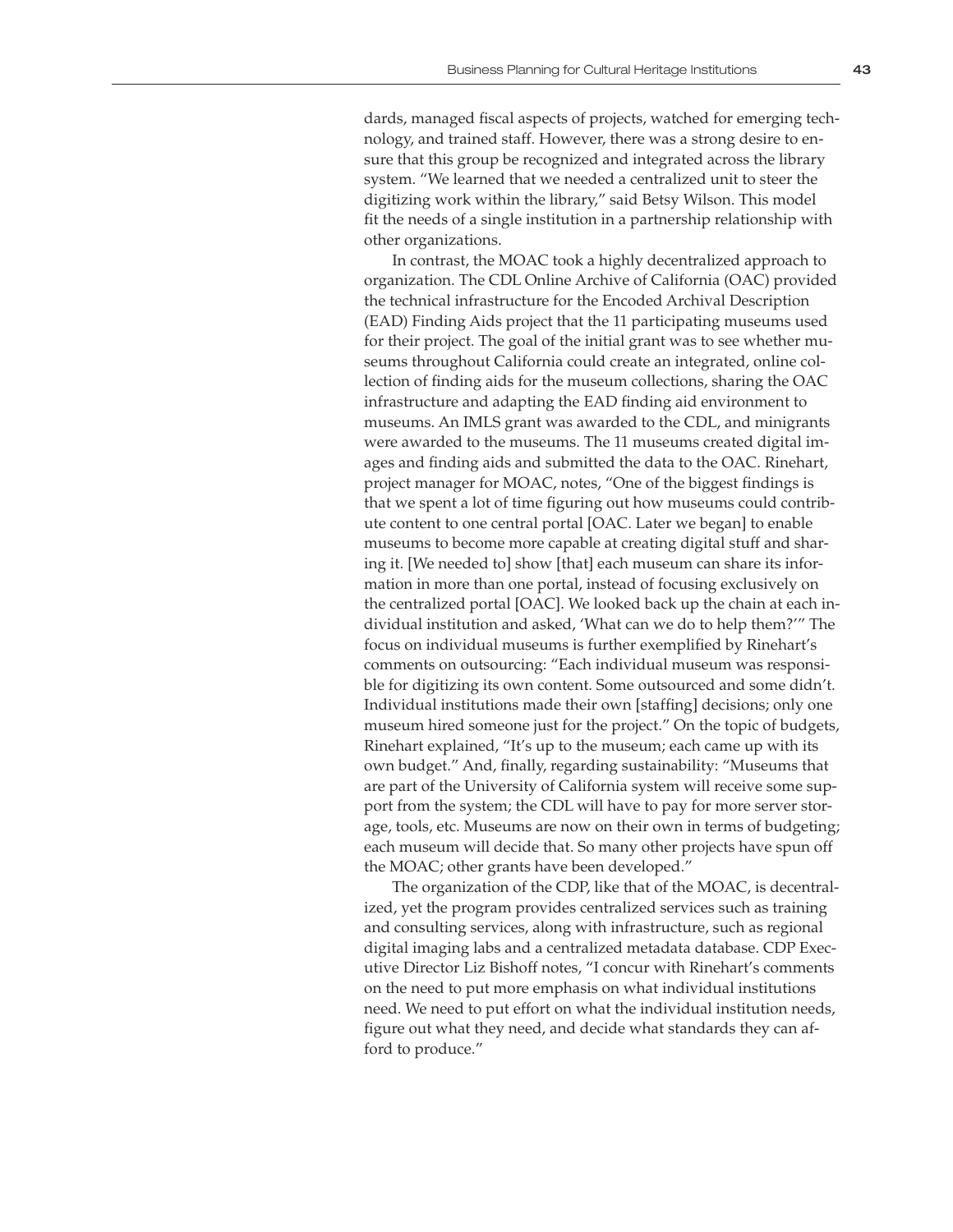dards, managed fiscal aspects of projects, watched for emerging technology, and trained staff. However, there was a strong desire to ensure that this group be recognized and integrated across the library system. "We learned that we needed a centralized unit to steer the digitizing work within the library," said Betsy Wilson. This model fit the needs of a single institution in a partnership relationship with other organizations.

In contrast, the MOAC took a highly decentralized approach to organization. The CDL Online Archive of California (OAC) provided the technical infrastructure for the Encoded Archival Description (EAD) Finding Aids project that the 11 participating museums used for their project. The goal of the initial grant was to see whether museums throughout California could create an integrated, online collection of finding aids for the museum collections, sharing the OAC infrastructure and adapting the EAD finding aid environment to museums. An IMLS grant was awarded to the CDL, and minigrants were awarded to the museums. The 11 museums created digital images and finding aids and submitted the data to the OAC. Rinehart, project manager for MOAC, notes, "One of the biggest findings is that we spent a lot of time figuring out how museums could contribute content to one central portal [OAC. Later we began] to enable museums to become more capable at creating digital stuff and sharing it. [We needed to] show [that] each museum can share its information in more than one portal, instead of focusing exclusively on the centralized portal [OAC]. We looked back up the chain at each individual institution and asked, 'What can we do to help them?'" The focus on individual museums is further exemplified by Rinehart's comments on outsourcing: "Each individual museum was responsible for digitizing its own content. Some outsourced and some didn't. Individual institutions made their own [staffing] decisions; only one museum hired someone just for the project." On the topic of budgets, Rinehart explained, "It's up to the museum; each came up with its own budget." And, finally, regarding sustainability: "Museums that are part of the University of California system will receive some support from the system; the CDL will have to pay for more server storage, tools, etc. Museums are now on their own in terms of budgeting; each museum will decide that. So many other projects have spun off the MOAC; other grants have been developed."

The organization of the CDP, like that of the MOAC, is decentralized, yet the program provides centralized services such as training and consulting services, along with infrastructure, such as regional digital imaging labs and a centralized metadata database. CDP Executive Director Liz Bishoff notes, "I concur with Rinehart's comments on the need to put more emphasis on what individual institutions need. We need to put effort on what the individual institution needs, figure out what they need, and decide what standards they can afford to produce."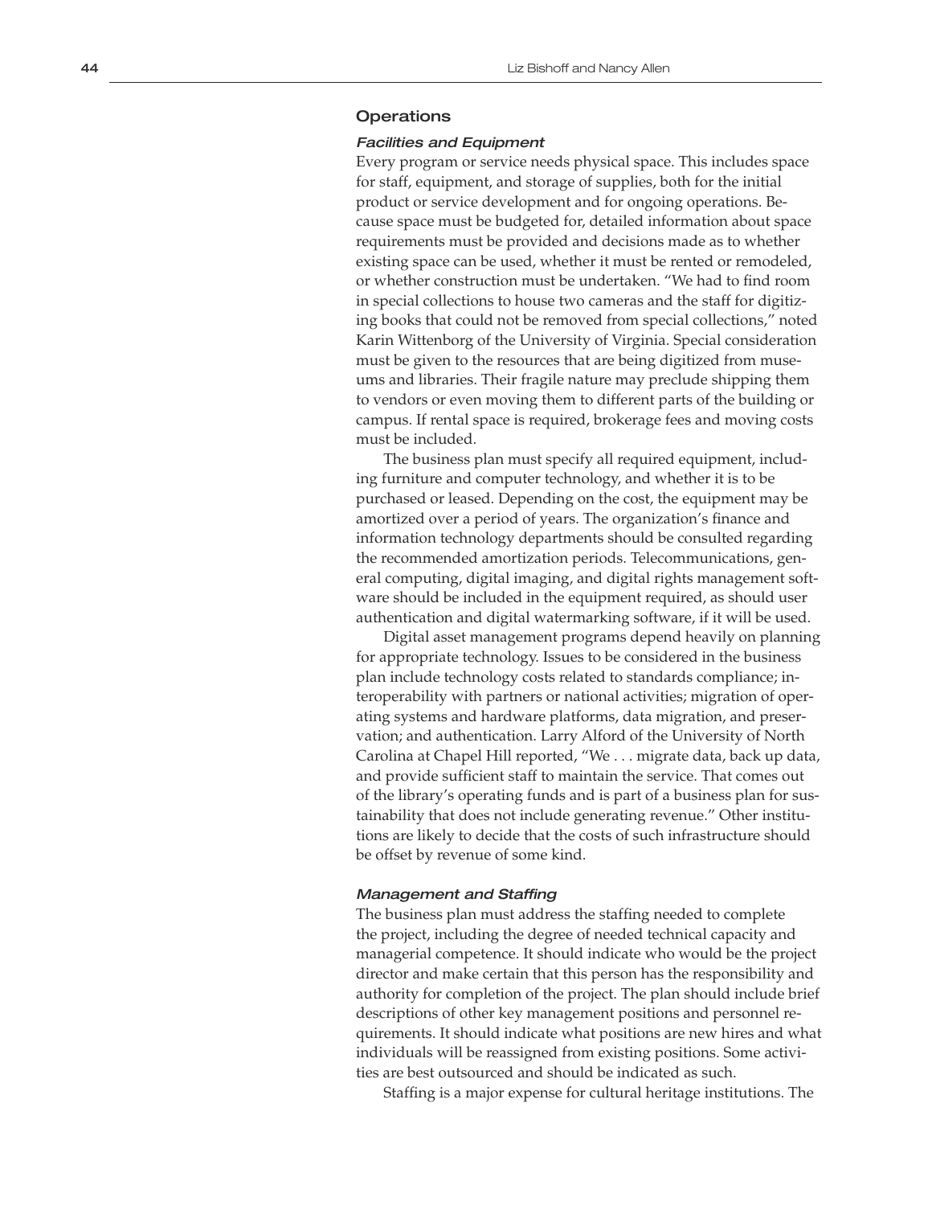## Operations

### *Facilities and Equipment*

Every program or service needs physical space. This includes space for staff, equipment, and storage of supplies, both for the initial product or service development and for ongoing operations. Because space must be budgeted for, detailed information about space requirements must be provided and decisions made as to whether existing space can be used, whether it must be rented or remodeled, or whether construction must be undertaken. "We had to find room in special collections to house two cameras and the staff for digitizing books that could not be removed from special collections," noted Karin Wittenborg of the University of Virginia. Special consideration must be given to the resources that are being digitized from museums and libraries. Their fragile nature may preclude shipping them to vendors or even moving them to different parts of the building or campus. If rental space is required, brokerage fees and moving costs must be included.

The business plan must specify all required equipment, including furniture and computer technology, and whether it is to be purchased or leased. Depending on the cost, the equipment may be amortized over a period of years. The organization's finance and information technology departments should be consulted regarding the recommended amortization periods. Telecommunications, general computing, digital imaging, and digital rights management software should be included in the equipment required, as should user authentication and digital watermarking software, if it will be used.

Digital asset management programs depend heavily on planning for appropriate technology. Issues to be considered in the business plan include technology costs related to standards compliance; interoperability with partners or national activities; migration of operating systems and hardware platforms, data migration, and preservation; and authentication. Larry Alford of the University of North Carolina at Chapel Hill reported, "We . . . migrate data, back up data, and provide sufficient staff to maintain the service. That comes out of the library's operating funds and is part of a business plan for sustainability that does not include generating revenue." Other institutions are likely to decide that the costs of such infrastructure should be offset by revenue of some kind.

### *Management and Staffing*

The business plan must address the staffing needed to complete the project, including the degree of needed technical capacity and managerial competence. It should indicate who would be the project director and make certain that this person has the responsibility and authority for completion of the project. The plan should include brief descriptions of other key management positions and personnel requirements. It should indicate what positions are new hires and what individuals will be reassigned from existing positions. Some activities are best outsourced and should be indicated as such.

Staffing is a major expense for cultural heritage institutions. The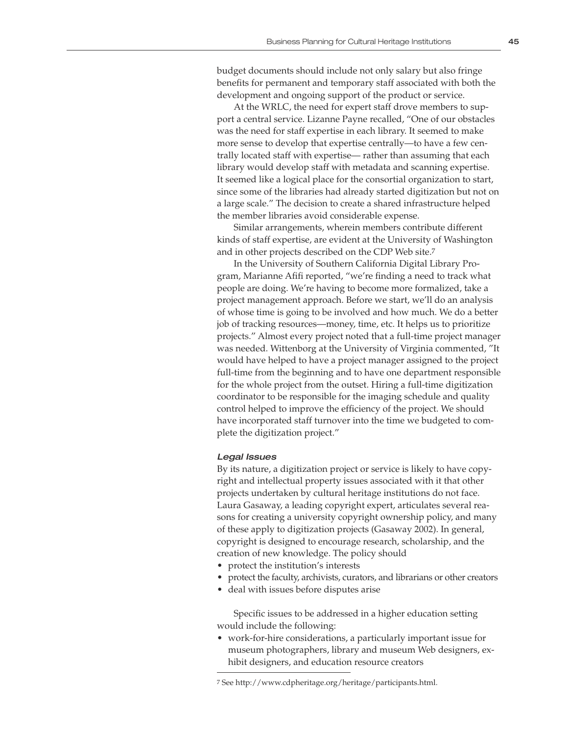budget documents should include not only salary but also fringe benefits for permanent and temporary staff associated with both the development and ongoing support of the product or service.

At the WRLC, the need for expert staff drove members to support a central service. Lizanne Payne recalled, "One of our obstacles was the need for staff expertise in each library. It seemed to make more sense to develop that expertise centrally—to have a few centrally located staff with expertise— rather than assuming that each library would develop staff with metadata and scanning expertise. It seemed like a logical place for the consortial organization to start, since some of the libraries had already started digitization but not on a large scale." The decision to create a shared infrastructure helped the member libraries avoid considerable expense.

Similar arrangements, wherein members contribute different kinds of staff expertise, are evident at the University of Washington and in other projects described on the CDP Web site.[7]

In the University of Southern California Digital Library Program, Marianne Afifi reported, "we're finding a need to track what people are doing. We're having to become more formalized, take a project management approach. Before we start, we'll do an analysis of whose time is going to be involved and how much. We do a better job of tracking resources—money, time, etc. It helps us to prioritize projects." Almost every project noted that a full-time project manager was needed. Wittenborg at the University of Virginia commented, "It would have helped to have a project manager assigned to the project full-time from the beginning and to have one department responsible for the whole project from the outset. Hiring a full-time digitization coordinator to be responsible for the imaging schedule and quality control helped to improve the efficiency of the project. We should have incorporated staff turnover into the time we budgeted to complete the digitization project."

#### *Legal Issues*

By its nature, a digitization project or service is likely to have copyright and intellectual property issues associated with it that other projects undertaken by cultural heritage institutions do not face. Laura Gasaway, a leading copyright expert, articulates several reasons for creating a university copyright ownership policy, and many of these apply to digitization projects (Gasaway 2002). In general, copyright is designed to encourage research, scholarship, and the creation of new knowledge. The policy should

- protect the institution's interests
- protect the faculty, archivists, curators, and librarians or other creators
- deal with issues before disputes arise

Specific issues to be addressed in a higher education setting would include the following:

- work-for-hire considerations, a particularly important issue for museum photographers, library and museum Web designers, exhibit designers, and education resource creators

---

[7] See http://www.cdpheritage.org/heritage/participants.html.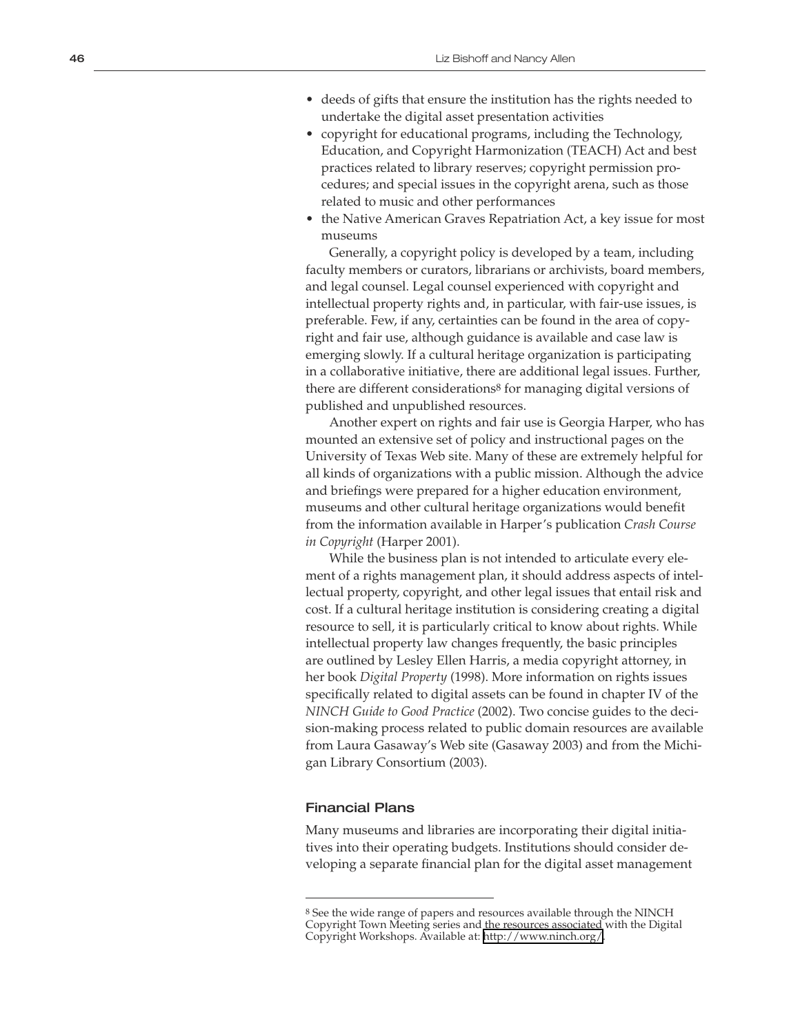- deeds of gifts that ensure the institution has the rights needed to undertake the digital asset presentation activities
- copyright for educational programs, including the Technology, Education, and Copyright Harmonization (TEACH) Act and best practices related to library reserves; copyright permission procedures; and special issues in the copyright arena, such as those related to music and other performances
- the Native American Graves Repatriation Act, a key issue for most museums

Generally, a copyright policy is developed by a team, including faculty members or curators, librarians or archivists, board members, and legal counsel. Legal counsel experienced with copyright and intellectual property rights and, in particular, with fair-use issues, is preferable. Few, if any, certainties can be found in the area of copyright and fair use, although guidance is available and case law is emerging slowly. If a cultural heritage organization is participating in a collaborative initiative, there are additional legal issues. Further, there are different considerations[8] for managing digital versions of published and unpublished resources.

Another expert on rights and fair use is Georgia Harper, who has mounted an extensive set of policy and instructional pages on the University of Texas Web site. Many of these are extremely helpful for all kinds of organizations with a public mission. Although the advice and briefings were prepared for a higher education environment, museums and other cultural heritage organizations would benefit from the information available in Harper's publication *Crash Course in Copyright* (Harper 2001).

While the business plan is not intended to articulate every element of a rights management plan, it should address aspects of intellectual property, copyright, and other legal issues that entail risk and cost. If a cultural heritage institution is considering creating a digital resource to sell, it is particularly critical to know about rights. While intellectual property law changes frequently, the basic principles are outlined by Lesley Ellen Harris, a media copyright attorney, in her book *Digital Property* (1998). More information on rights issues specifically related to digital assets can be found in chapter IV of the *NINCH Guide to Good Practice* (2002). Two concise guides to the decision-making process related to public domain resources are available from Laura Gasaway's Web site (Gasaway 2003) and from the Michigan Library Consortium (2003).

### Financial Plans

Many museums and libraries are incorporating their digital initiatives into their operating budgets. Institutions should consider developing a separate financial plan for the digital asset management

---

[8] See the wide range of papers and resources available through the NINCH Copyright Town Meeting series and the resources associated with the Digital Copyright Workshops. Available at: http://www.ninch.org/.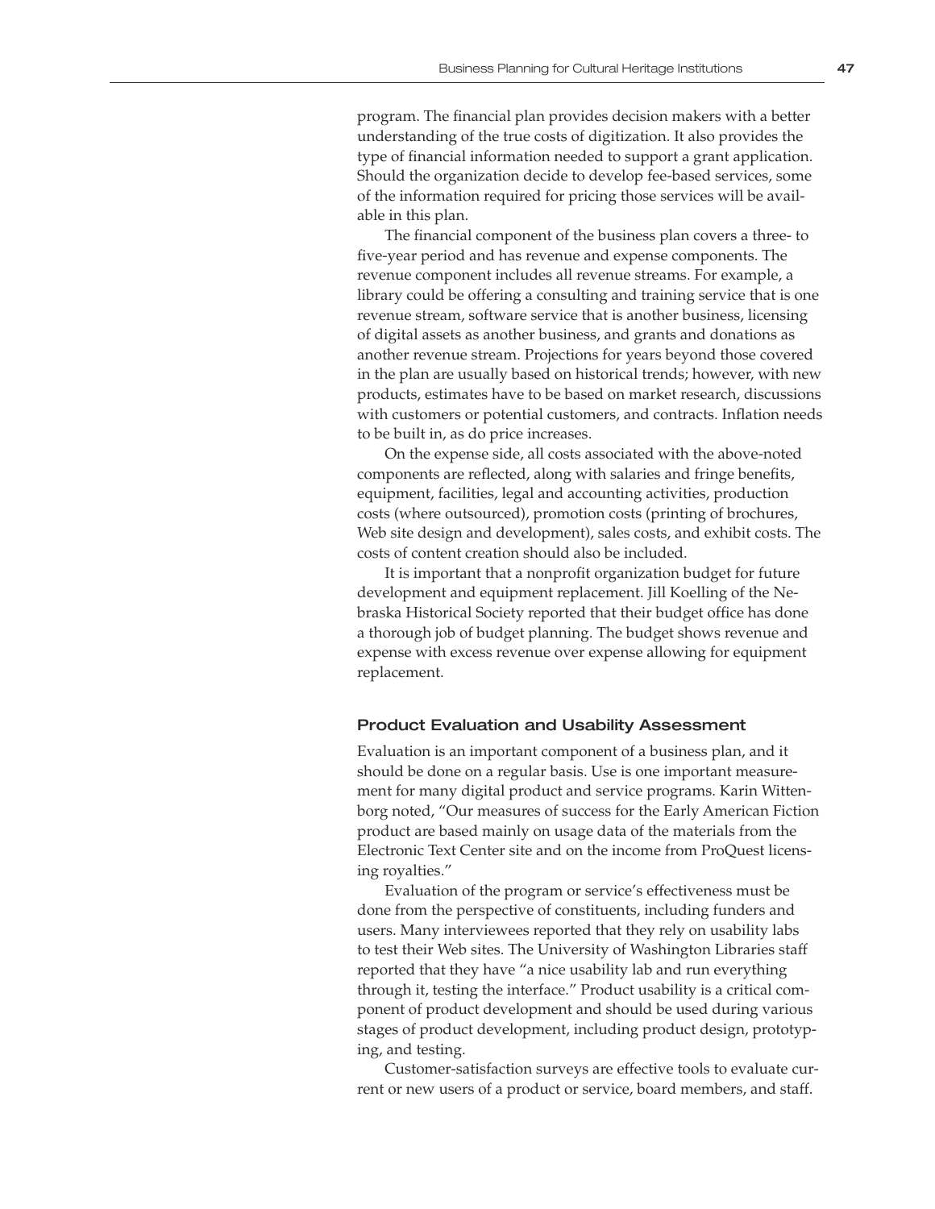program. The financial plan provides decision makers with a better understanding of the true costs of digitization. It also provides the type of financial information needed to support a grant application. Should the organization decide to develop fee-based services, some of the information required for pricing those services will be available in this plan.

The financial component of the business plan covers a three- to five-year period and has revenue and expense components. The revenue component includes all revenue streams. For example, a library could be offering a consulting and training service that is one revenue stream, software service that is another business, licensing of digital assets as another business, and grants and donations as another revenue stream. Projections for years beyond those covered in the plan are usually based on historical trends; however, with new products, estimates have to be based on market research, discussions with customers or potential customers, and contracts. Inflation needs to be built in, as do price increases.

On the expense side, all costs associated with the above-noted components are reflected, along with salaries and fringe benefits, equipment, facilities, legal and accounting activities, production costs (where outsourced), promotion costs (printing of brochures, Web site design and development), sales costs, and exhibit costs. The costs of content creation should also be included.

It is important that a nonprofit organization budget for future development and equipment replacement. Jill Koelling of the Nebraska Historical Society reported that their budget office has done a thorough job of budget planning. The budget shows revenue and expense with excess revenue over expense allowing for equipment replacement.

### Product Evaluation and Usability Assessment

Evaluation is an important component of a business plan, and it should be done on a regular basis. Use is one important measurement for many digital product and service programs. Karin Wittenborg noted, "Our measures of success for the Early American Fiction product are based mainly on usage data of the materials from the Electronic Text Center site and on the income from ProQuest licensing royalties."

Evaluation of the program or service's effectiveness must be done from the perspective of constituents, including funders and users. Many interviewees reported that they rely on usability labs to test their Web sites. The University of Washington Libraries staff reported that they have "a nice usability lab and run everything through it, testing the interface." Product usability is a critical component of product development and should be used during various stages of product development, including product design, prototyping, and testing.

Customer-satisfaction surveys are effective tools to evaluate current or new users of a product or service, board members, and staff.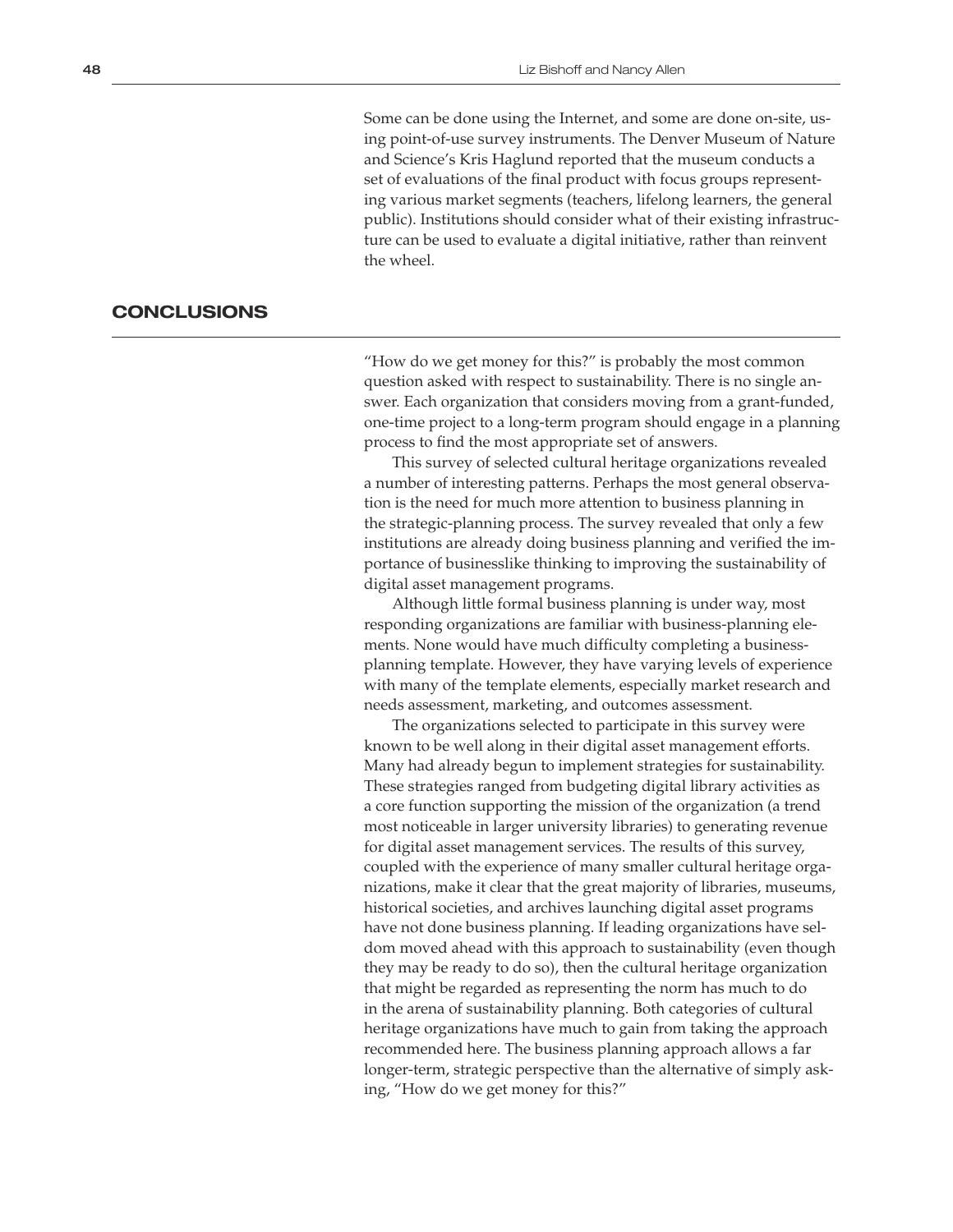Some can be done using the Internet, and some are done on-site, using point-of-use survey instruments. The Denver Museum of Nature and Science's Kris Haglund reported that the museum conducts a set of evaluations of the final product with focus groups representing various market segments (teachers, lifelong learners, the general public). Institutions should consider what of their existing infrastructure can be used to evaluate a digital initiative, rather than reinvent the wheel.

## CONCLUSIONS

"How do we get money for this?" is probably the most common question asked with respect to sustainability. There is no single answer. Each organization that considers moving from a grant-funded, one-time project to a long-term program should engage in a planning process to find the most appropriate set of answers.

This survey of selected cultural heritage organizations revealed a number of interesting patterns. Perhaps the most general observation is the need for much more attention to business planning in the strategic-planning process. The survey revealed that only a few institutions are already doing business planning and verified the importance of businesslike thinking to improving the sustainability of digital asset management programs.

Although little formal business planning is under way, most responding organizations are familiar with business-planning elements. None would have much difficulty completing a business-planning template. However, they have varying levels of experience with many of the template elements, especially market research and needs assessment, marketing, and outcomes assessment.

The organizations selected to participate in this survey were known to be well along in their digital asset management efforts. Many had already begun to implement strategies for sustainability. These strategies ranged from budgeting digital library activities as a core function supporting the mission of the organization (a trend most noticeable in larger university libraries) to generating revenue for digital asset management services. The results of this survey, coupled with the experience of many smaller cultural heritage organizations, make it clear that the great majority of libraries, museums, historical societies, and archives launching digital asset programs have not done business planning. If leading organizations have seldom moved ahead with this approach to sustainability (even though they may be ready to do so), then the cultural heritage organization that might be regarded as representing the norm has much to do in the arena of sustainability planning. Both categories of cultural heritage organizations have much to gain from taking the approach recommended here. The business planning approach allows a far longer-term, strategic perspective than the alternative of simply asking, "How do we get money for this?"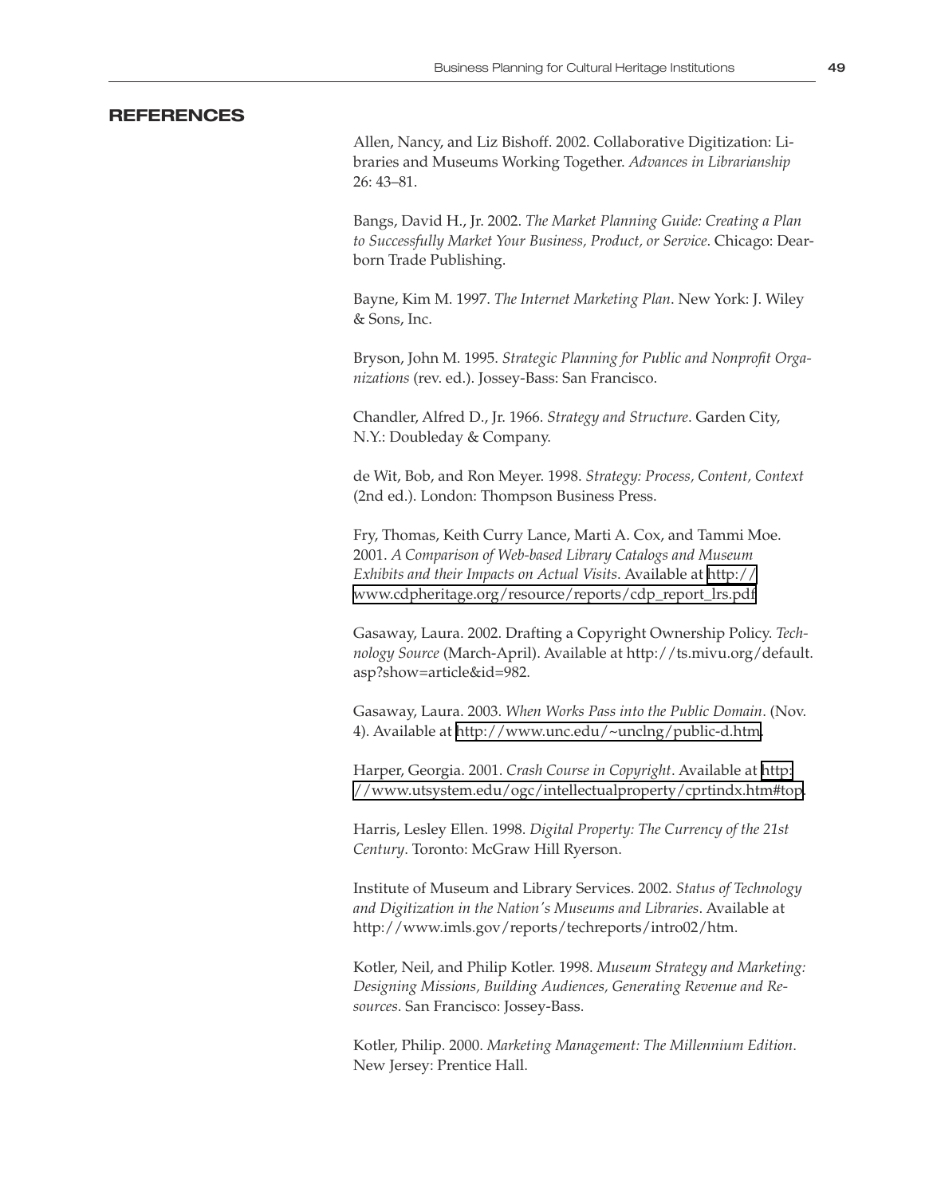## REFERENCES

Allen, Nancy, and Liz Bishoff. 2002. Collaborative Digitization: Libraries and Museums Working Together. *Advances in Librarianship* 26: 43–81.

Bangs, David H., Jr. 2002. *The Market Planning Guide: Creating a Plan to Successfully Market Your Business, Product, or Service*. Chicago: Dearborn Trade Publishing.

Bayne, Kim M. 1997. *The Internet Marketing Plan*. New York: J. Wiley & Sons, Inc.

Bryson, John M. 1995. *Strategic Planning for Public and Nonprofit Organizations* (rev. ed.). Jossey-Bass: San Francisco.

Chandler, Alfred D., Jr. 1966. *Strategy and Structure*. Garden City, N.Y.: Doubleday & Company.

de Wit, Bob, and Ron Meyer. 1998. *Strategy: Process, Content, Context* (2nd ed.). London: Thompson Business Press.

Fry, Thomas, Keith Curry Lance, Marti A. Cox, and Tammi Moe. 2001. *A Comparison of Web-based Library Catalogs and Museum Exhibits and their Impacts on Actual Visits*. Available at http://www.cdpheritage.org/resource/reports/cdp_report_lrs.pdf

Gasaway, Laura. 2002. Drafting a Copyright Ownership Policy. *Technology Source* (March-April). Available at http://ts.mivu.org/default.asp?show=article&id=982.

Gasaway, Laura. 2003. *When Works Pass into the Public Domain*. (Nov. 4). Available at http://www.unc.edu/~unclng/public-d.htm.

Harper, Georgia. 2001. *Crash Course in Copyright*. Available at http://www.utsystem.edu/ogc/intellectualproperty/cprtindx.htm#top.

Harris, Lesley Ellen. 1998. *Digital Property: The Currency of the 21st Century*. Toronto: McGraw Hill Ryerson.

Institute of Museum and Library Services. 2002. *Status of Technology and Digitization in the Nation's Museums and Libraries*. Available at http://www.imls.gov/reports/techreports/intro02/htm.

Kotler, Neil, and Philip Kotler. 1998. *Museum Strategy and Marketing: Designing Missions, Building Audiences, Generating Revenue and Resources*. San Francisco: Jossey-Bass.

Kotler, Philip. 2000. *Marketing Management: The Millennium Edition*. New Jersey: Prentice Hall.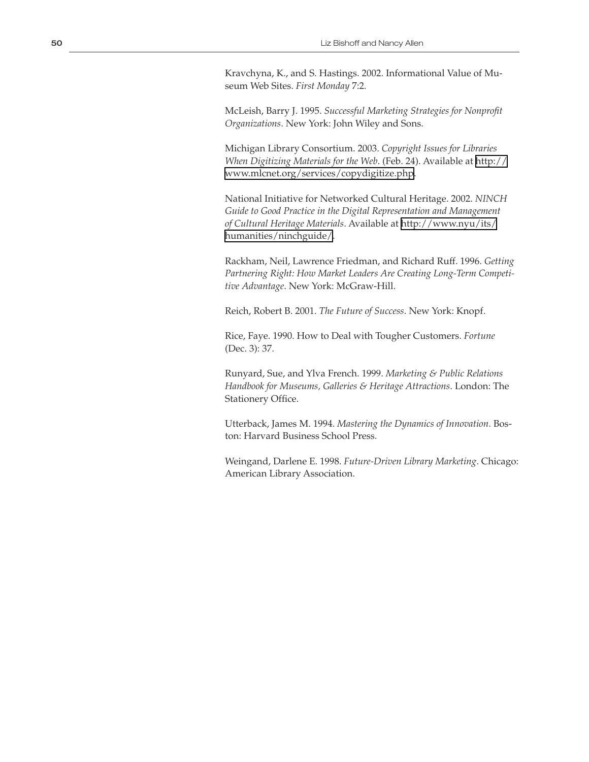Kravchyna, K., and S. Hastings. 2002. Informational Value of Museum Web Sites. *First Monday* 7:2.

McLeish, Barry J. 1995. *Successful Marketing Strategies for Nonprofit Organizations*. New York: John Wiley and Sons.

Michigan Library Consortium. 2003. *Copyright Issues for Libraries When Digitizing Materials for the Web*. (Feb. 24). Available at http://www.mlcnet.org/services/copydigitize.php.

National Initiative for Networked Cultural Heritage. 2002. *NINCH Guide to Good Practice in the Digital Representation and Management of Cultural Heritage Materials*. Available at http://www.nyu/its/humanities/ninchguide/.

Rackham, Neil, Lawrence Friedman, and Richard Ruff. 1996. *Getting Partnering Right: How Market Leaders Are Creating Long-Term Competitive Advantage*. New York: McGraw-Hill.

Reich, Robert B. 2001. *The Future of Success*. New York: Knopf.

Rice, Faye. 1990. How to Deal with Tougher Customers. *Fortune* (Dec. 3): 37.

Runyard, Sue, and Ylva French. 1999. *Marketing & Public Relations Handbook for Museums, Galleries & Heritage Attractions*. London: The Stationery Office.

Utterback, James M. 1994. *Mastering the Dynamics of Innovation*. Boston: Harvard Business School Press.

Weingand, Darlene E. 1998. *Future-Driven Library Marketing*. Chicago: American Library Association.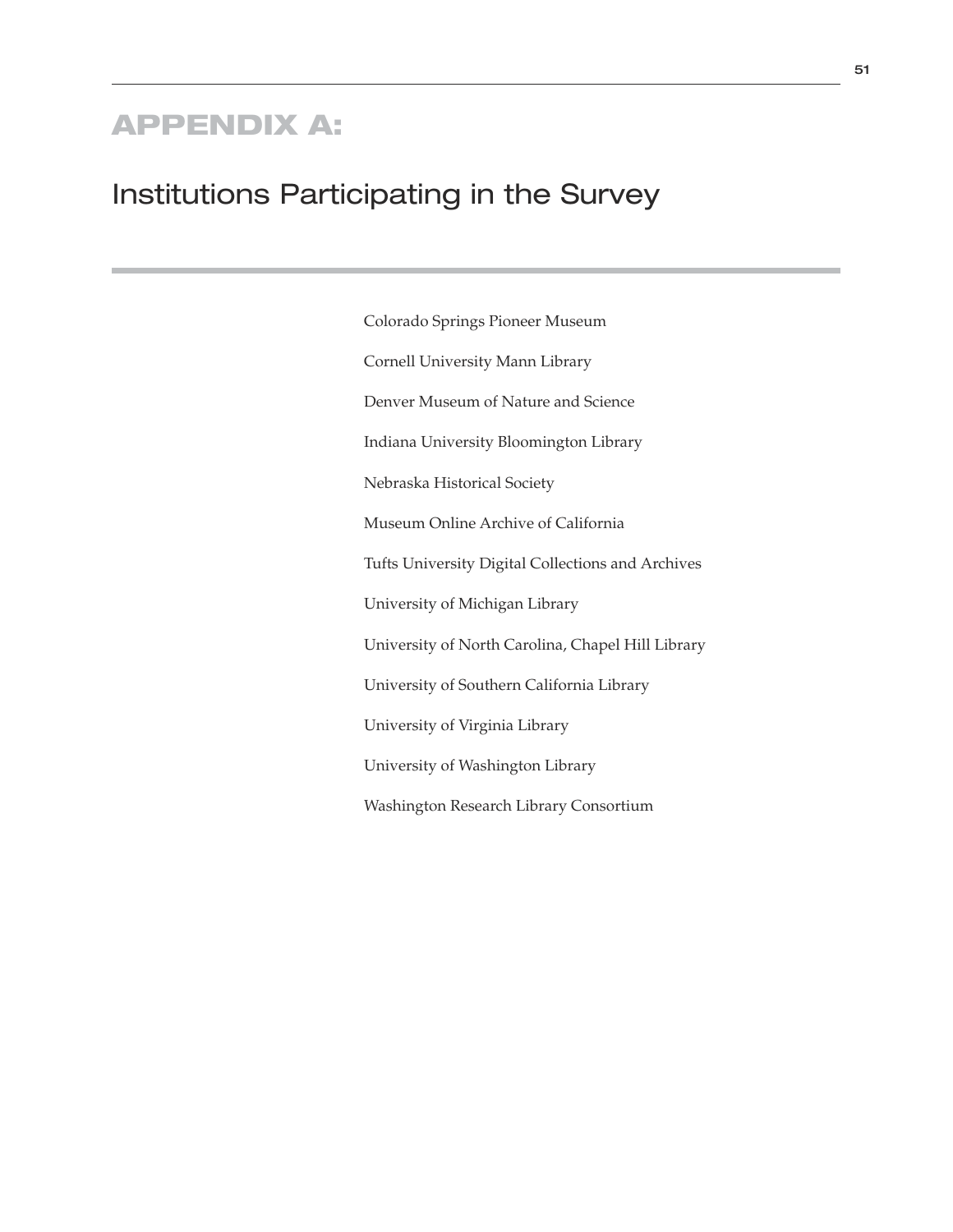# APPENDIX A:

## Institutions Participating in the Survey

Colorado Springs Pioneer Museum

Cornell University Mann Library

Denver Museum of Nature and Science

Indiana University Bloomington Library

Nebraska Historical Society

Museum Online Archive of California

Tufts University Digital Collections and Archives

University of Michigan Library

University of North Carolina, Chapel Hill Library

University of Southern California Library

University of Virginia Library

University of Washington Library

Washington Research Library Consortium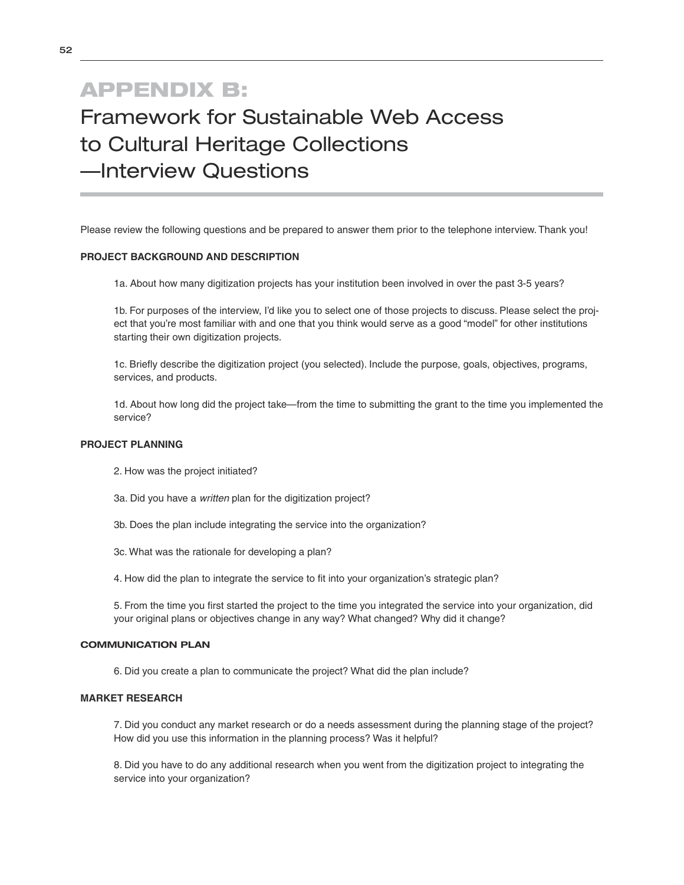# APPENDIX B:

## Framework for Sustainable Web Access to Cultural Heritage Collections —Interview Questions

Please review the following questions and be prepared to answer them prior to the telephone interview. Thank you!

**PROJECT BACKGROUND AND DESCRIPTION**

1a. About how many digitization projects has your institution been involved in over the past 3-5 years?

1b. For purposes of the interview, I'd like you to select one of those projects to discuss. Please select the project that you're most familiar with and one that you think would serve as a good "model" for other institutions starting their own digitization projects.

1c. Briefly describe the digitization project (you selected). Include the purpose, goals, objectives, programs, services, and products.

1d. About how long did the project take—from the time to submitting the grant to the time you implemented the service?

**PROJECT PLANNING**

2. How was the project initiated?

3a. Did you have a *written* plan for the digitization project?

3b. Does the plan include integrating the service into the organization?

3c. What was the rationale for developing a plan?

4. How did the plan to integrate the service to fit into your organization's strategic plan?

5. From the time you first started the project to the time you integrated the service into your organization, did your original plans or objectives change in any way? What changed? Why did it change?

**COMMUNICATION PLAN**

6. Did you create a plan to communicate the project? What did the plan include?

**MARKET RESEARCH**

7. Did you conduct any market research or do a needs assessment during the planning stage of the project? How did you use this information in the planning process? Was it helpful?

8. Did you have to do any additional research when you went from the digitization project to integrating the service into your organization?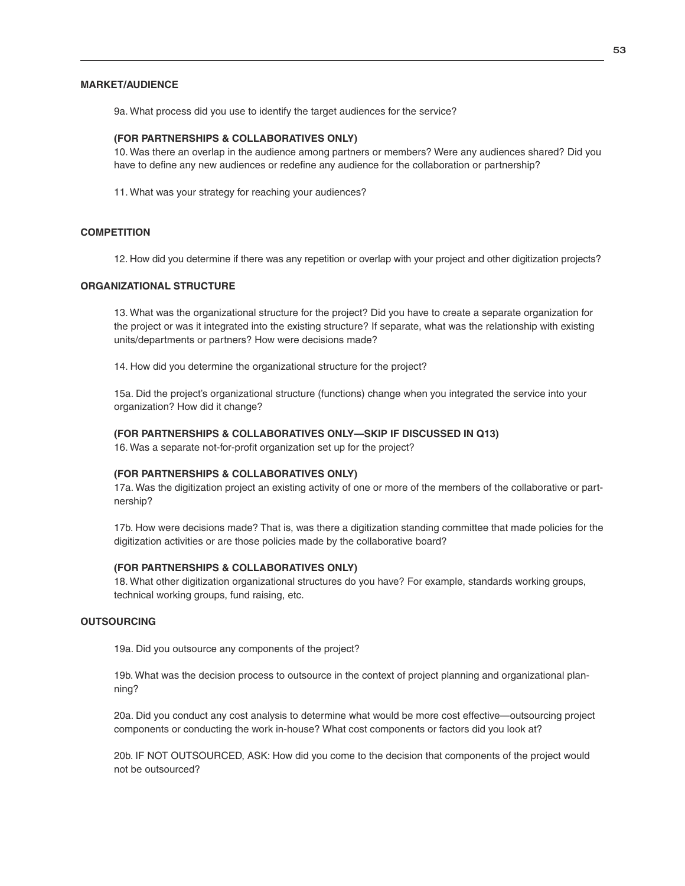## MARKET/AUDIENCE

9a. What process did you use to identify the target audiences for the service?

**(FOR PARTNERSHIPS & COLLABORATIVES ONLY)**
10. Was there an overlap in the audience among partners or members? Were any audiences shared? Did you have to define any new audiences or redefine any audience for the collaboration or partnership?

11. What was your strategy for reaching your audiences?

## COMPETITION

12. How did you determine if there was any repetition or overlap with your project and other digitization projects?

## ORGANIZATIONAL STRUCTURE

13. What was the organizational structure for the project? Did you have to create a separate organization for the project or was it integrated into the existing structure? If separate, what was the relationship with existing units/departments or partners? How were decisions made?

14. How did you determine the organizational structure for the project?

15a. Did the project's organizational structure (functions) change when you integrated the service into your organization? How did it change?

**(FOR PARTNERSHIPS & COLLABORATIVES ONLY—SKIP IF DISCUSSED IN Q13)**
16. Was a separate not-for-profit organization set up for the project?

**(FOR PARTNERSHIPS & COLLABORATIVES ONLY)**
17a. Was the digitization project an existing activity of one or more of the members of the collaborative or partnership?

17b. How were decisions made? That is, was there a digitization standing committee that made policies for the digitization activities or are those policies made by the collaborative board?

**(FOR PARTNERSHIPS & COLLABORATIVES ONLY)**
18. What other digitization organizational structures do you have? For example, standards working groups, technical working groups, fund raising, etc.

## OUTSOURCING

19a. Did you outsource any components of the project?

19b. What was the decision process to outsource in the context of project planning and organizational planning?

20a. Did you conduct any cost analysis to determine what would be more cost effective—outsourcing project components or conducting the work in-house? What cost components or factors did you look at?

20b. IF NOT OUTSOURCED, ASK: How did you come to the decision that components of the project would not be outsourced?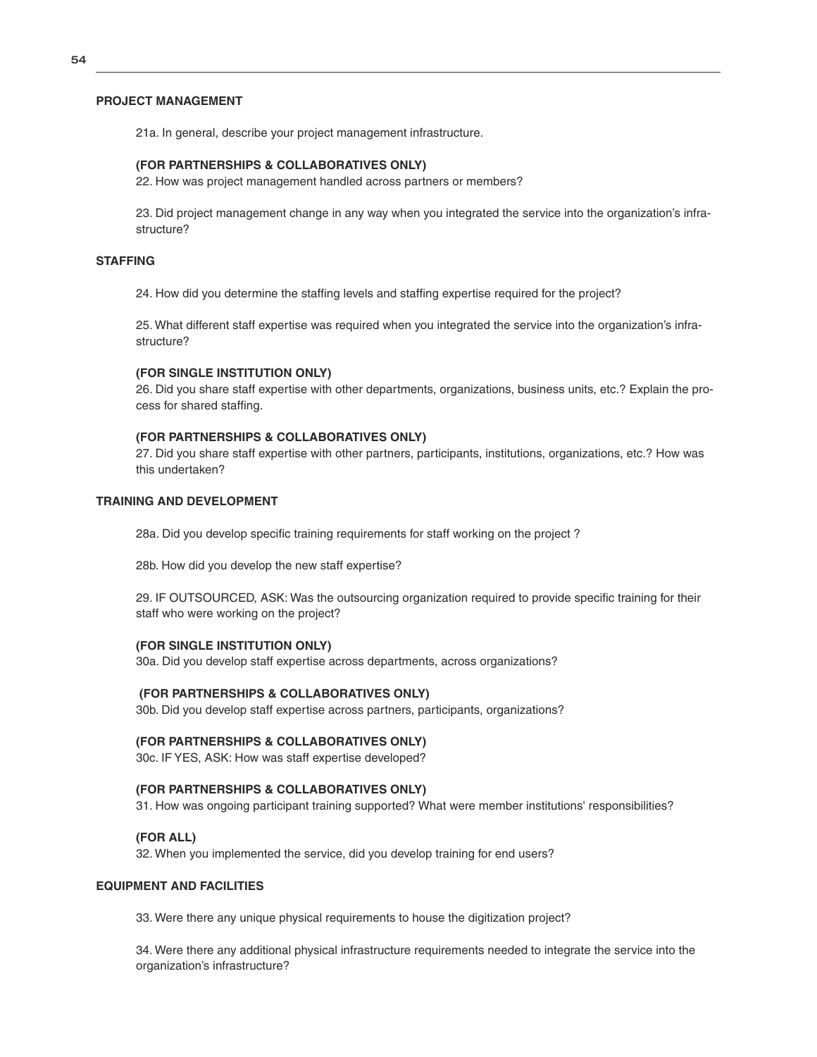### PROJECT MANAGEMENT

21a. In general, describe your project management infrastructure.

**(FOR PARTNERSHIPS & COLLABORATIVES ONLY)**
22. How was project management handled across partners or members?

23. Did project management change in any way when you integrated the service into the organization's infrastructure?

### STAFFING

24. How did you determine the staffing levels and staffing expertise required for the project?

25. What different staff expertise was required when you integrated the service into the organization's infrastructure?

**(FOR SINGLE INSTITUTION ONLY)**
26. Did you share staff expertise with other departments, organizations, business units, etc.? Explain the process for shared staffing.

**(FOR PARTNERSHIPS & COLLABORATIVES ONLY)**
27. Did you share staff expertise with other partners, participants, institutions, organizations, etc.? How was this undertaken?

### TRAINING AND DEVELOPMENT

28a. Did you develop specific training requirements for staff working on the project ?

28b. How did you develop the new staff expertise?

29. IF OUTSOURCED, ASK: Was the outsourcing organization required to provide specific training for their staff who were working on the project?

**(FOR SINGLE INSTITUTION ONLY)**
30a. Did you develop staff expertise across departments, across organizations?

**(FOR PARTNERSHIPS & COLLABORATIVES ONLY)**
30b. Did you develop staff expertise across partners, participants, organizations?

**(FOR PARTNERSHIPS & COLLABORATIVES ONLY)**
30c. IF YES, ASK: How was staff expertise developed?

**(FOR PARTNERSHIPS & COLLABORATIVES ONLY)**
31. How was ongoing participant training supported? What were member institutions' responsibilities?

**(FOR ALL)**
32. When you implemented the service, did you develop training for end users?

### EQUIPMENT AND FACILITIES

33. Were there any unique physical requirements to house the digitization project?

34. Were there any additional physical infrastructure requirements needed to integrate the service into the organization's infrastructure?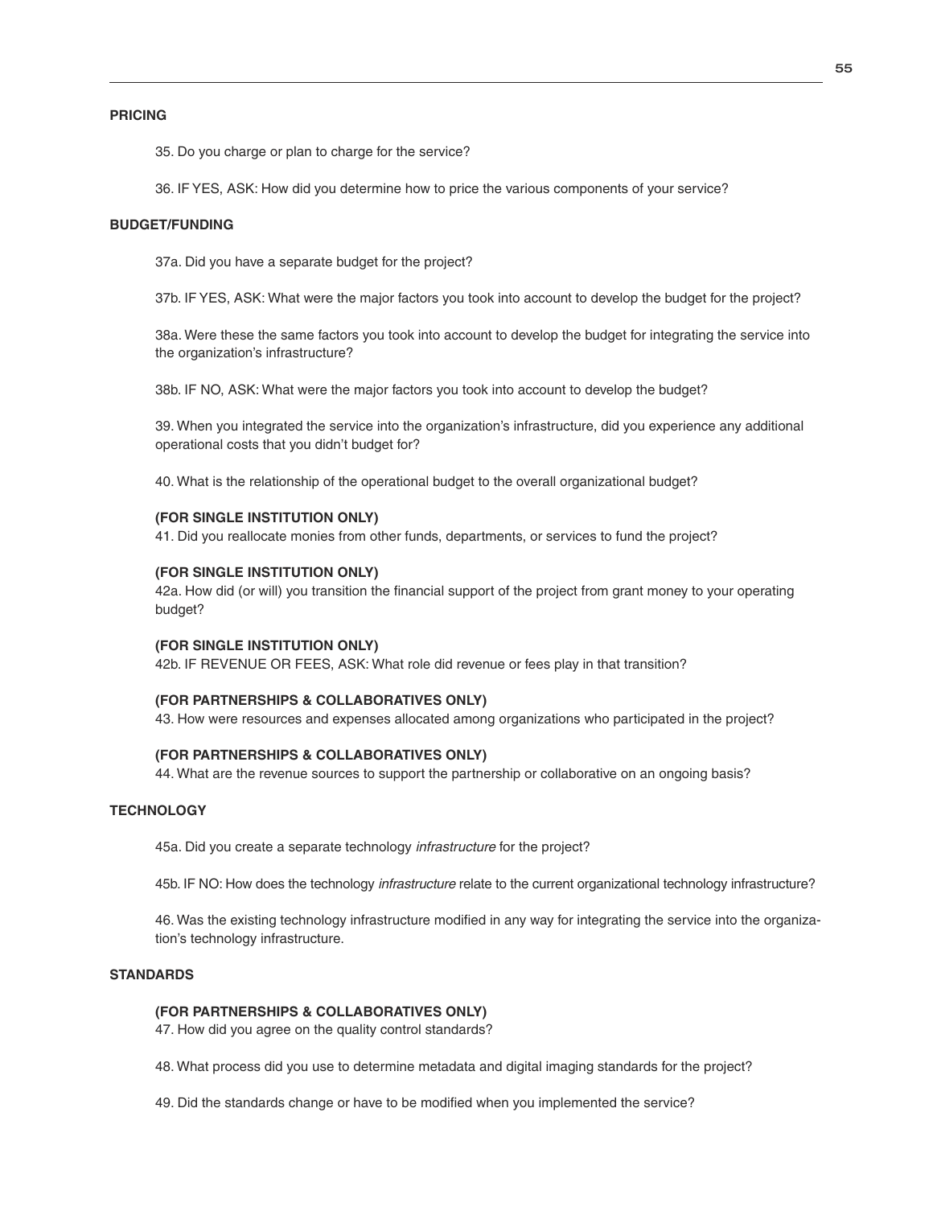## PRICING

35. Do you charge or plan to charge for the service?

36. IF YES, ASK: How did you determine how to price the various components of your service?

## BUDGET/FUNDING

37a. Did you have a separate budget for the project?

37b. IF YES, ASK: What were the major factors you took into account to develop the budget for the project?

38a. Were these the same factors you took into account to develop the budget for integrating the service into the organization's infrastructure?

38b. IF NO, ASK: What were the major factors you took into account to develop the budget?

39. When you integrated the service into the organization's infrastructure, did you experience any additional operational costs that you didn't budget for?

40. What is the relationship of the operational budget to the overall organizational budget?

**(FOR SINGLE INSTITUTION ONLY)**
41. Did you reallocate monies from other funds, departments, or services to fund the project?

**(FOR SINGLE INSTITUTION ONLY)**
42a. How did (or will) you transition the financial support of the project from grant money to your operating budget?

**(FOR SINGLE INSTITUTION ONLY)**
42b. IF REVENUE OR FEES, ASK: What role did revenue or fees play in that transition?

**(FOR PARTNERSHIPS & COLLABORATIVES ONLY)**
43. How were resources and expenses allocated among organizations who participated in the project?

**(FOR PARTNERSHIPS & COLLABORATIVES ONLY)**
44. What are the revenue sources to support the partnership or collaborative on an ongoing basis?

## TECHNOLOGY

45a. Did you create a separate technology *infrastructure* for the project?

45b. IF NO: How does the technology *infrastructure* relate to the current organizational technology infrastructure?

46. Was the existing technology infrastructure modified in any way for integrating the service into the organization's technology infrastructure.

## STANDARDS

**(FOR PARTNERSHIPS & COLLABORATIVES ONLY)**
47. How did you agree on the quality control standards?

48. What process did you use to determine metadata and digital imaging standards for the project?

49. Did the standards change or have to be modified when you implemented the service?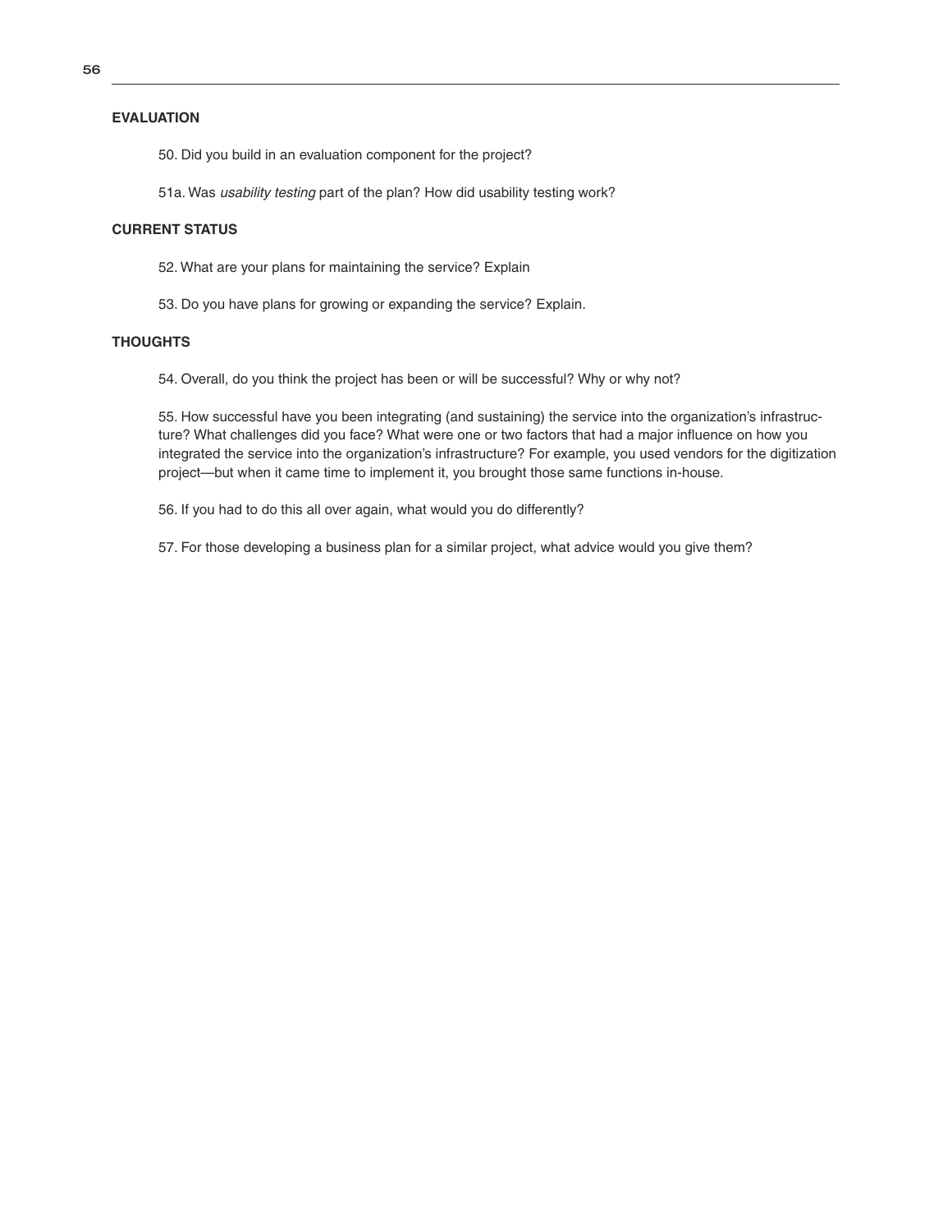**EVALUATION**

50. Did you build in an evaluation component for the project?

51a. Was *usability testing* part of the plan? How did usability testing work?

**CURRENT STATUS**

52. What are your plans for maintaining the service? Explain

53. Do you have plans for growing or expanding the service? Explain.

**THOUGHTS**

54. Overall, do you think the project has been or will be successful? Why or why not?

55. How successful have you been integrating (and sustaining) the service into the organization's infrastructure? What challenges did you face? What were one or two factors that had a major influence on how you integrated the service into the organization's infrastructure? For example, you used vendors for the digitization project—but when it came time to implement it, you brought those same functions in-house.

56. If you had to do this all over again, what would you do differently?

57. For those developing a business plan for a similar project, what advice would you give them?